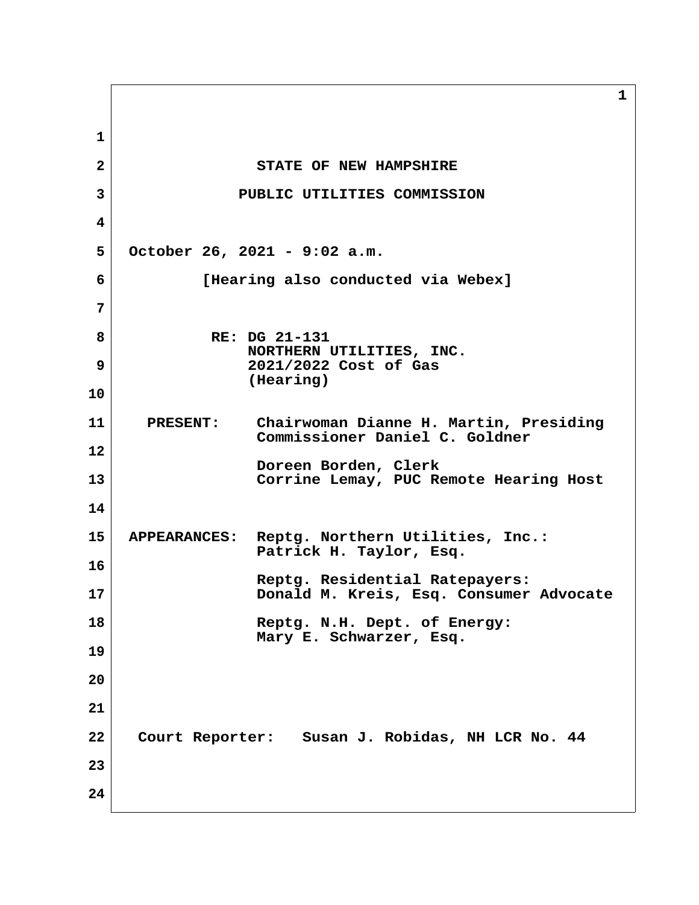STATE OF NEW HAMPSHIRE

PUBLIC UTILITIES COMMISSION

October 26, 2021 - 9:02 a.m.

[Hearing also conducted via Webex]

RE: DG 21-131
NORTHERN UTILITIES, INC.
2021/2022 Cost of Gas
(Hearing)

PRESENT: Chairwoman Dianne H. Martin, Presiding
Commissioner Daniel C. Goldner

Doreen Borden, Clerk
Corrine Lemay, PUC Remote Hearing Host

APPEARANCES: Reptg. Northern Utilities, Inc.:
Patrick H. Taylor, Esq.

Reptg. Residential Ratepayers:
Donald M. Kreis, Esq. Consumer Advocate

Reptg. N.H. Dept. of Energy:
Mary E. Schwarzer, Esq.

Court Reporter: Susan J. Robidas, NH LCR No. 44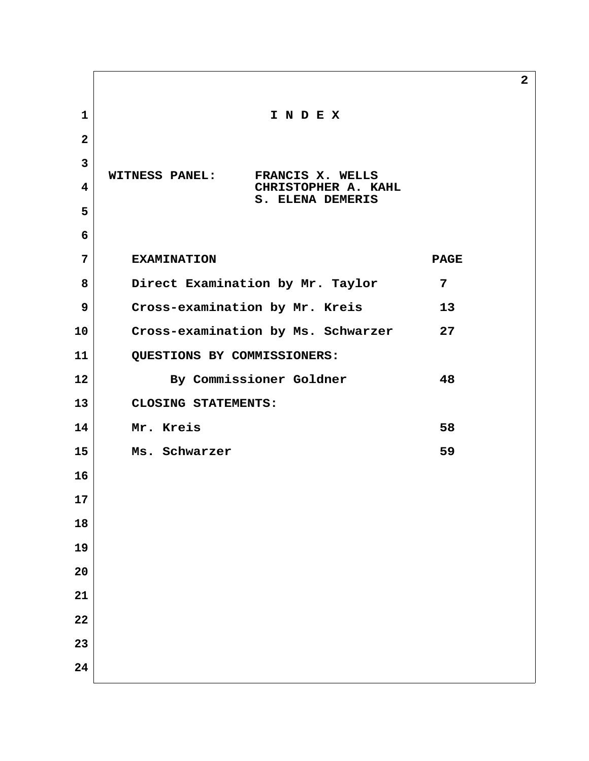# I N D E X

**WITNESS PANEL:** FRANCIS X. WELLS
CHRISTOPHER A. KAHL
S. ELENA DEMERIS

| EXAMINATION | PAGE |
|---|---|
| Direct Examination by Mr. Taylor | 7 |
| Cross-examination by Mr. Kreis | 13 |
| Cross-examination by Ms. Schwarzer | 27 |
| QUESTIONS BY COMMISSIONERS: | |
| By Commissioner Goldner | 48 |
| CLOSING STATEMENTS: | |
| Mr. Kreis | 58 |
| Ms. Schwarzer | 59 |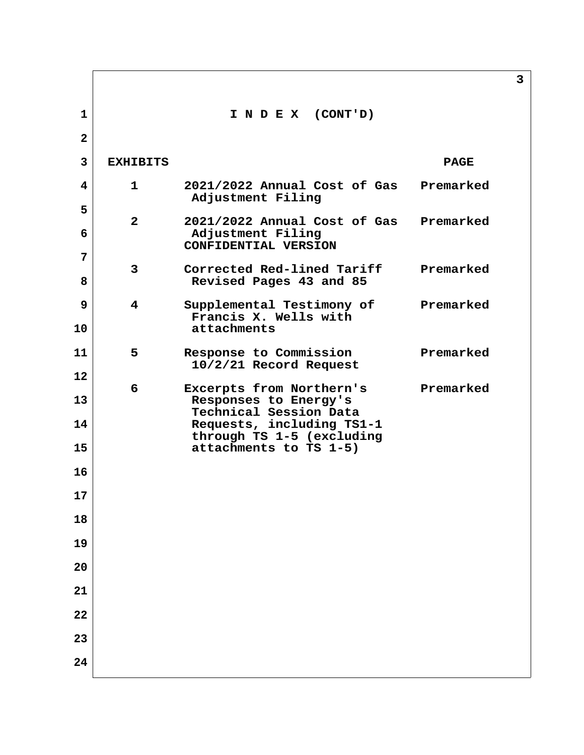# I N D E X (CONT'D)

| EXHIBITS | | PAGE |
|---|---|---|
| 1 | 2021/2022 Annual Cost of Gas Adjustment Filing | Premarked |
| 2 | 2021/2022 Annual Cost of Gas Adjustment Filing CONFIDENTIAL VERSION | Premarked |
| 3 | Corrected Red-lined Tariff Revised Pages 43 and 85 | Premarked |
| 4 | Supplemental Testimony of Francis X. Wells with attachments | Premarked |
| 5 | Response to Commission 10/2/21 Record Request | Premarked |
| 6 | Excerpts from Northern's Responses to Energy's Technical Session Data Requests, including TS1-1 through TS 1-5 (excluding attachments to TS 1-5) | Premarked |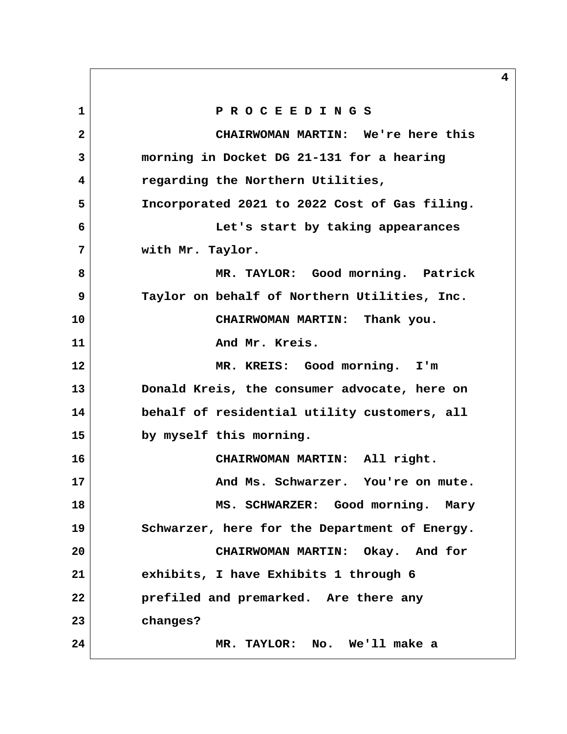P R O C E E D I N G S

CHAIRWOMAN MARTIN: We're here this morning in Docket DG 21-131 for a hearing regarding the Northern Utilities, Incorporated 2021 to 2022 Cost of Gas filing.

Let's start by taking appearances with Mr. Taylor.

MR. TAYLOR: Good morning. Patrick Taylor on behalf of Northern Utilities, Inc.

CHAIRWOMAN MARTIN: Thank you.

And Mr. Kreis.

MR. KREIS: Good morning. I'm Donald Kreis, the consumer advocate, here on behalf of residential utility customers, all by myself this morning.

CHAIRWOMAN MARTIN: All right.

And Ms. Schwarzer. You're on mute.

MS. SCHWARZER: Good morning. Mary Schwarzer, here for the Department of Energy.

CHAIRWOMAN MARTIN: Okay. And for exhibits, I have Exhibits 1 through 6 prefiled and premarked. Are there any changes?

MR. TAYLOR: No. We'll make a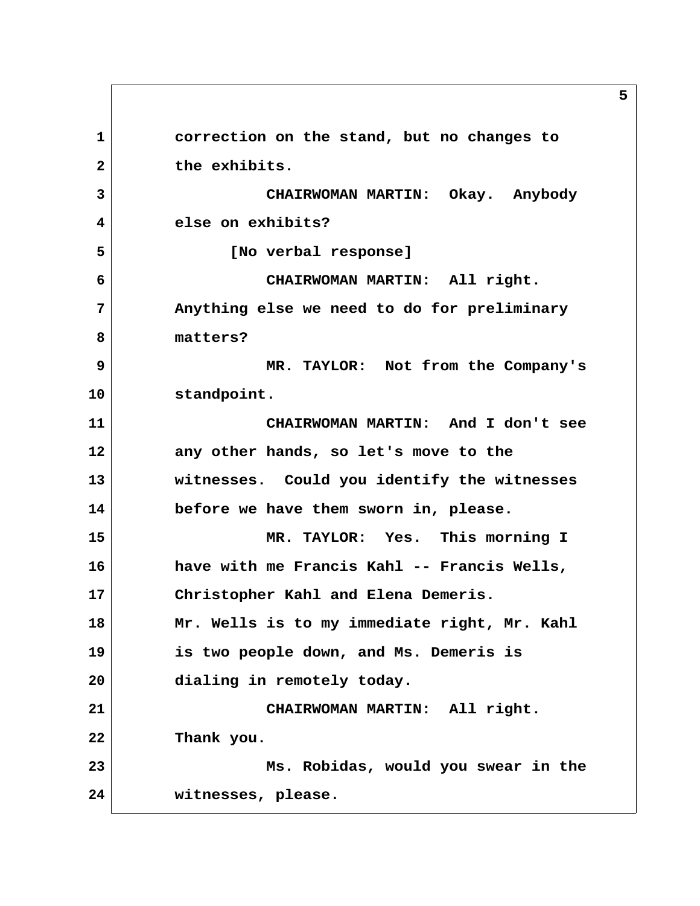correction on the stand, but no changes to the exhibits.

CHAIRWOMAN MARTIN: Okay. Anybody else on exhibits?

[No verbal response]

CHAIRWOMAN MARTIN: All right. Anything else we need to do for preliminary matters?

MR. TAYLOR: Not from the Company's standpoint.

CHAIRWOMAN MARTIN: And I don't see any other hands, so let's move to the witnesses. Could you identify the witnesses before we have them sworn in, please.

MR. TAYLOR: Yes. This morning I have with me Francis Kahl -- Francis Wells, Christopher Kahl and Elena Demeris. Mr. Wells is to my immediate right, Mr. Kahl is two people down, and Ms. Demeris is dialing in remotely today.

CHAIRWOMAN MARTIN: All right. Thank you.

Ms. Robidas, would you swear in the witnesses, please.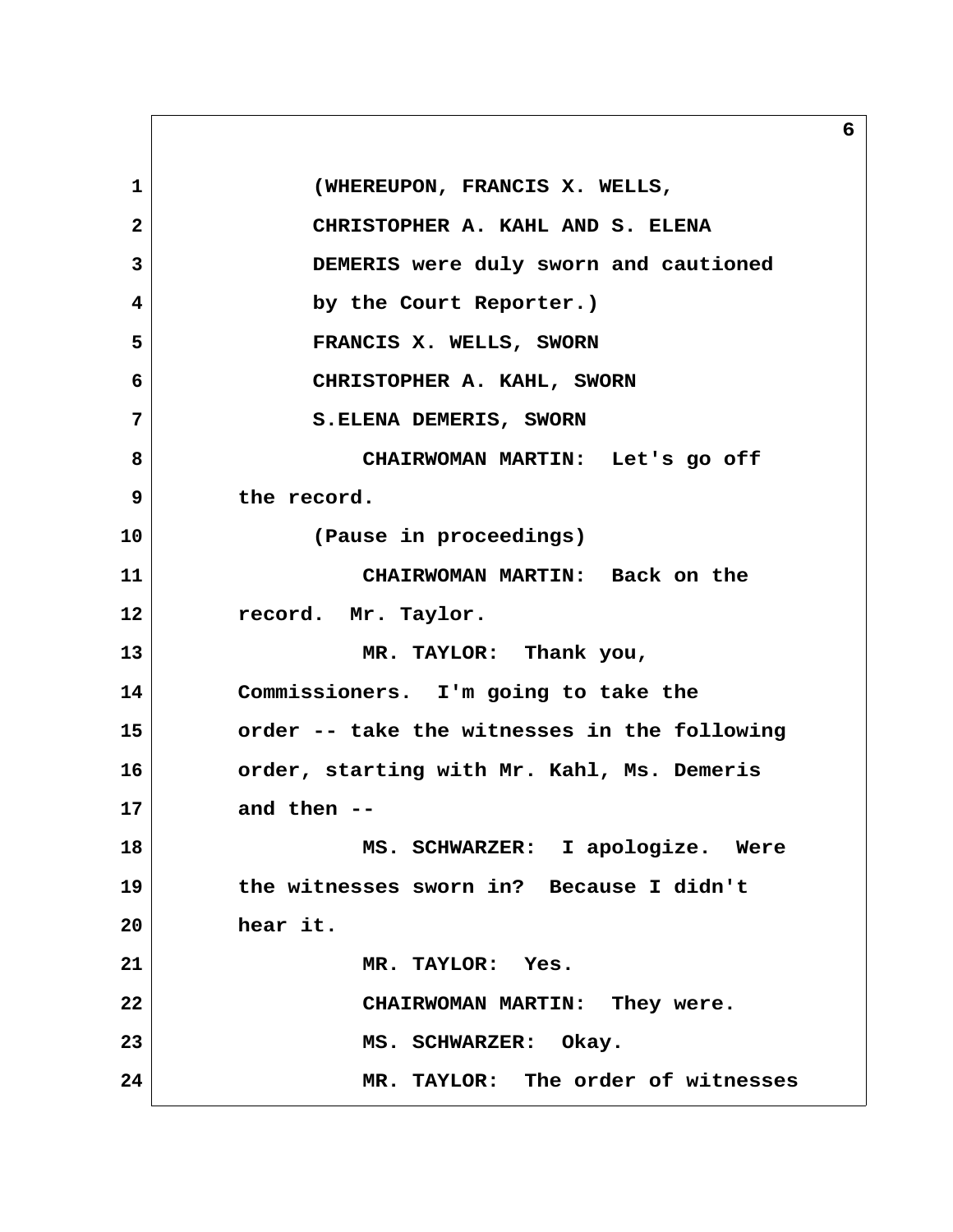(WHEREUPON, FRANCIS X. WELLS, CHRISTOPHER A. KAHL AND S. ELENA DEMERIS were duly sworn and cautioned by the Court Reporter.)

FRANCIS X. WELLS, SWORN

CHRISTOPHER A. KAHL, SWORN

S.ELENA DEMERIS, SWORN

CHAIRWOMAN MARTIN: Let's go off the record.

(Pause in proceedings)

CHAIRWOMAN MARTIN: Back on the record. Mr. Taylor.

MR. TAYLOR: Thank you, Commissioners. I'm going to take the order -- take the witnesses in the following order, starting with Mr. Kahl, Ms. Demeris and then --

MS. SCHWARZER: I apologize. Were the witnesses sworn in? Because I didn't hear it.

MR. TAYLOR: Yes.

CHAIRWOMAN MARTIN: They were.

MS. SCHWARZER: Okay.

MR. TAYLOR: The order of witnesses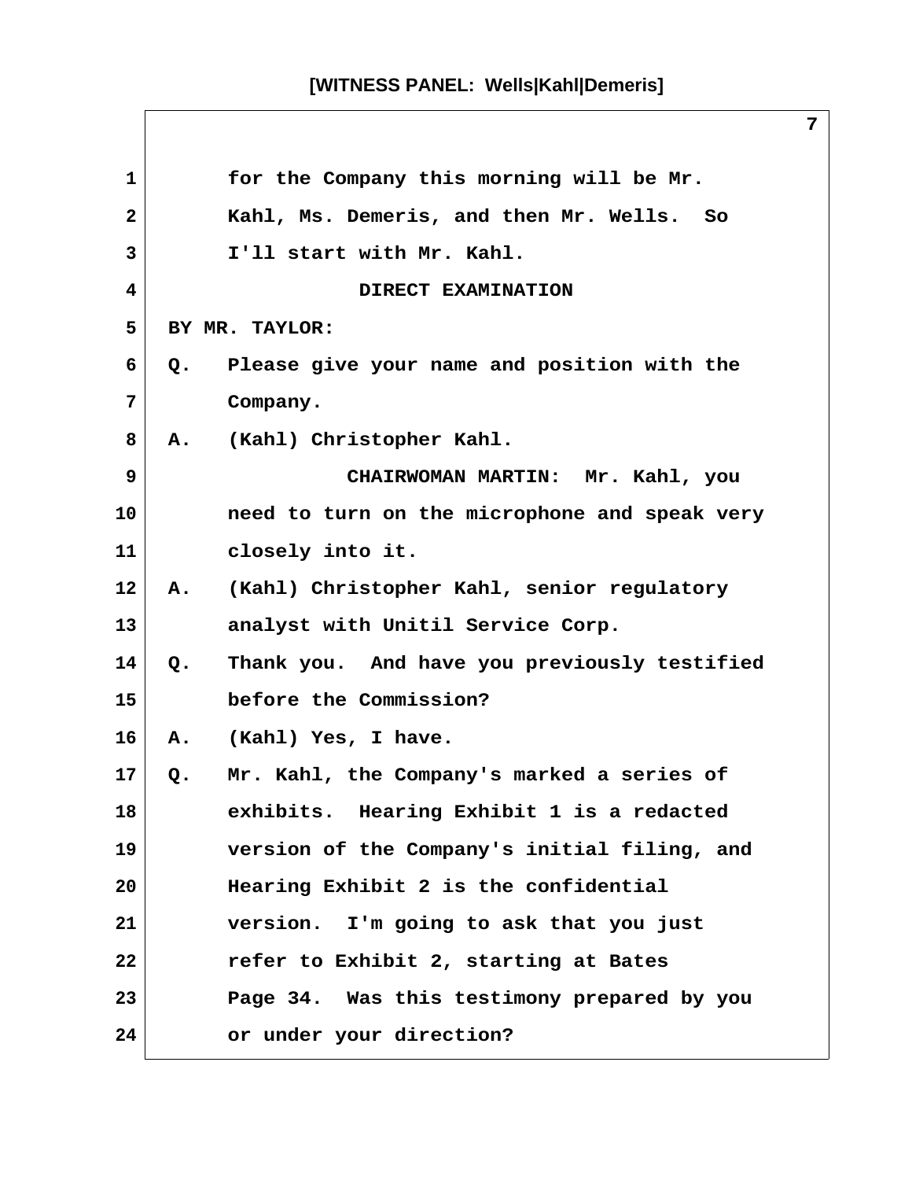for the Company this morning will be Mr. Kahl, Ms. Demeris, and then Mr. Wells. So I'll start with Mr. Kahl.

DIRECT EXAMINATION

BY MR. TAYLOR:

Q. Please give your name and position with the Company.

A. (Kahl) Christopher Kahl.

CHAIRWOMAN MARTIN: Mr. Kahl, you need to turn on the microphone and speak very closely into it.

A. (Kahl) Christopher Kahl, senior regulatory analyst with Unitil Service Corp.

Q. Thank you. And have you previously testified before the Commission?

A. (Kahl) Yes, I have.

Q. Mr. Kahl, the Company's marked a series of exhibits. Hearing Exhibit 1 is a redacted version of the Company's initial filing, and Hearing Exhibit 2 is the confidential version. I'm going to ask that you just refer to Exhibit 2, starting at Bates Page 34. Was this testimony prepared by you or under your direction?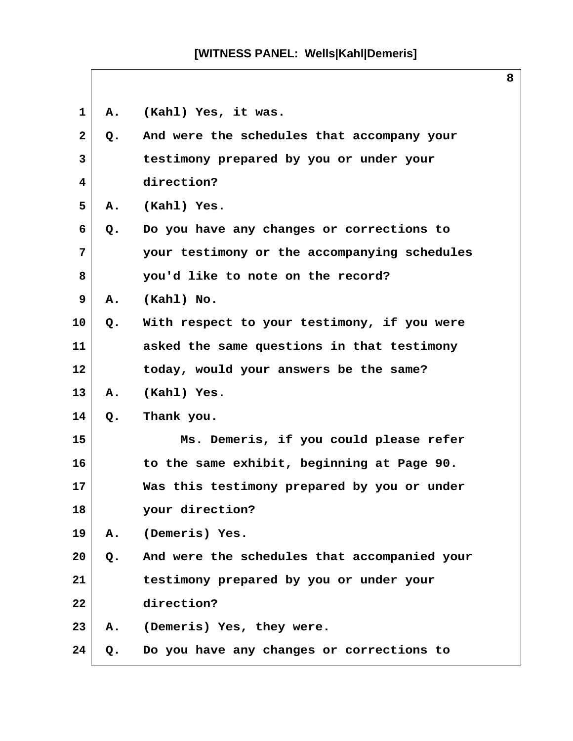A. (Kahl) Yes, it was.

Q. And were the schedules that accompany your testimony prepared by you or under your direction?

A. (Kahl) Yes.

Q. Do you have any changes or corrections to your testimony or the accompanying schedules you'd like to note on the record?

A. (Kahl) No.

Q. With respect to your testimony, if you were asked the same questions in that testimony today, would your answers be the same?

A. (Kahl) Yes.

Q. Thank you.

Ms. Demeris, if you could please refer to the same exhibit, beginning at Page 90. Was this testimony prepared by you or under your direction?

A. (Demeris) Yes.

Q. And were the schedules that accompanied your testimony prepared by you or under your direction?

A. (Demeris) Yes, they were.

Q. Do you have any changes or corrections to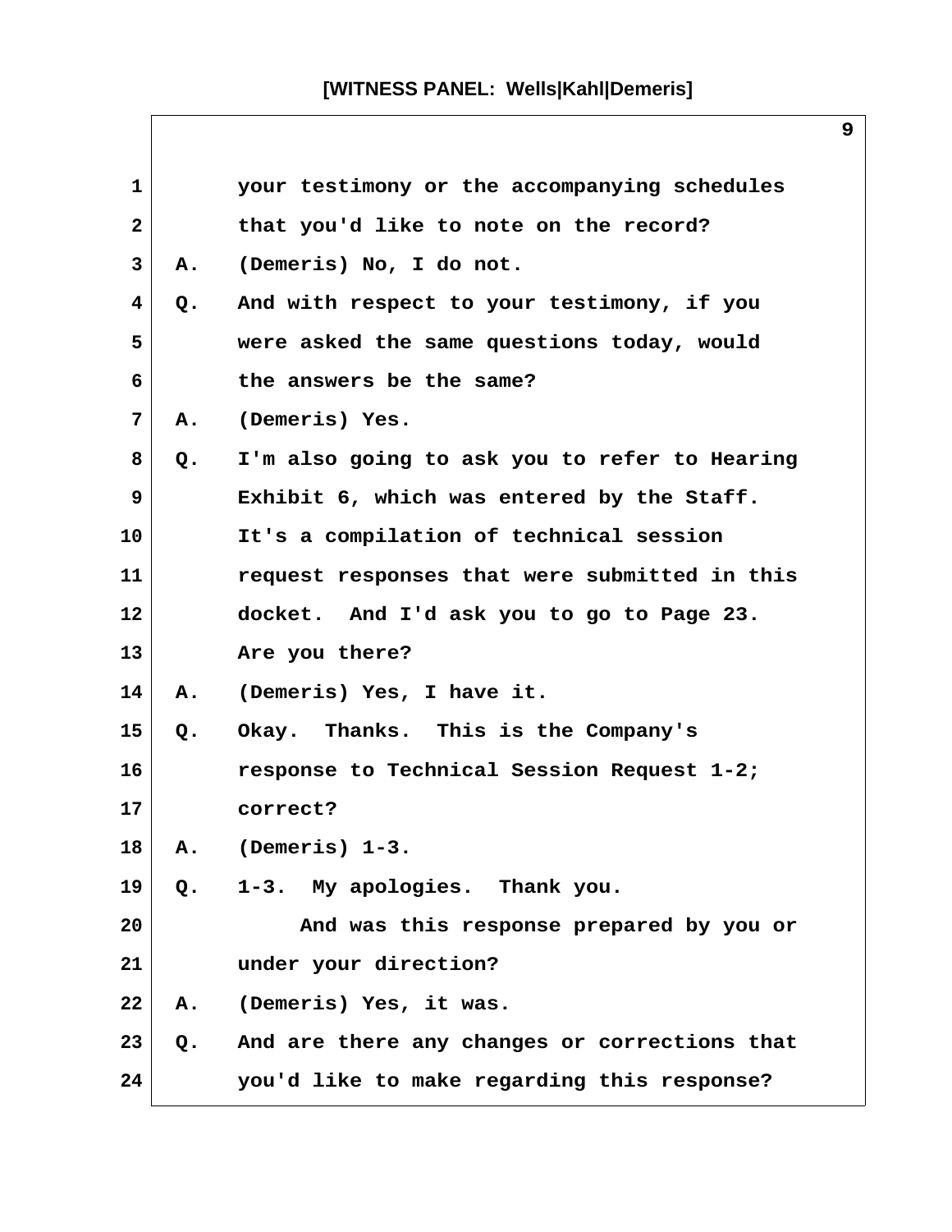1 your testimony or the accompanying schedules
2 that you'd like to note on the record?
3 A. (Demeris) No, I do not.
4 Q. And with respect to your testimony, if you
5 were asked the same questions today, would
6 the answers be the same?
7 A. (Demeris) Yes.
8 Q. I'm also going to ask you to refer to Hearing
9 Exhibit 6, which was entered by the Staff.
10 It's a compilation of technical session
11 request responses that were submitted in this
12 docket. And I'd ask you to go to Page 23.
13 Are you there?
14 A. (Demeris) Yes, I have it.
15 Q. Okay. Thanks. This is the Company's
16 response to Technical Session Request 1-2;
17 correct?
18 A. (Demeris) 1-3.
19 Q. 1-3. My apologies. Thank you.
20 And was this response prepared by you or
21 under your direction?
22 A. (Demeris) Yes, it was.
23 Q. And are there any changes or corrections that
24 you'd like to make regarding this response?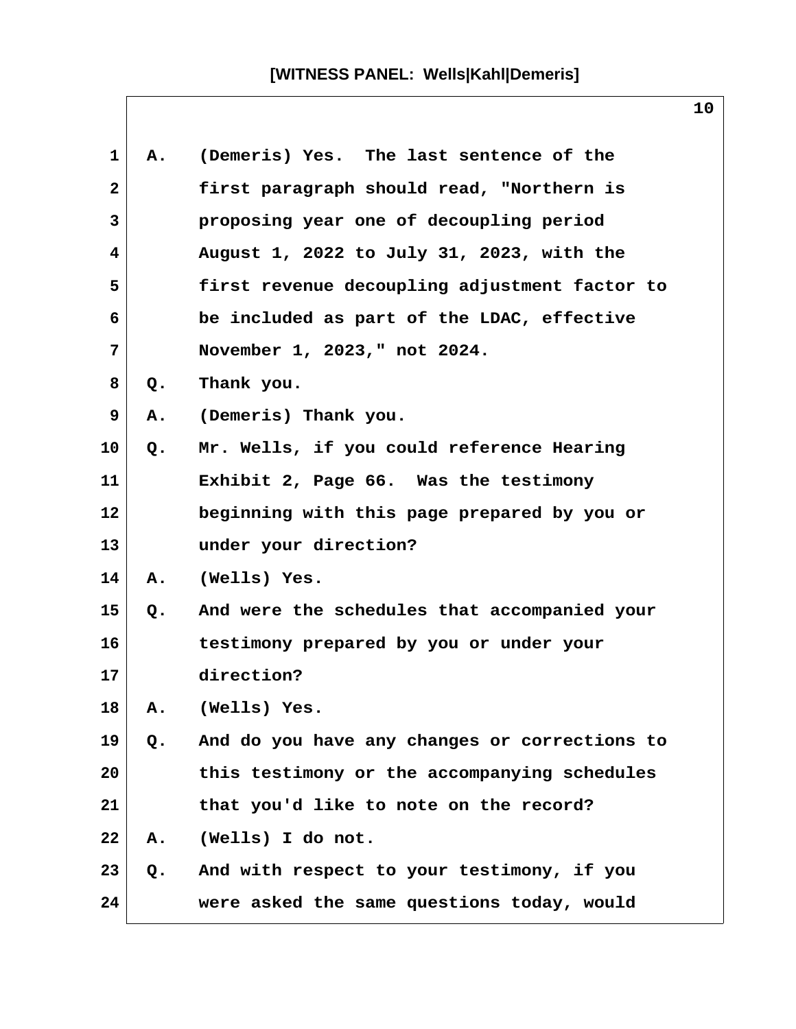A. (Demeris) Yes. The last sentence of the first paragraph should read, "Northern is proposing year one of decoupling period August 1, 2022 to July 31, 2023, with the first revenue decoupling adjustment factor to be included as part of the LDAC, effective November 1, 2023," not 2024.

Q. Thank you.

A. (Demeris) Thank you.

Q. Mr. Wells, if you could reference Hearing Exhibit 2, Page 66. Was the testimony beginning with this page prepared by you or under your direction?

A. (Wells) Yes.

Q. And were the schedules that accompanied your testimony prepared by you or under your direction?

A. (Wells) Yes.

Q. And do you have any changes or corrections to this testimony or the accompanying schedules that you'd like to note on the record?

A. (Wells) I do not.

Q. And with respect to your testimony, if you were asked the same questions today, would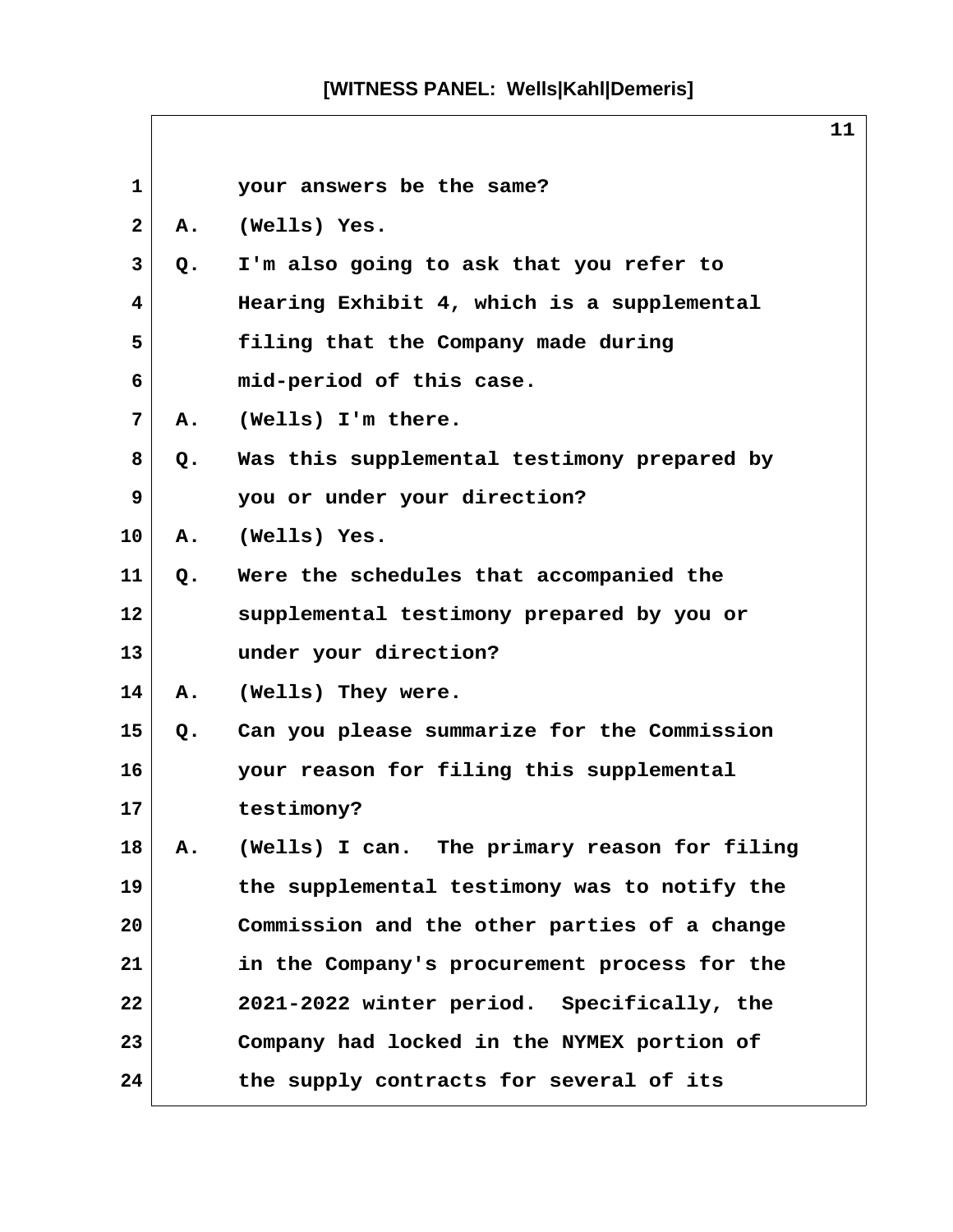your answers be the same?

A. (Wells) Yes.

Q. I'm also going to ask that you refer to Hearing Exhibit 4, which is a supplemental filing that the Company made during mid-period of this case.

A. (Wells) I'm there.

Q. Was this supplemental testimony prepared by you or under your direction?

A. (Wells) Yes.

Q. Were the schedules that accompanied the supplemental testimony prepared by you or under your direction?

A. (Wells) They were.

Q. Can you please summarize for the Commission your reason for filing this supplemental testimony?

A. (Wells) I can. The primary reason for filing the supplemental testimony was to notify the Commission and the other parties of a change in the Company's procurement process for the 2021-2022 winter period. Specifically, the Company had locked in the NYMEX portion of the supply contracts for several of its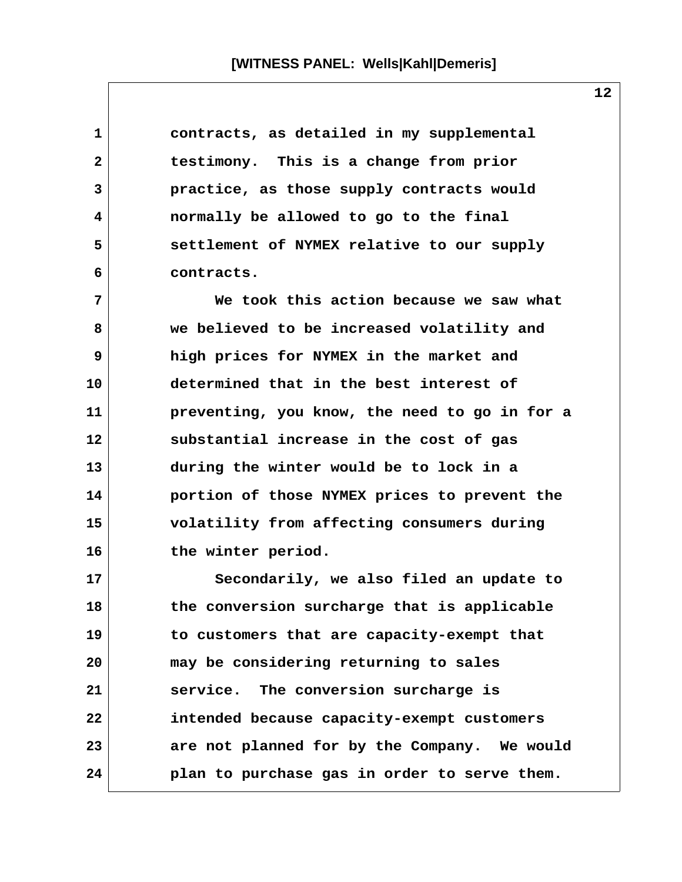contracts, as detailed in my supplemental testimony. This is a change from prior practice, as those supply contracts would normally be allowed to go to the final settlement of NYMEX relative to our supply contracts.

We took this action because we saw what we believed to be increased volatility and high prices for NYMEX in the market and determined that in the best interest of preventing, you know, the need to go in for a substantial increase in the cost of gas during the winter would be to lock in a portion of those NYMEX prices to prevent the volatility from affecting consumers during the winter period.

Secondarily, we also filed an update to the conversion surcharge that is applicable to customers that are capacity-exempt that may be considering returning to sales service. The conversion surcharge is intended because capacity-exempt customers are not planned for by the Company. We would plan to purchase gas in order to serve them.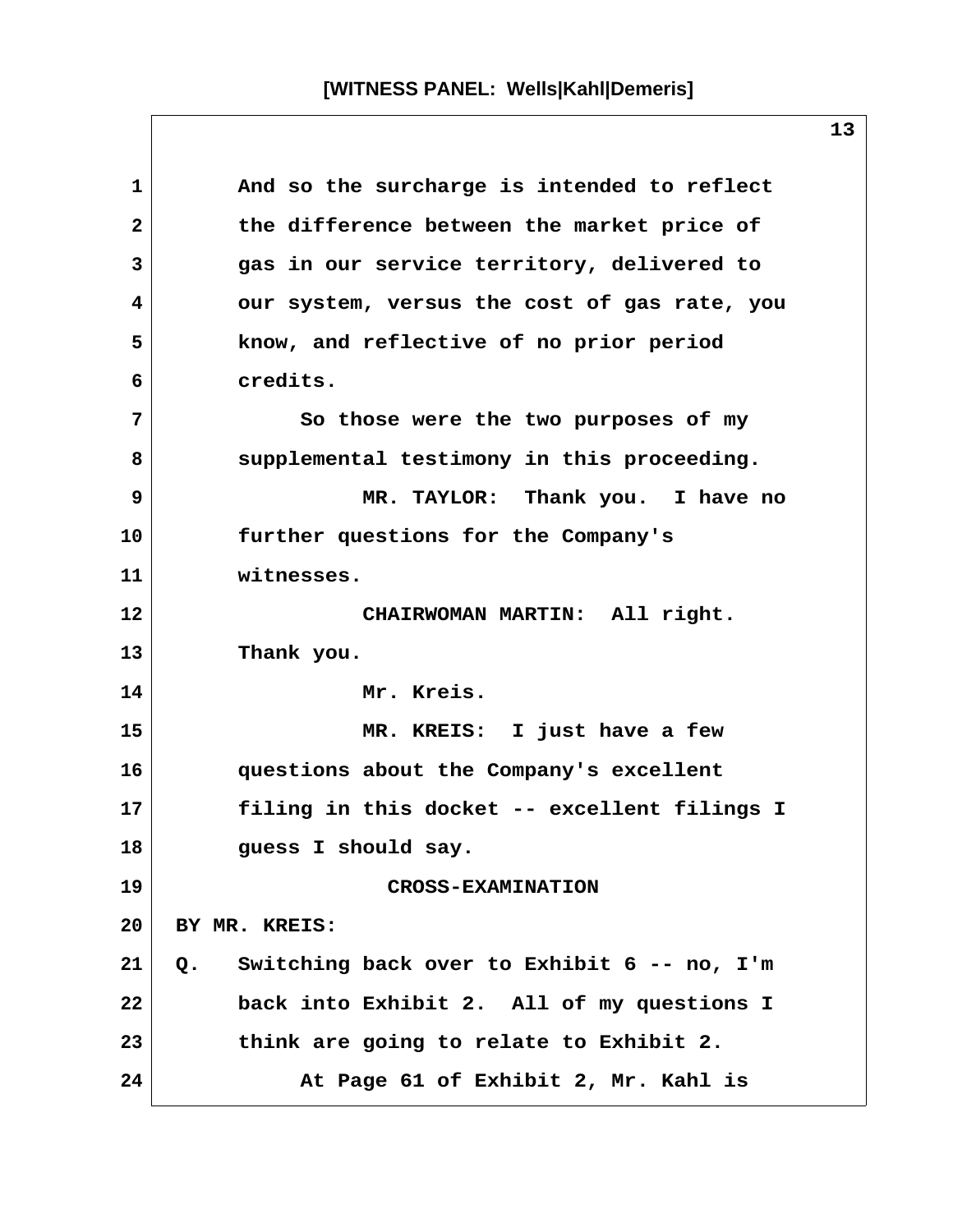And so the surcharge is intended to reflect the difference between the market price of gas in our service territory, delivered to our system, versus the cost of gas rate, you know, and reflective of no prior period credits.

So those were the two purposes of my supplemental testimony in this proceeding.

MR. TAYLOR: Thank you. I have no further questions for the Company's witnesses.

CHAIRWOMAN MARTIN: All right. Thank you.

Mr. Kreis.

MR. KREIS: I just have a few questions about the Company's excellent filing in this docket -- excellent filings I guess I should say.

CROSS-EXAMINATION

BY MR. KREIS:

Q. Switching back over to Exhibit 6 -- no, I'm back into Exhibit 2. All of my questions I think are going to relate to Exhibit 2.

At Page 61 of Exhibit 2, Mr. Kahl is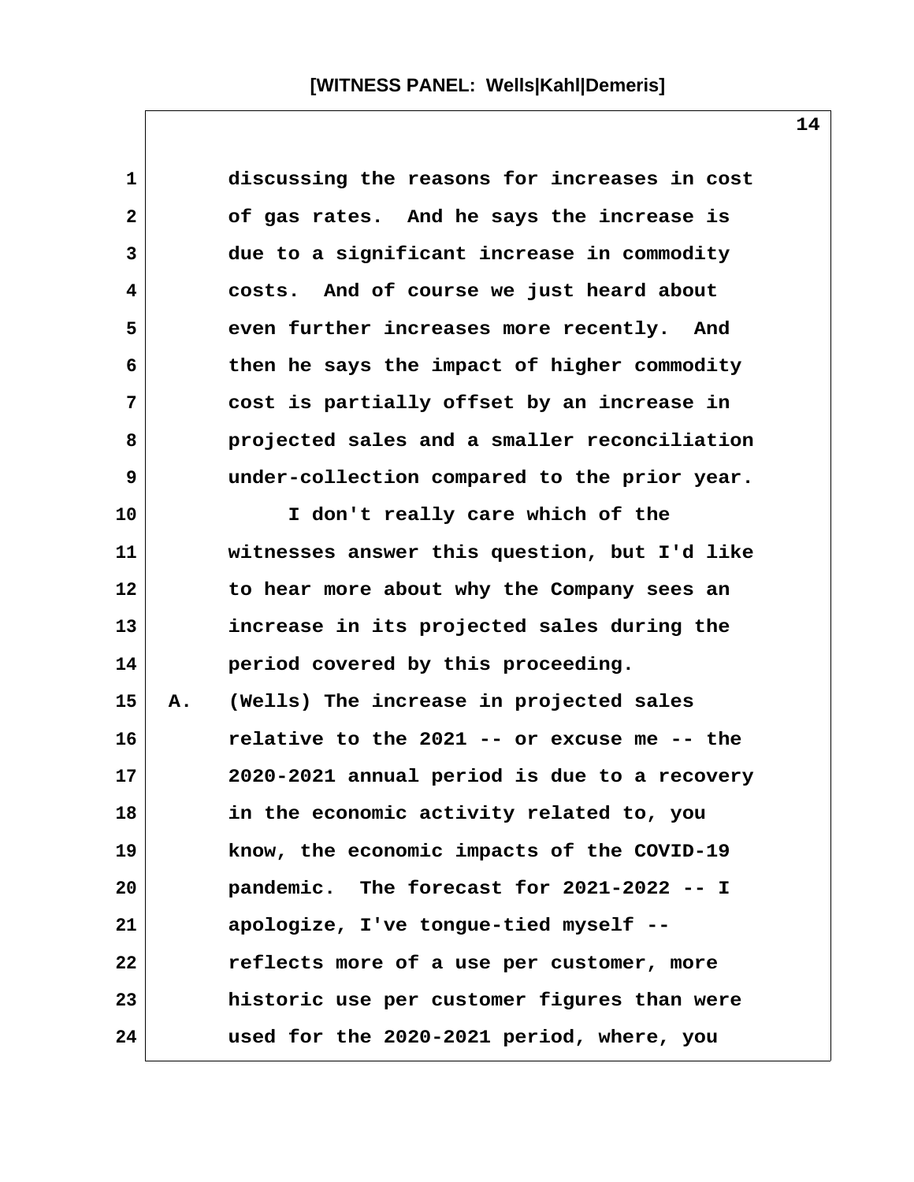discussing the reasons for increases in cost of gas rates. And he says the increase is due to a significant increase in commodity costs. And of course we just heard about even further increases more recently. And then he says the impact of higher commodity cost is partially offset by an increase in projected sales and a smaller reconciliation under-collection compared to the prior year.

I don't really care which of the witnesses answer this question, but I'd like to hear more about why the Company sees an increase in its projected sales during the period covered by this proceeding.

A. (Wells) The increase in projected sales relative to the 2021 -- or excuse me -- the 2020-2021 annual period is due to a recovery in the economic activity related to, you know, the economic impacts of the COVID-19 pandemic. The forecast for 2021-2022 -- I apologize, I've tongue-tied myself -- reflects more of a use per customer, more historic use per customer figures than were used for the 2020-2021 period, where, you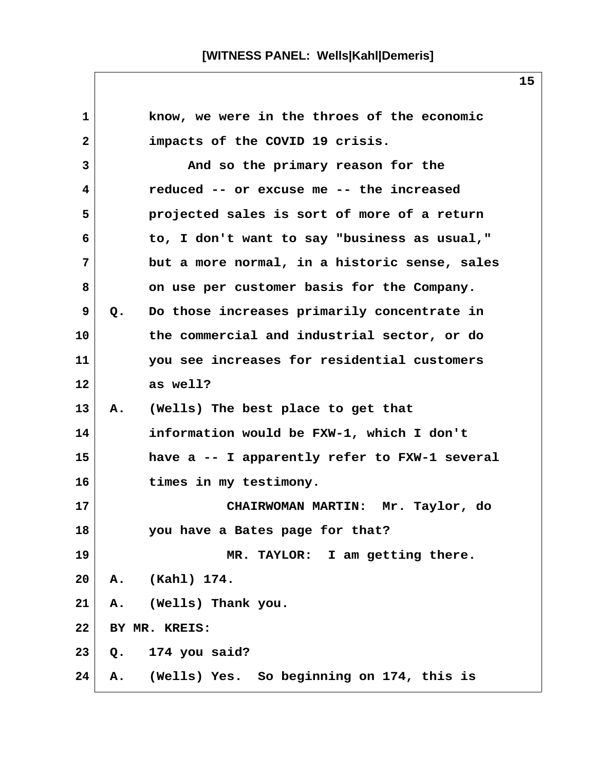know, we were in the throes of the economic impacts of the COVID 19 crisis.

And so the primary reason for the reduced -- or excuse me -- the increased projected sales is sort of more of a return to, I don't want to say "business as usual," but a more normal, in a historic sense, sales on use per customer basis for the Company.

Q. Do those increases primarily concentrate in the commercial and industrial sector, or do you see increases for residential customers as well?

A. (Wells) The best place to get that information would be FXW-1, which I don't have a -- I apparently refer to FXW-1 several times in my testimony.

CHAIRWOMAN MARTIN: Mr. Taylor, do you have a Bates page for that?

MR. TAYLOR: I am getting there.

A. (Kahl) 174.

A. (Wells) Thank you.

BY MR. KREIS:

Q. 174 you said?

A. (Wells) Yes. So beginning on 174, this is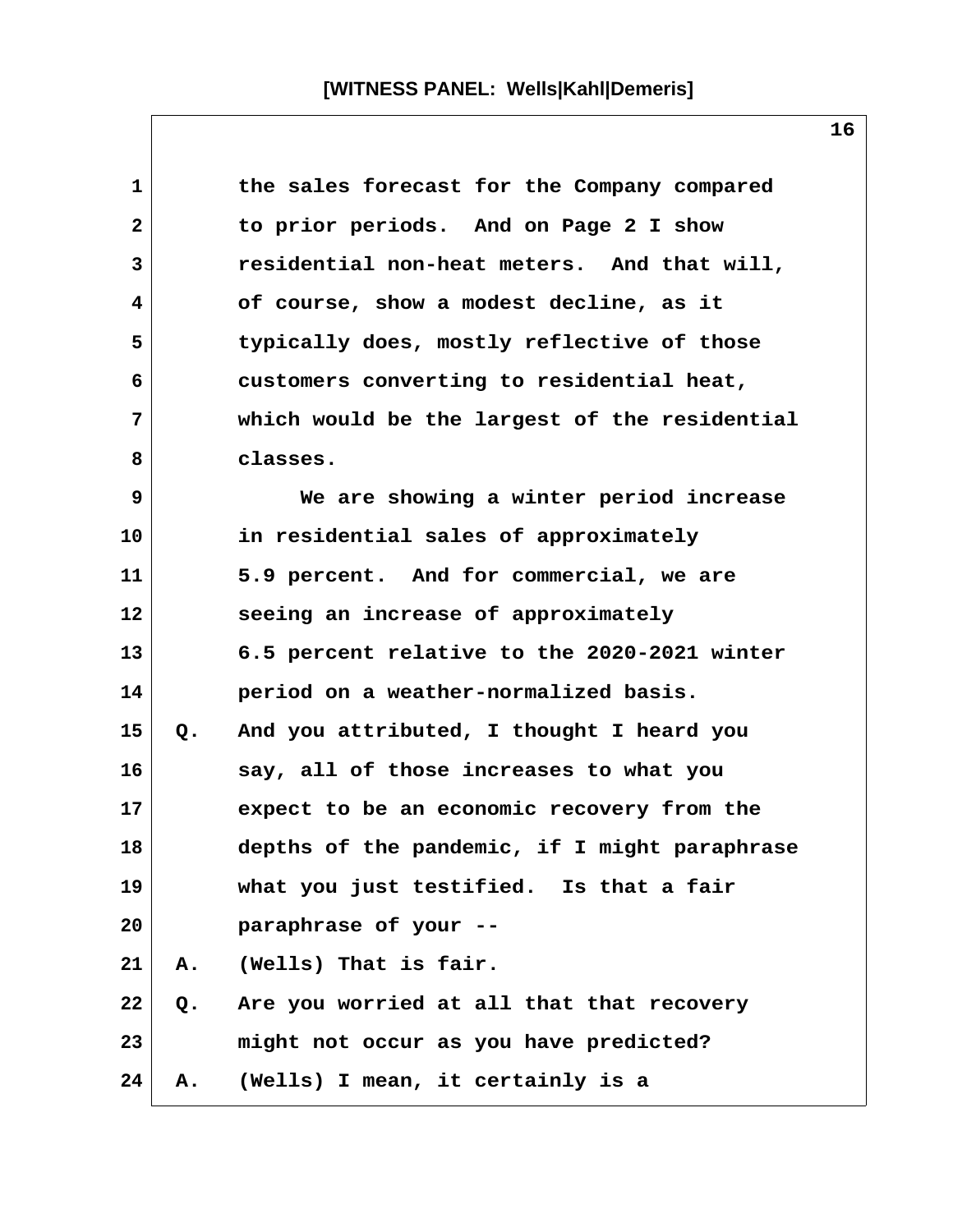the sales forecast for the Company compared to prior periods. And on Page 2 I show residential non-heat meters. And that will, of course, show a modest decline, as it typically does, mostly reflective of those customers converting to residential heat, which would be the largest of the residential classes.

We are showing a winter period increase in residential sales of approximately 5.9 percent. And for commercial, we are seeing an increase of approximately 6.5 percent relative to the 2020-2021 winter period on a weather-normalized basis.

Q. And you attributed, I thought I heard you say, all of those increases to what you expect to be an economic recovery from the depths of the pandemic, if I might paraphrase what you just testified. Is that a fair paraphrase of your --

A. (Wells) That is fair.

Q. Are you worried at all that that recovery might not occur as you have predicted?

A. (Wells) I mean, it certainly is a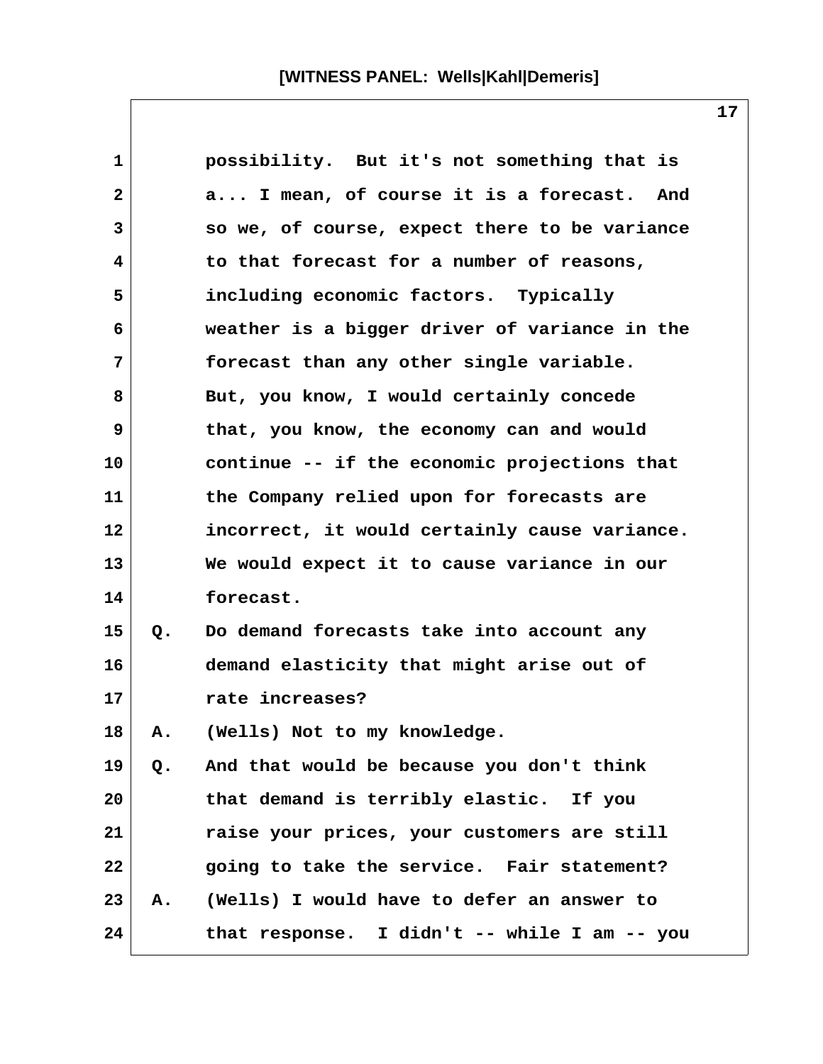possibility. But it's not something that is a... I mean, of course it is a forecast. And so we, of course, expect there to be variance to that forecast for a number of reasons, including economic factors. Typically weather is a bigger driver of variance in the forecast than any other single variable. But, you know, I would certainly concede that, you know, the economy can and would continue -- if the economic projections that the Company relied upon for forecasts are incorrect, it would certainly cause variance. We would expect it to cause variance in our forecast.

Q. Do demand forecasts take into account any demand elasticity that might arise out of rate increases?

A. (Wells) Not to my knowledge.

Q. And that would be because you don't think that demand is terribly elastic. If you raise your prices, your customers are still going to take the service. Fair statement?

A. (Wells) I would have to defer an answer to that response. I didn't -- while I am -- you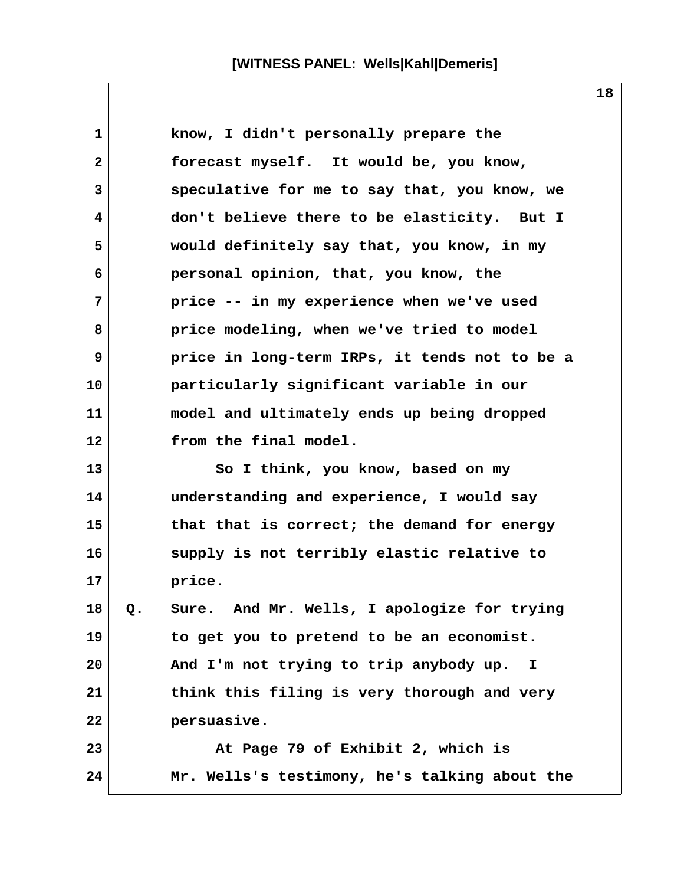know, I didn't personally prepare the forecast myself. It would be, you know, speculative for me to say that, you know, we don't believe there to be elasticity. But I would definitely say that, you know, in my personal opinion, that, you know, the price -- in my experience when we've used price modeling, when we've tried to model price in long-term IRPs, it tends not to be a particularly significant variable in our model and ultimately ends up being dropped from the final model.

So I think, you know, based on my understanding and experience, I would say that that is correct; the demand for energy supply is not terribly elastic relative to price.

Q. Sure. And Mr. Wells, I apologize for trying to get you to pretend to be an economist. And I'm not trying to trip anybody up. I think this filing is very thorough and very persuasive.

At Page 79 of Exhibit 2, which is Mr. Wells's testimony, he's talking about the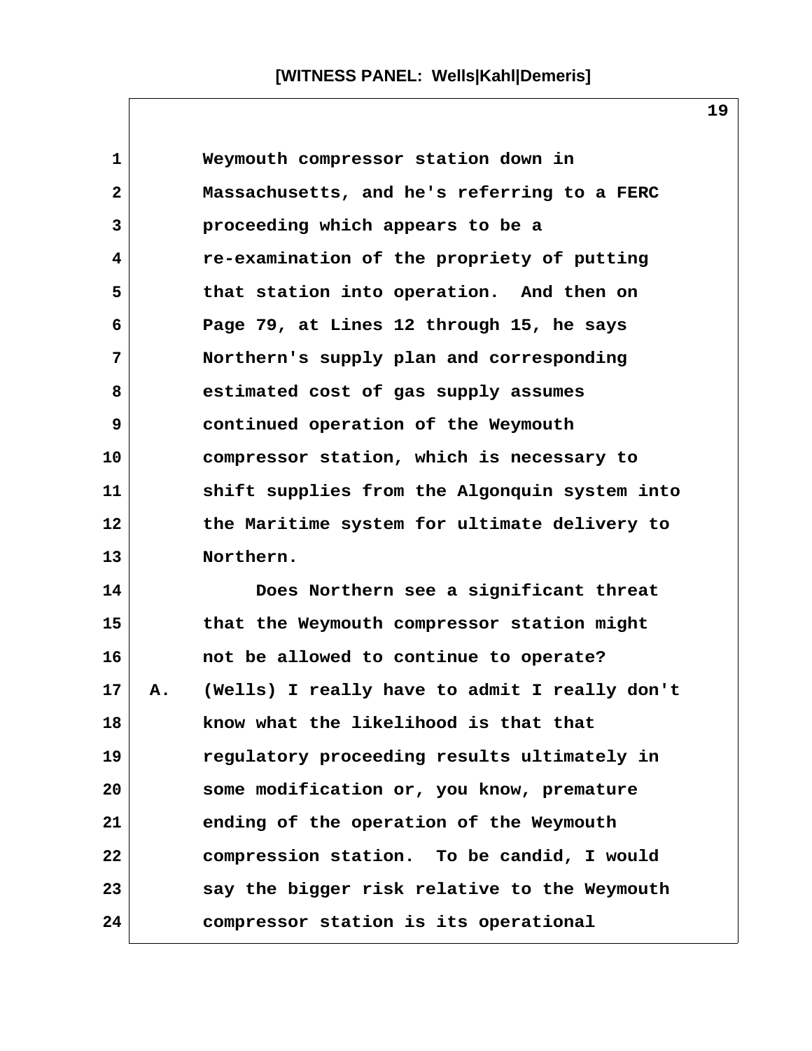Weymouth compressor station down in Massachusetts, and he's referring to a FERC proceeding which appears to be a re-examination of the propriety of putting that station into operation. And then on Page 79, at Lines 12 through 15, he says Northern's supply plan and corresponding estimated cost of gas supply assumes continued operation of the Weymouth compressor station, which is necessary to shift supplies from the Algonquin system into the Maritime system for ultimate delivery to Northern.

Does Northern see a significant threat that the Weymouth compressor station might not be allowed to continue to operate?

A. (Wells) I really have to admit I really don't know what the likelihood is that that regulatory proceeding results ultimately in some modification or, you know, premature ending of the operation of the Weymouth compression station. To be candid, I would say the bigger risk relative to the Weymouth compressor station is its operational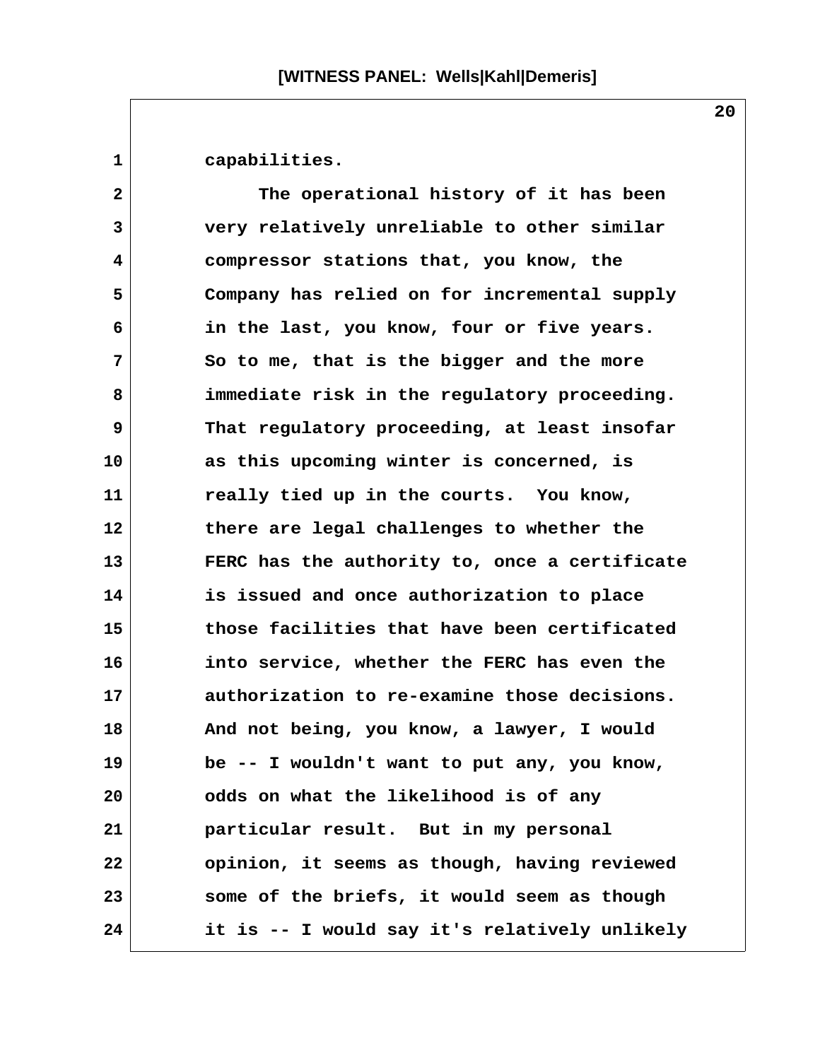capabilities.

The operational history of it has been very relatively unreliable to other similar compressor stations that, you know, the Company has relied on for incremental supply in the last, you know, four or five years. So to me, that is the bigger and the more immediate risk in the regulatory proceeding. That regulatory proceeding, at least insofar as this upcoming winter is concerned, is really tied up in the courts. You know, there are legal challenges to whether the FERC has the authority to, once a certificate is issued and once authorization to place those facilities that have been certificated into service, whether the FERC has even the authorization to re-examine those decisions. And not being, you know, a lawyer, I would be -- I wouldn't want to put any, you know, odds on what the likelihood is of any particular result. But in my personal opinion, it seems as though, having reviewed some of the briefs, it would seem as though it is -- I would say it's relatively unlikely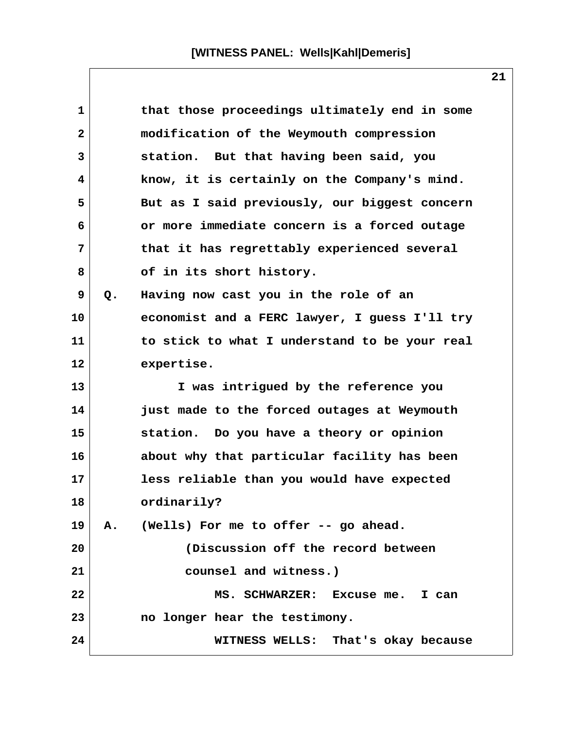1 that those proceedings ultimately end in some
2 modification of the Weymouth compression
3 station. But that having been said, you
4 know, it is certainly on the Company's mind.
5 But as I said previously, our biggest concern
6 or more immediate concern is a forced outage
7 that it has regrettably experienced several
8 of in its short history.

9 Q. Having now cast you in the role of an
10 economist and a FERC lawyer, I guess I'll try
11 to stick to what I understand to be your real
12 expertise.

13 I was intrigued by the reference you
14 just made to the forced outages at Weymouth
15 station. Do you have a theory or opinion
16 about why that particular facility has been
17 less reliable than you would have expected
18 ordinarily?

19 A. (Wells) For me to offer -- go ahead.

20 (Discussion off the record between
21 counsel and witness.)

22 MS. SCHWARZER: Excuse me. I can
23 no longer hear the testimony.

24 WITNESS WELLS: That's okay because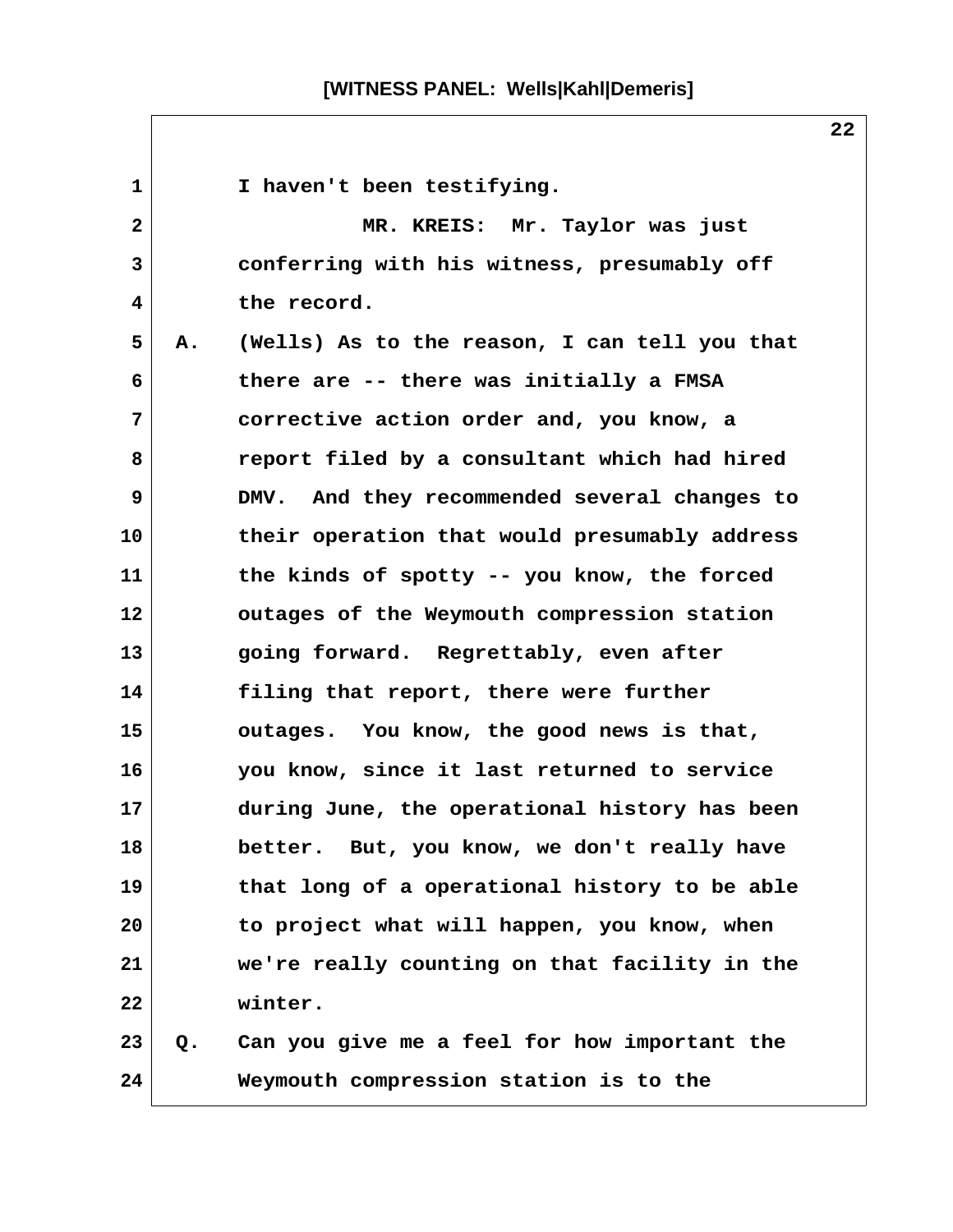1 I haven't been testifying.

2 MR. KREIS: Mr. Taylor was just

3 conferring with his witness, presumably off

4 the record.

5 A. (Wells) As to the reason, I can tell you that

6 there are -- there was initially a FMSA

7 corrective action order and, you know, a

8 report filed by a consultant which had hired

9 DMV. And they recommended several changes to

10 their operation that would presumably address

11 the kinds of spotty -- you know, the forced

12 outages of the Weymouth compression station

13 going forward. Regrettably, even after

14 filing that report, there were further

15 outages. You know, the good news is that,

16 you know, since it last returned to service

17 during June, the operational history has been

18 better. But, you know, we don't really have

19 that long of a operational history to be able

20 to project what will happen, you know, when

21 we're really counting on that facility in the

22 winter.

23 Q. Can you give me a feel for how important the

24 Weymouth compression station is to the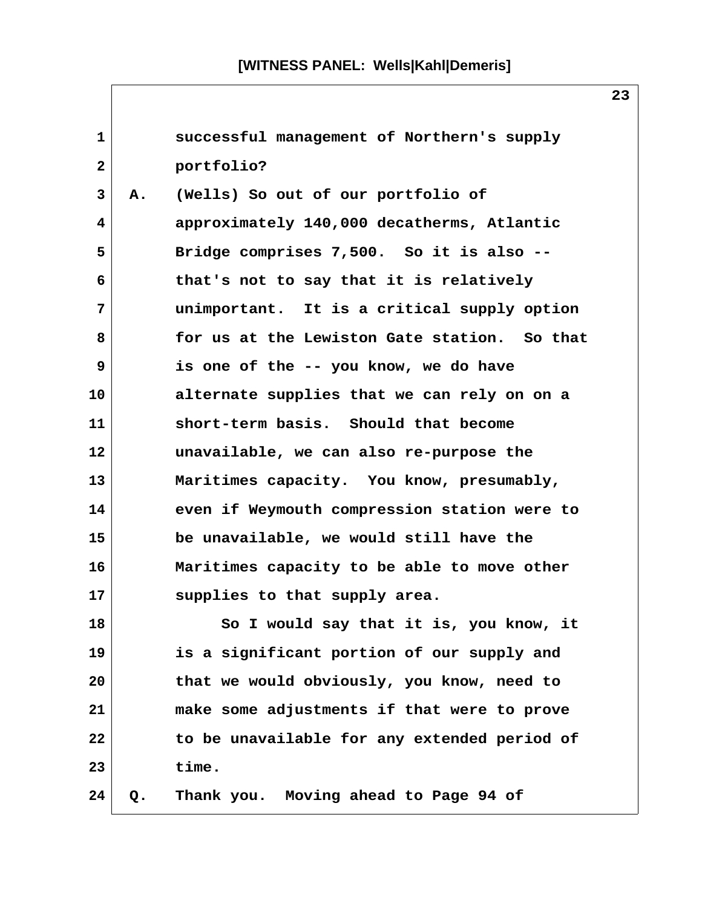successful management of Northern's supply portfolio?

A. (Wells) So out of our portfolio of approximately 140,000 decatherms, Atlantic Bridge comprises 7,500. So it is also -- that's not to say that it is relatively unimportant. It is a critical supply option for us at the Lewiston Gate station. So that is one of the -- you know, we do have alternate supplies that we can rely on on a short-term basis. Should that become unavailable, we can also re-purpose the Maritimes capacity. You know, presumably, even if Weymouth compression station were to be unavailable, we would still have the Maritimes capacity to be able to move other supplies to that supply area.

So I would say that it is, you know, it is a significant portion of our supply and that we would obviously, you know, need to make some adjustments if that were to prove to be unavailable for any extended period of time.

Q. Thank you. Moving ahead to Page 94 of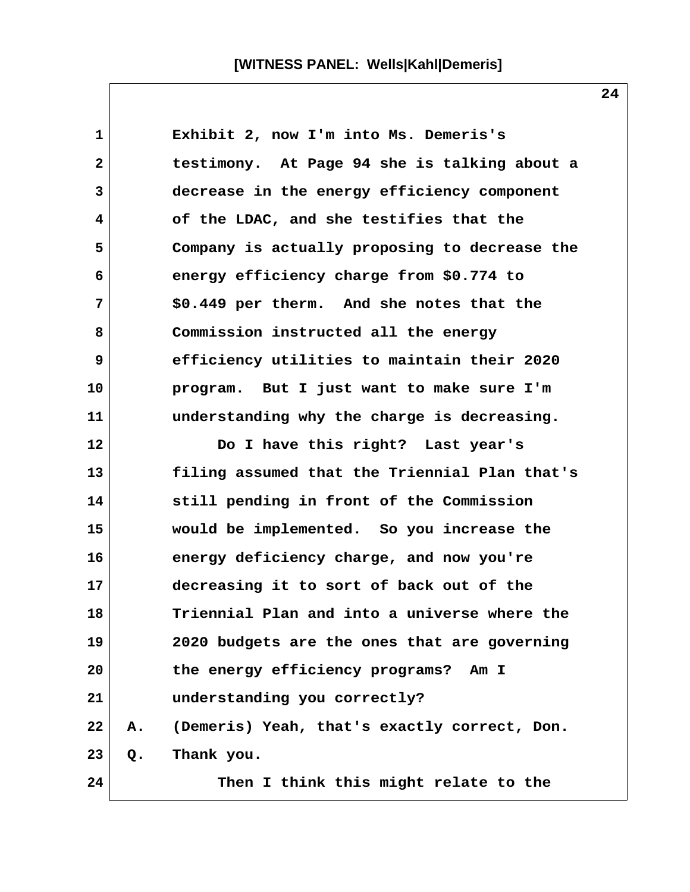Exhibit 2, now I'm into Ms. Demeris's testimony. At Page 94 she is talking about a decrease in the energy efficiency component of the LDAC, and she testifies that the Company is actually proposing to decrease the energy efficiency charge from $0.774 to $0.449 per therm. And she notes that the Commission instructed all the energy efficiency utilities to maintain their 2020 program. But I just want to make sure I'm understanding why the charge is decreasing.

Do I have this right? Last year's filing assumed that the Triennial Plan that's still pending in front of the Commission would be implemented. So you increase the energy deficiency charge, and now you're decreasing it to sort of back out of the Triennial Plan and into a universe where the 2020 budgets are the ones that are governing the energy efficiency programs? Am I understanding you correctly?

A. (Demeris) Yeah, that's exactly correct, Don.

Q. Thank you.

Then I think this might relate to the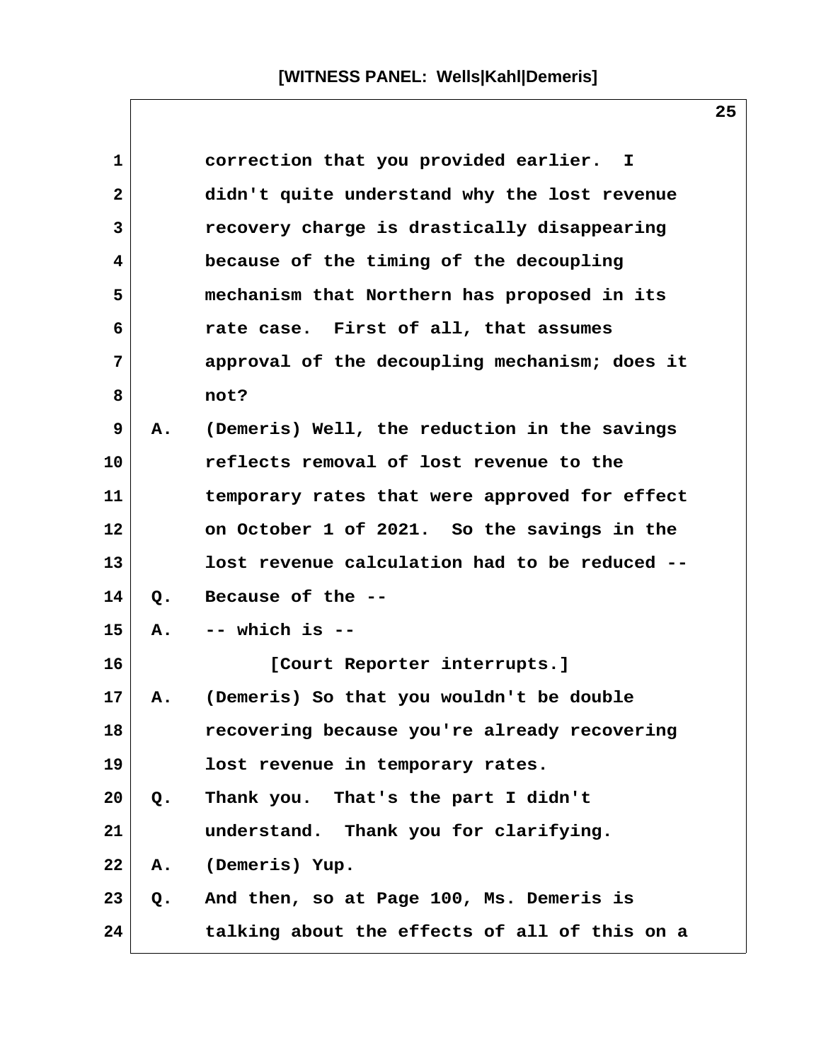correction that you provided earlier. I didn't quite understand why the lost revenue recovery charge is drastically disappearing because of the timing of the decoupling mechanism that Northern has proposed in its rate case. First of all, that assumes approval of the decoupling mechanism; does it not?

A. (Demeris) Well, the reduction in the savings reflects removal of lost revenue to the temporary rates that were approved for effect on October 1 of 2021. So the savings in the lost revenue calculation had to be reduced --

Q. Because of the --

A. -- which is --

[Court Reporter interrupts.]

A. (Demeris) So that you wouldn't be double recovering because you're already recovering lost revenue in temporary rates.

Q. Thank you. That's the part I didn't understand. Thank you for clarifying.

A. (Demeris) Yup.

Q. And then, so at Page 100, Ms. Demeris is talking about the effects of all of this on a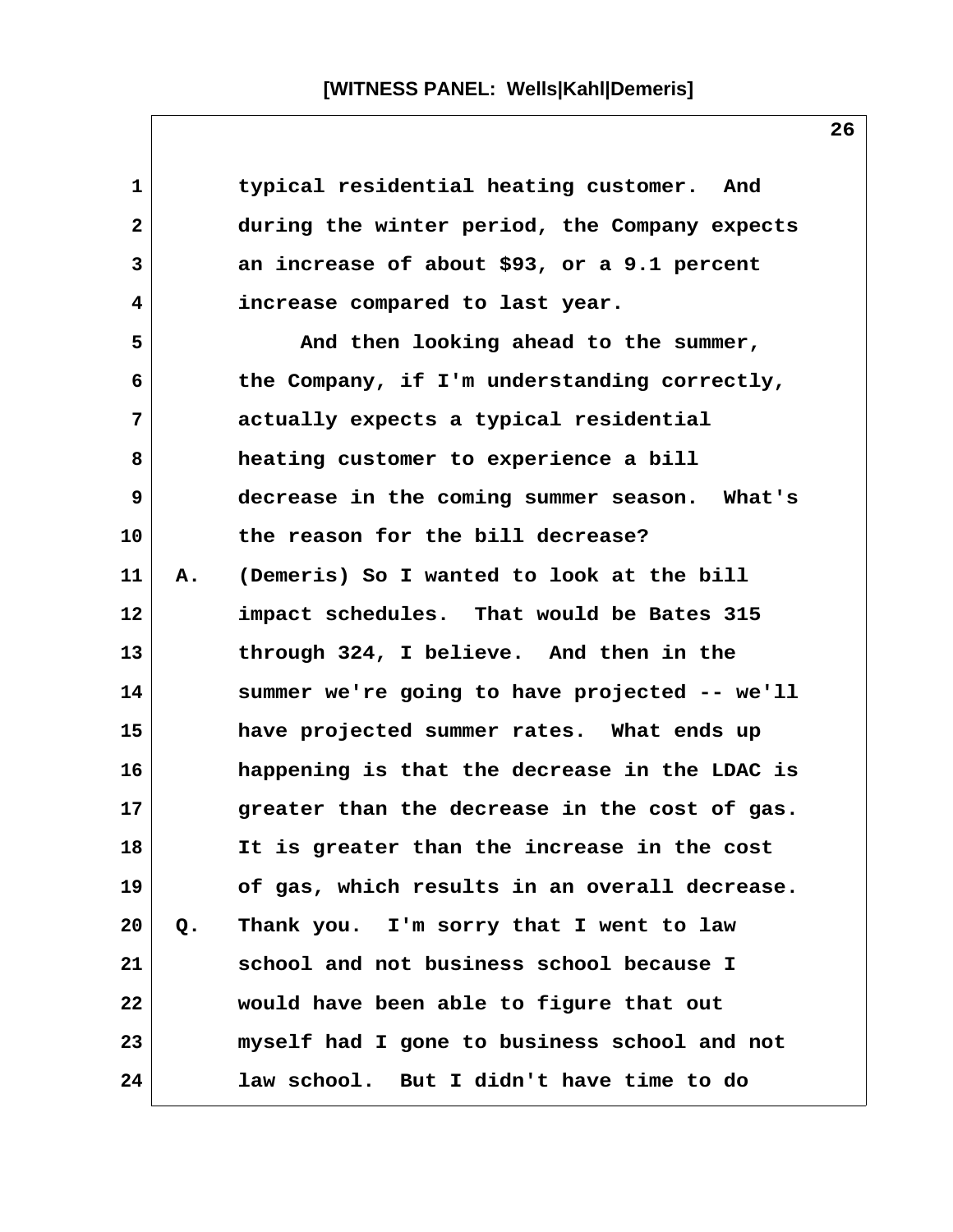typical residential heating customer. And during the winter period, the Company expects an increase of about $93, or a 9.1 percent increase compared to last year.

And then looking ahead to the summer, the Company, if I'm understanding correctly, actually expects a typical residential heating customer to experience a bill decrease in the coming summer season. What's the reason for the bill decrease?

A. (Demeris) So I wanted to look at the bill impact schedules. That would be Bates 315 through 324, I believe. And then in the summer we're going to have projected -- we'll have projected summer rates. What ends up happening is that the decrease in the LDAC is greater than the decrease in the cost of gas. It is greater than the increase in the cost of gas, which results in an overall decrease.

Q. Thank you. I'm sorry that I went to law school and not business school because I would have been able to figure that out myself had I gone to business school and not law school. But I didn't have time to do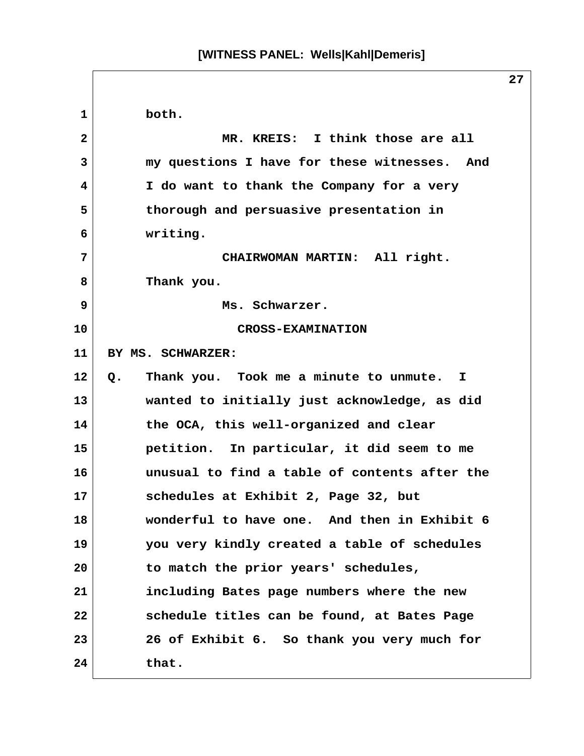both.

MR. KREIS: I think those are all my questions I have for these witnesses. And I do want to thank the Company for a very thorough and persuasive presentation in writing.

CHAIRWOMAN MARTIN: All right. Thank you.

Ms. Schwarzer.

CROSS-EXAMINATION

BY MS. SCHWARZER:

Q. Thank you. Took me a minute to unmute. I wanted to initially just acknowledge, as did the OCA, this well-organized and clear petition. In particular, it did seem to me unusual to find a table of contents after the schedules at Exhibit 2, Page 32, but wonderful to have one. And then in Exhibit 6 you very kindly created a table of schedules to match the prior years' schedules, including Bates page numbers where the new schedule titles can be found, at Bates Page 26 of Exhibit 6. So thank you very much for that.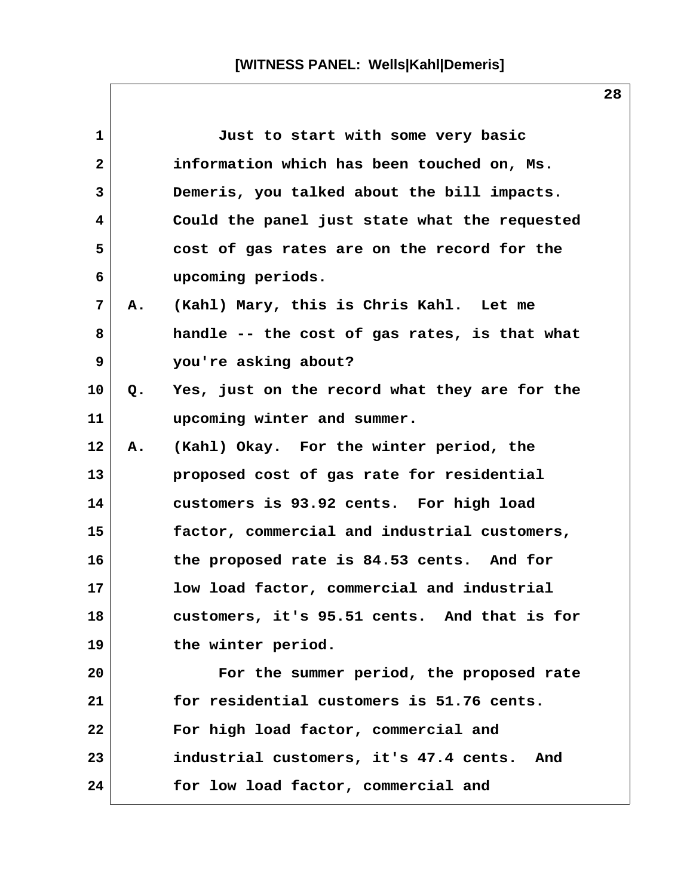**[WITNESS PANEL: Wells|Kahl|Demeris]**

1 Just to start with some very basic
2 information which has been touched on, Ms.
3 Demeris, you talked about the bill impacts.
4 Could the panel just state what the requested
5 cost of gas rates are on the record for the
6 upcoming periods.
7 A. (Kahl) Mary, this is Chris Kahl. Let me
8 handle -- the cost of gas rates, is that what
9 you're asking about?
10 Q. Yes, just on the record what they are for the
11 upcoming winter and summer.
12 A. (Kahl) Okay. For the winter period, the
13 proposed cost of gas rate for residential
14 customers is 93.92 cents. For high load
15 factor, commercial and industrial customers,
16 the proposed rate is 84.53 cents. And for
17 low load factor, commercial and industrial
18 customers, it's 95.51 cents. And that is for
19 the winter period.
20 For the summer period, the proposed rate
21 for residential customers is 51.76 cents.
22 For high load factor, commercial and
23 industrial customers, it's 47.4 cents. And
24 for low load factor, commercial and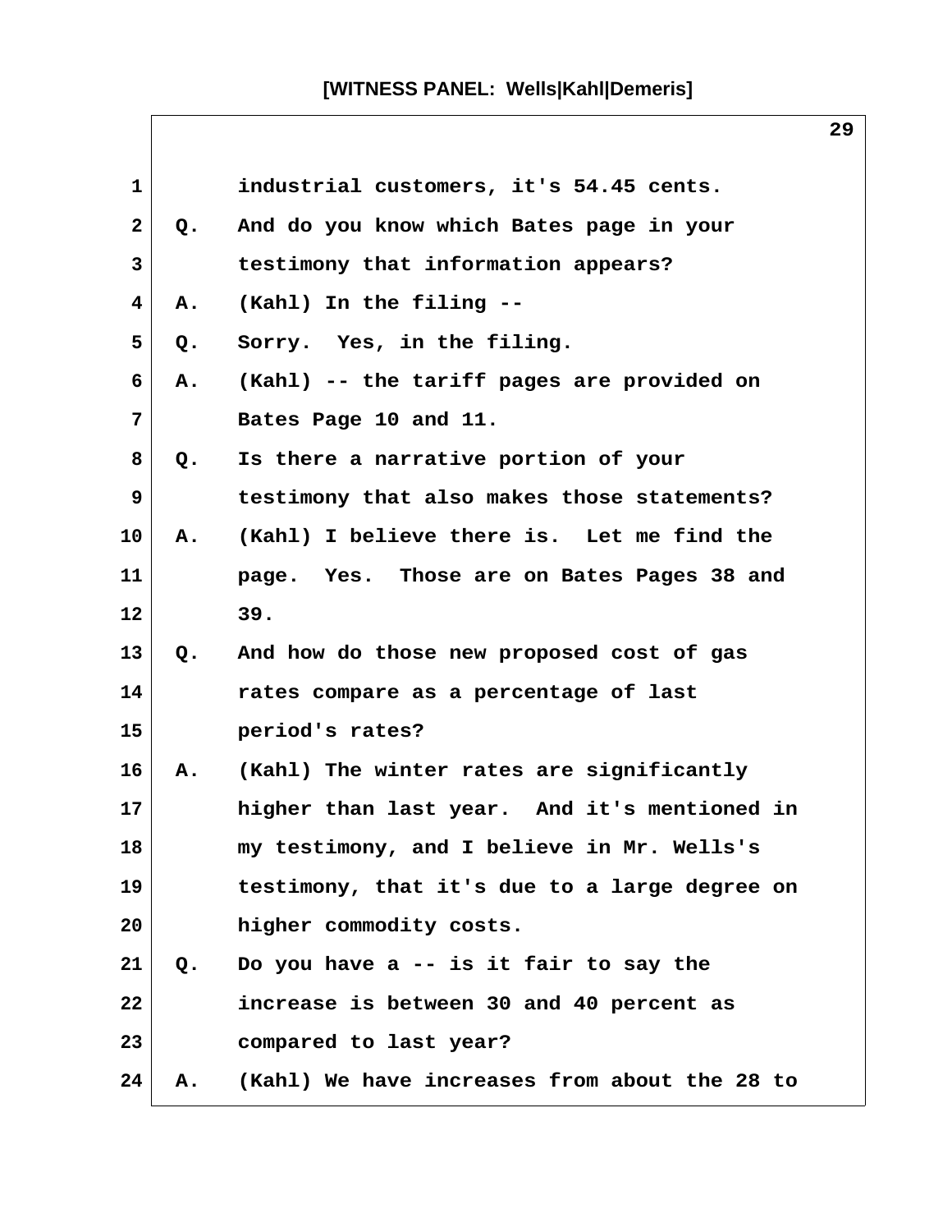1 industrial customers, it's 54.45 cents.

2 Q. And do you know which Bates page in your

3 testimony that information appears?

4 A. (Kahl) In the filing --

5 Q. Sorry. Yes, in the filing.

6 A. (Kahl) -- the tariff pages are provided on

7 Bates Page 10 and 11.

8 Q. Is there a narrative portion of your

9 testimony that also makes those statements?

10 A. (Kahl) I believe there is. Let me find the

11 page. Yes. Those are on Bates Pages 38 and

12 39.

13 Q. And how do those new proposed cost of gas

14 rates compare as a percentage of last

15 period's rates?

16 A. (Kahl) The winter rates are significantly

17 higher than last year. And it's mentioned in

18 my testimony, and I believe in Mr. Wells's

19 testimony, that it's due to a large degree on

20 higher commodity costs.

21 Q. Do you have a -- is it fair to say the

22 increase is between 30 and 40 percent as

23 compared to last year?

24 A. (Kahl) We have increases from about the 28 to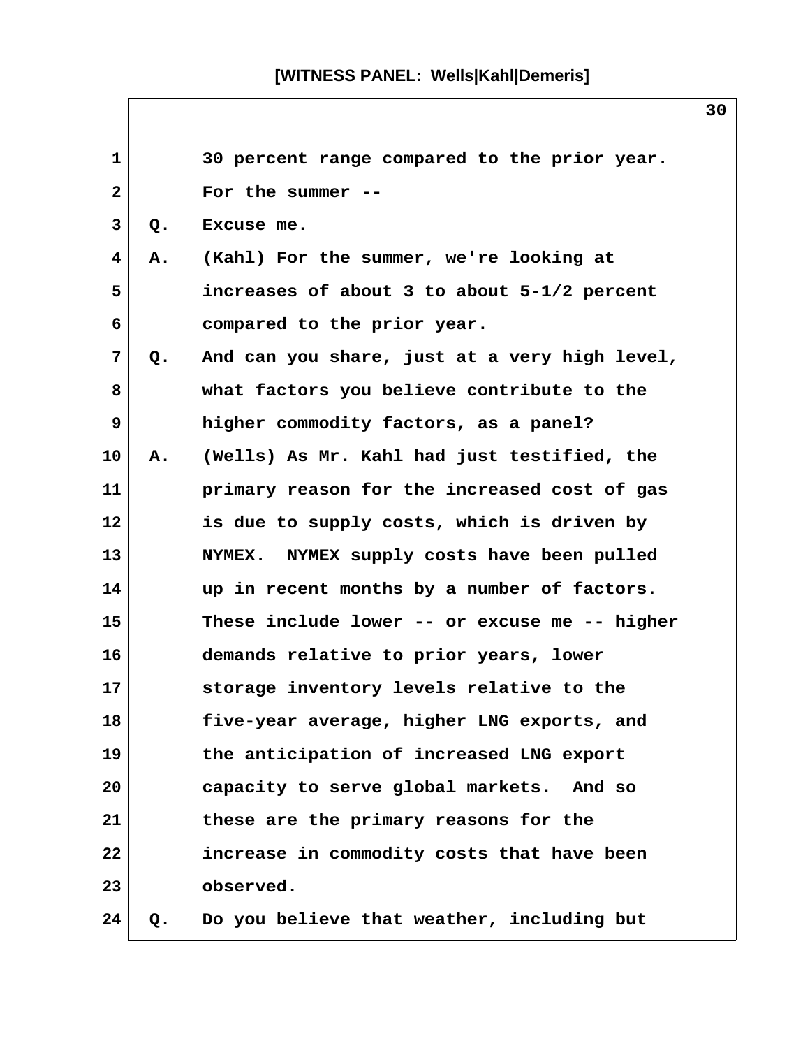30 percent range compared to the prior year. For the summer --

Q. Excuse me.

A. (Kahl) For the summer, we're looking at increases of about 3 to about 5-1/2 percent compared to the prior year.

Q. And can you share, just at a very high level, what factors you believe contribute to the higher commodity factors, as a panel?

A. (Wells) As Mr. Kahl had just testified, the primary reason for the increased cost of gas is due to supply costs, which is driven by NYMEX. NYMEX supply costs have been pulled up in recent months by a number of factors. These include lower -- or excuse me -- higher demands relative to prior years, lower storage inventory levels relative to the five-year average, higher LNG exports, and the anticipation of increased LNG export capacity to serve global markets. And so these are the primary reasons for the increase in commodity costs that have been observed.

Q. Do you believe that weather, including but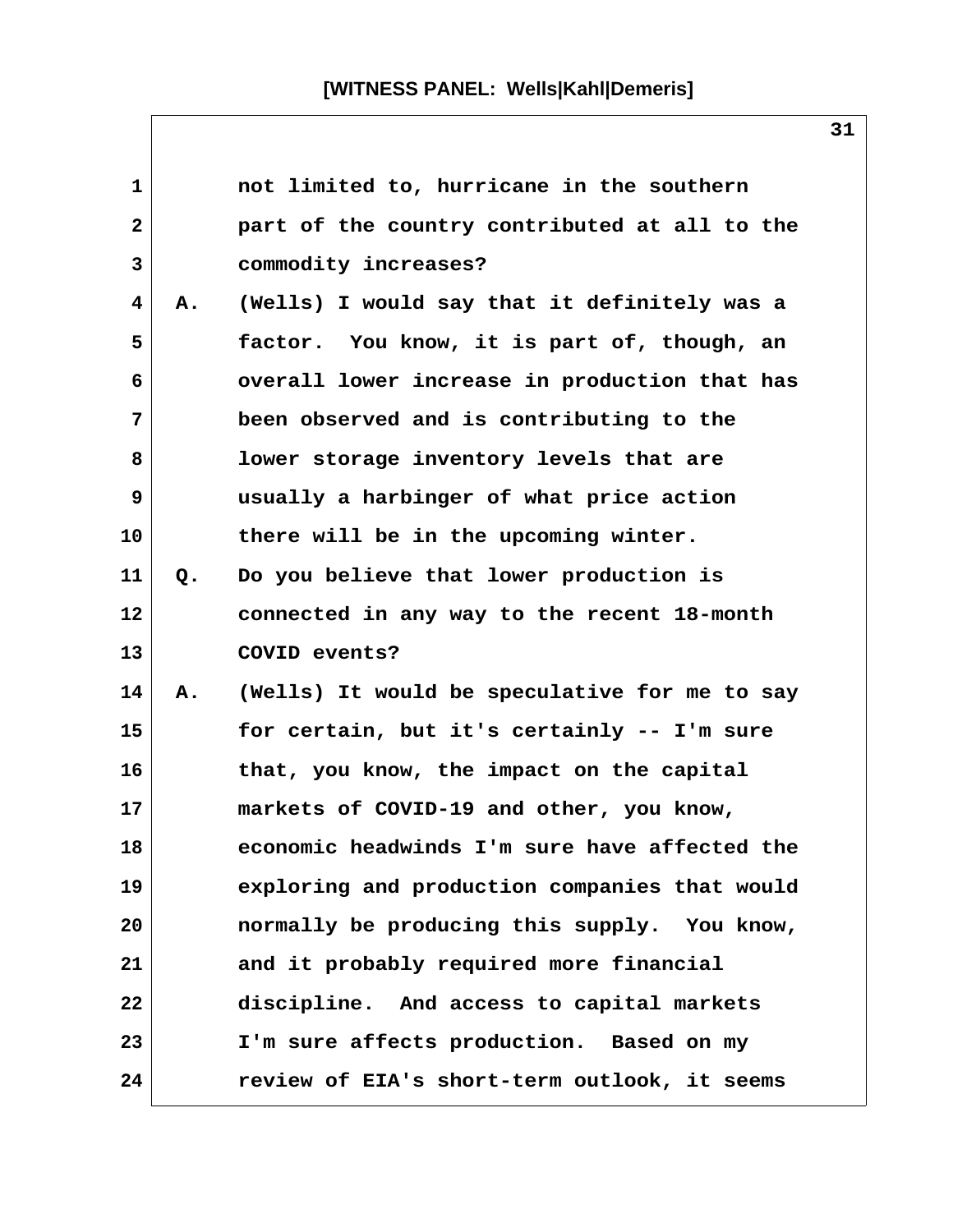not limited to, hurricane in the southern part of the country contributed at all to the commodity increases?

A. (Wells) I would say that it definitely was a factor. You know, it is part of, though, an overall lower increase in production that has been observed and is contributing to the lower storage inventory levels that are usually a harbinger of what price action there will be in the upcoming winter.

Q. Do you believe that lower production is connected in any way to the recent 18-month COVID events?

A. (Wells) It would be speculative for me to say for certain, but it's certainly -- I'm sure that, you know, the impact on the capital markets of COVID-19 and other, you know, economic headwinds I'm sure have affected the exploring and production companies that would normally be producing this supply. You know, and it probably required more financial discipline. And access to capital markets I'm sure affects production. Based on my review of EIA's short-term outlook, it seems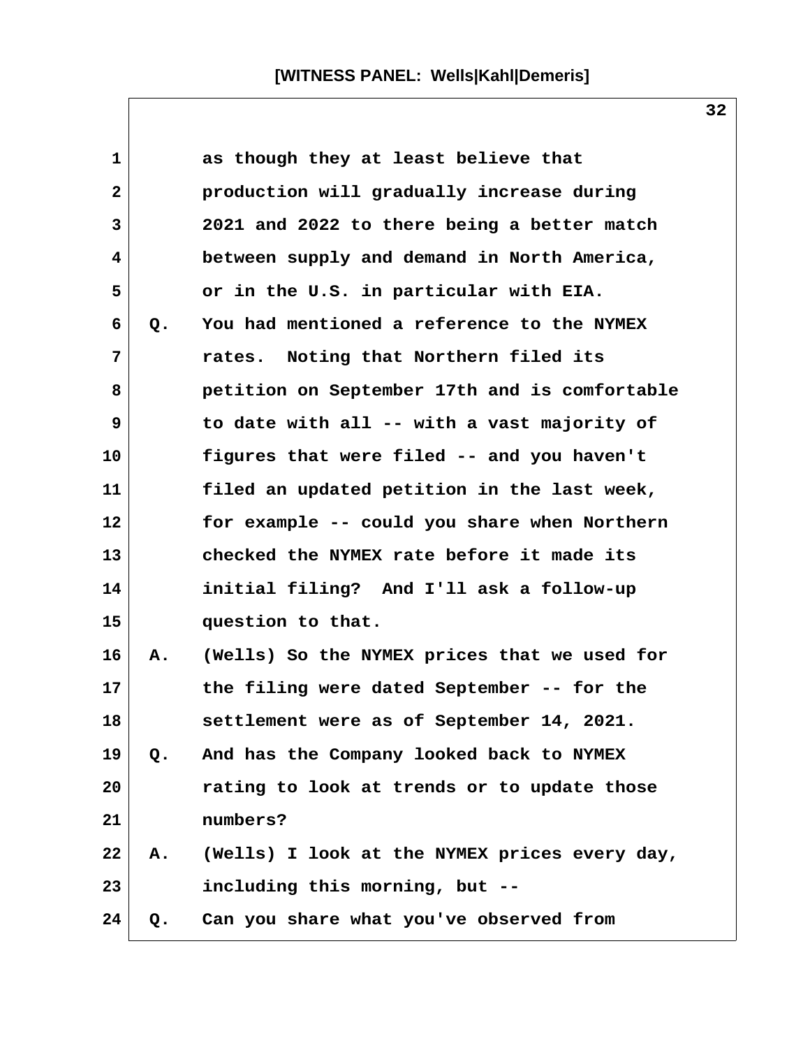as though they at least believe that production will gradually increase during 2021 and 2022 to there being a better match between supply and demand in North America, or in the U.S. in particular with EIA.

Q. You had mentioned a reference to the NYMEX rates. Noting that Northern filed its petition on September 17th and is comfortable to date with all -- with a vast majority of figures that were filed -- and you haven't filed an updated petition in the last week, for example -- could you share when Northern checked the NYMEX rate before it made its initial filing? And I'll ask a follow-up question to that.

A. (Wells) So the NYMEX prices that we used for the filing were dated September -- for the settlement were as of September 14, 2021.

Q. And has the Company looked back to NYMEX rating to look at trends or to update those numbers?

A. (Wells) I look at the NYMEX prices every day, including this morning, but --

Q. Can you share what you've observed from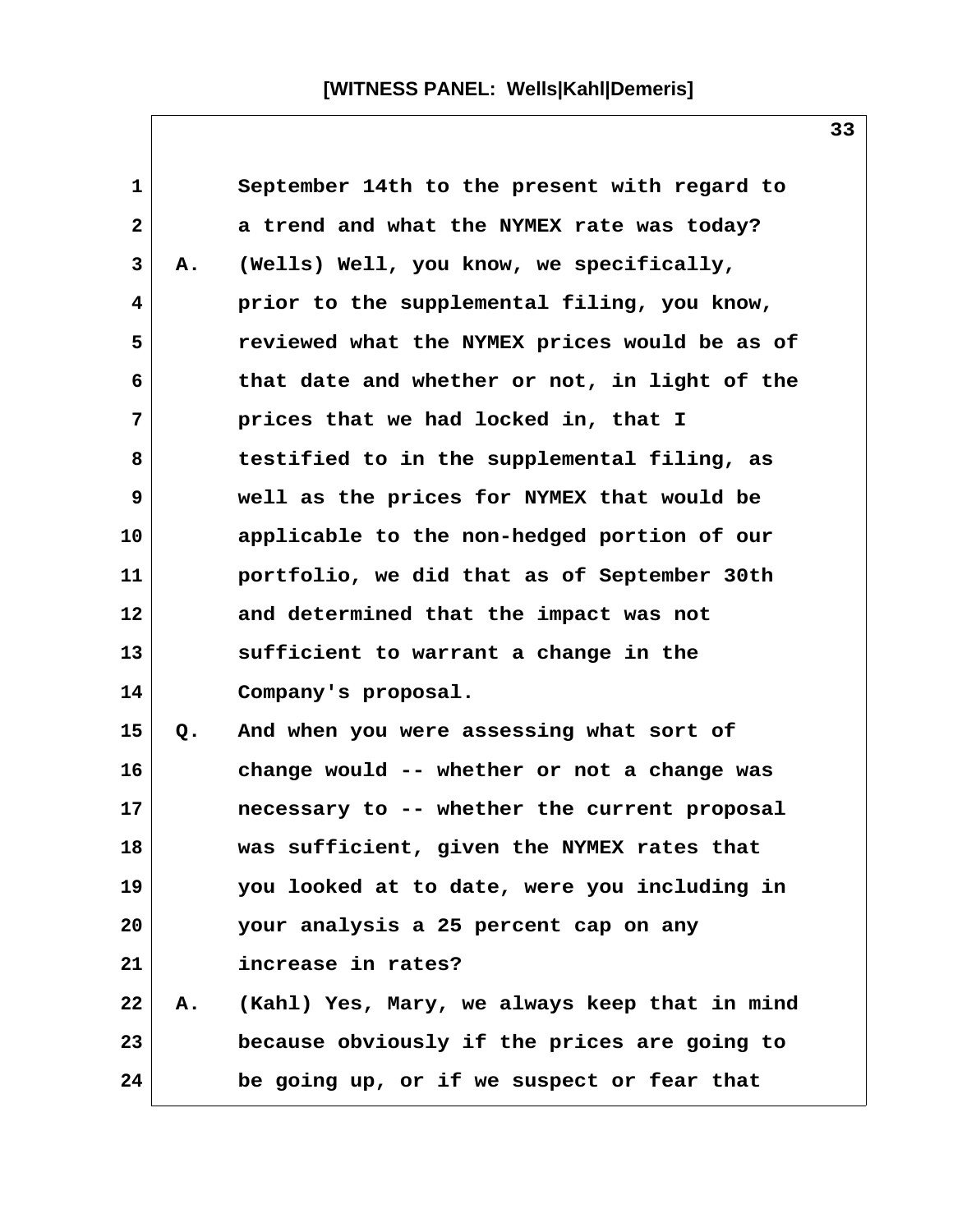September 14th to the present with regard to a trend and what the NYMEX rate was today?

A. (Wells) Well, you know, we specifically, prior to the supplemental filing, you know, reviewed what the NYMEX prices would be as of that date and whether or not, in light of the prices that we had locked in, that I testified to in the supplemental filing, as well as the prices for NYMEX that would be applicable to the non-hedged portion of our portfolio, we did that as of September 30th and determined that the impact was not sufficient to warrant a change in the Company's proposal.

Q. And when you were assessing what sort of change would -- whether or not a change was necessary to -- whether the current proposal was sufficient, given the NYMEX rates that you looked at to date, were you including in your analysis a 25 percent cap on any increase in rates?

A. (Kahl) Yes, Mary, we always keep that in mind because obviously if the prices are going to be going up, or if we suspect or fear that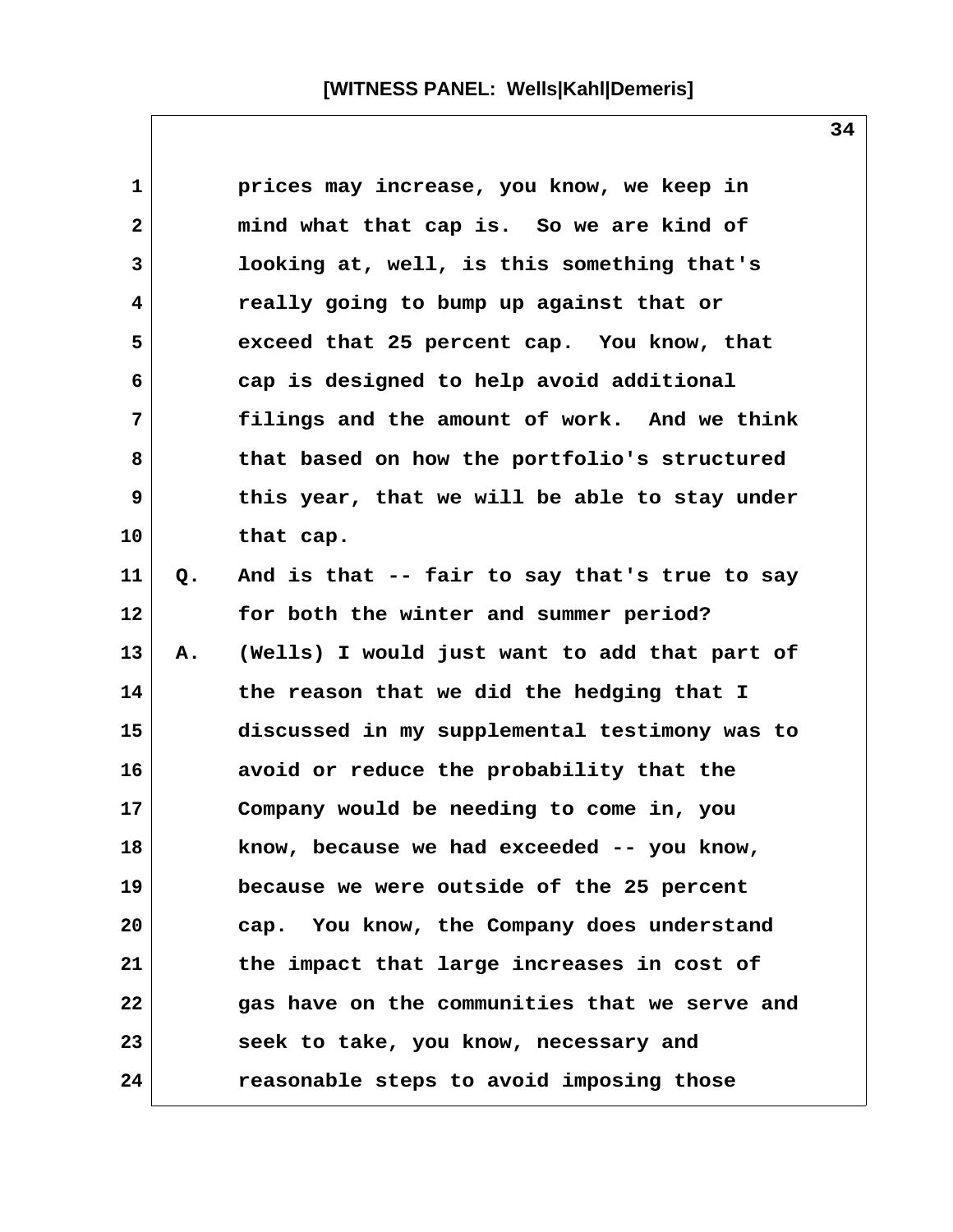prices may increase, you know, we keep in mind what that cap is. So we are kind of looking at, well, is this something that's really going to bump up against that or exceed that 25 percent cap. You know, that cap is designed to help avoid additional filings and the amount of work. And we think that based on how the portfolio's structured this year, that we will be able to stay under that cap.

Q. And is that -- fair to say that's true to say for both the winter and summer period?

A. (Wells) I would just want to add that part of the reason that we did the hedging that I discussed in my supplemental testimony was to avoid or reduce the probability that the Company would be needing to come in, you know, because we had exceeded -- you know, because we were outside of the 25 percent cap. You know, the Company does understand the impact that large increases in cost of gas have on the communities that we serve and seek to take, you know, necessary and reasonable steps to avoid imposing those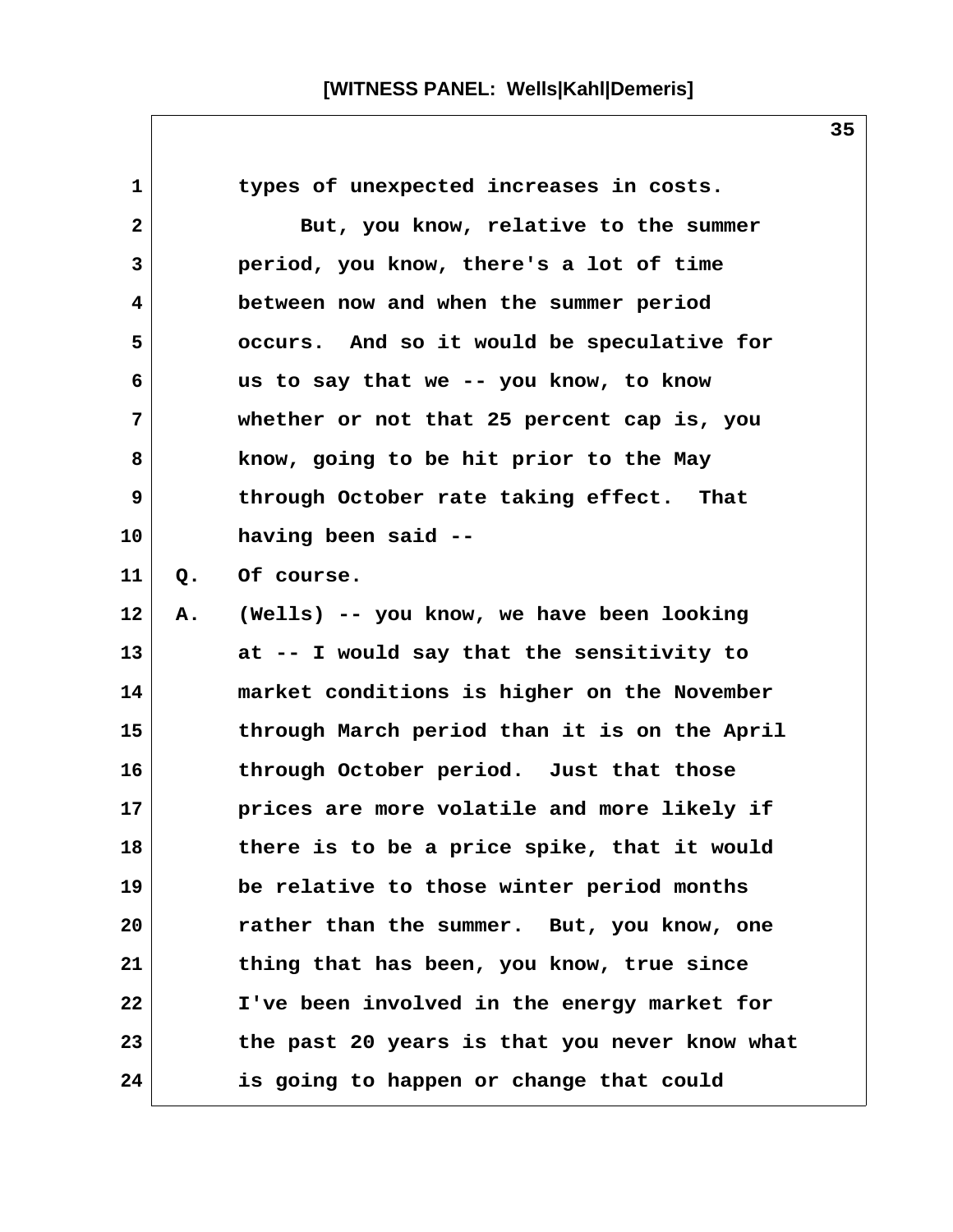types of unexpected increases in costs.

But, you know, relative to the summer period, you know, there's a lot of time between now and when the summer period occurs. And so it would be speculative for us to say that we -- you know, to know whether or not that 25 percent cap is, you know, going to be hit prior to the May through October rate taking effect. That having been said --

Q. Of course.

A. (Wells) -- you know, we have been looking at -- I would say that the sensitivity to market conditions is higher on the November through March period than it is on the April through October period. Just that those prices are more volatile and more likely if there is to be a price spike, that it would be relative to those winter period months rather than the summer. But, you know, one thing that has been, you know, true since I've been involved in the energy market for the past 20 years is that you never know what is going to happen or change that could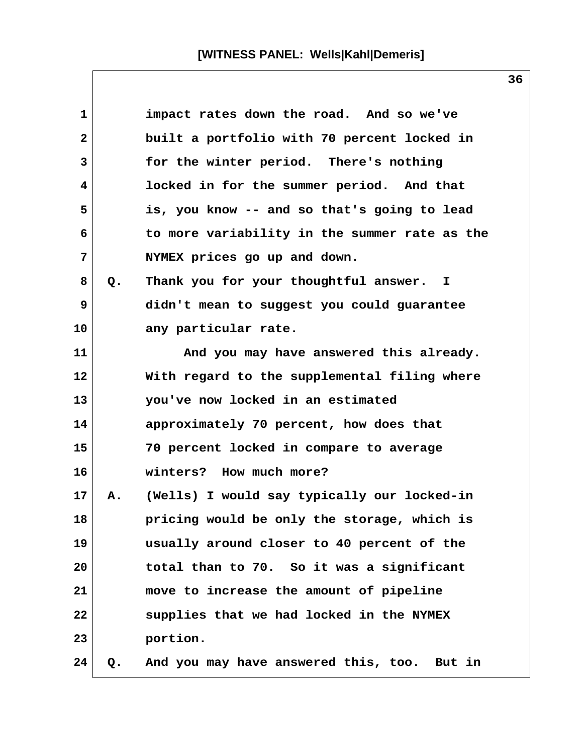impact rates down the road. And so we've built a portfolio with 70 percent locked in for the winter period. There's nothing locked in for the summer period. And that is, you know -- and so that's going to lead to more variability in the summer rate as the NYMEX prices go up and down.

Q. Thank you for your thoughtful answer. I didn't mean to suggest you could guarantee any particular rate.

And you may have answered this already. With regard to the supplemental filing where you've now locked in an estimated approximately 70 percent, how does that 70 percent locked in compare to average winters? How much more?

A. (Wells) I would say typically our locked-in pricing would be only the storage, which is usually around closer to 40 percent of the total than to 70. So it was a significant move to increase the amount of pipeline supplies that we had locked in the NYMEX portion.

Q. And you may have answered this, too. But in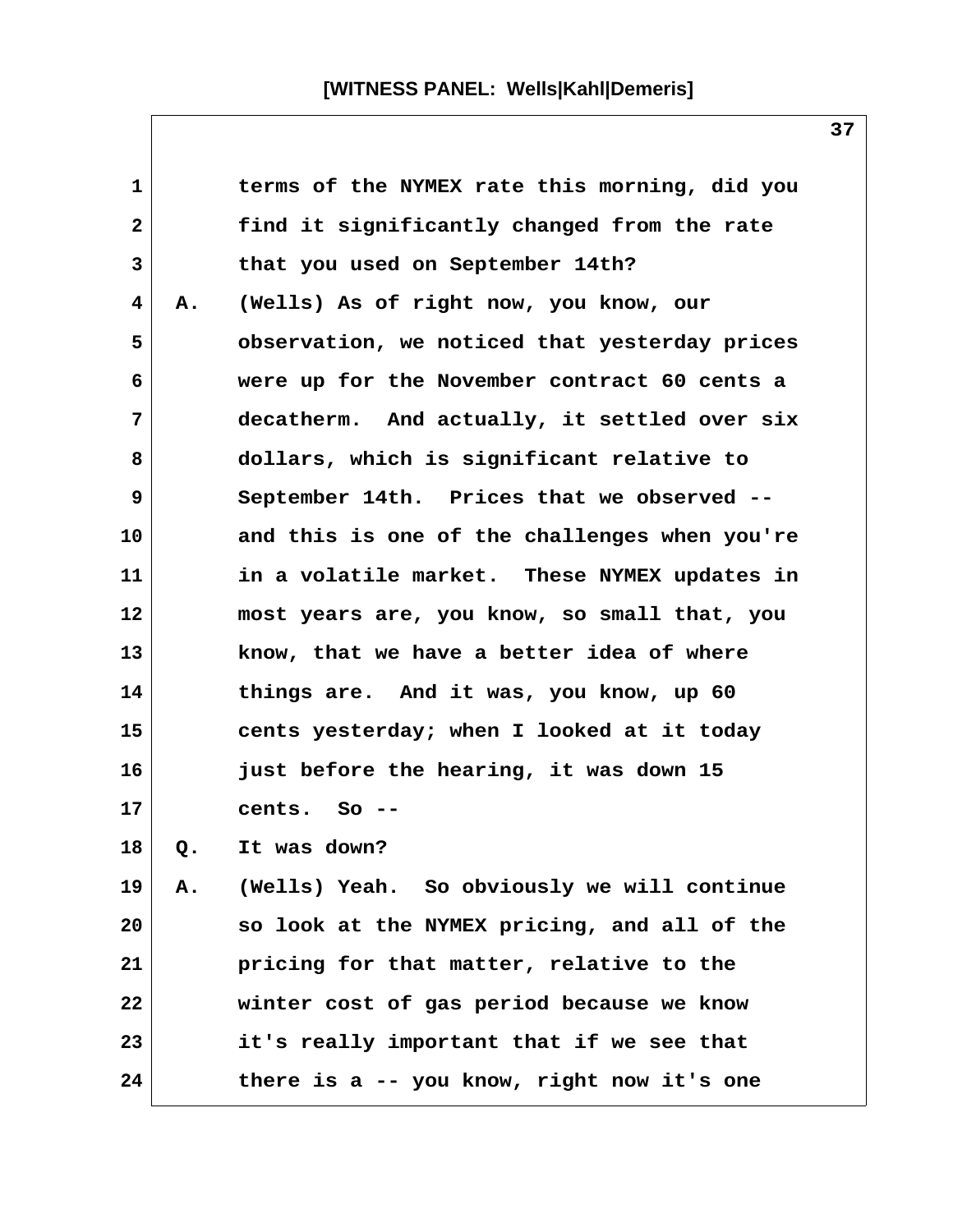1 terms of the NYMEX rate this morning, did you
2 find it significantly changed from the rate
3 that you used on September 14th?
4 A. (Wells) As of right now, you know, our
5 observation, we noticed that yesterday prices
6 were up for the November contract 60 cents a
7 decatherm. And actually, it settled over six
8 dollars, which is significant relative to
9 September 14th. Prices that we observed --
10 and this is one of the challenges when you're
11 in a volatile market. These NYMEX updates in
12 most years are, you know, so small that, you
13 know, that we have a better idea of where
14 things are. And it was, you know, up 60
15 cents yesterday; when I looked at it today
16 just before the hearing, it was down 15
17 cents. So --
18 Q. It was down?
19 A. (Wells) Yeah. So obviously we will continue
20 so look at the NYMEX pricing, and all of the
21 pricing for that matter, relative to the
22 winter cost of gas period because we know
23 it's really important that if we see that
24 there is a -- you know, right now it's one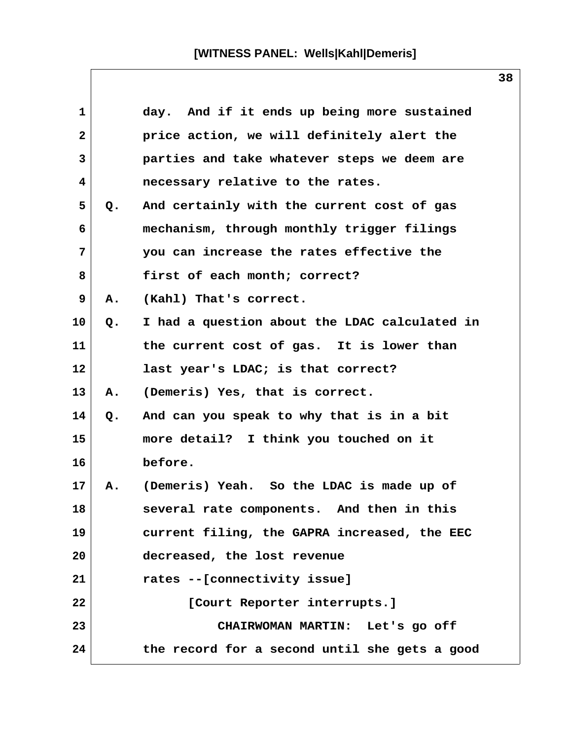1 day. And if it ends up being more sustained
2 price action, we will definitely alert the
3 parties and take whatever steps we deem are
4 necessary relative to the rates.
5 Q. And certainly with the current cost of gas
6 mechanism, through monthly trigger filings
7 you can increase the rates effective the
8 first of each month; correct?
9 A. (Kahl) That's correct.
10 Q. I had a question about the LDAC calculated in
11 the current cost of gas. It is lower than
12 last year's LDAC; is that correct?
13 A. (Demeris) Yes, that is correct.
14 Q. And can you speak to why that is in a bit
15 more detail? I think you touched on it
16 before.
17 A. (Demeris) Yeah. So the LDAC is made up of
18 several rate components. And then in this
19 current filing, the GAPRA increased, the EEC
20 decreased, the lost revenue
21 rates --[connectivity issue]
22 [Court Reporter interrupts.]
23 CHAIRWOMAN MARTIN: Let's go off
24 the record for a second until she gets a good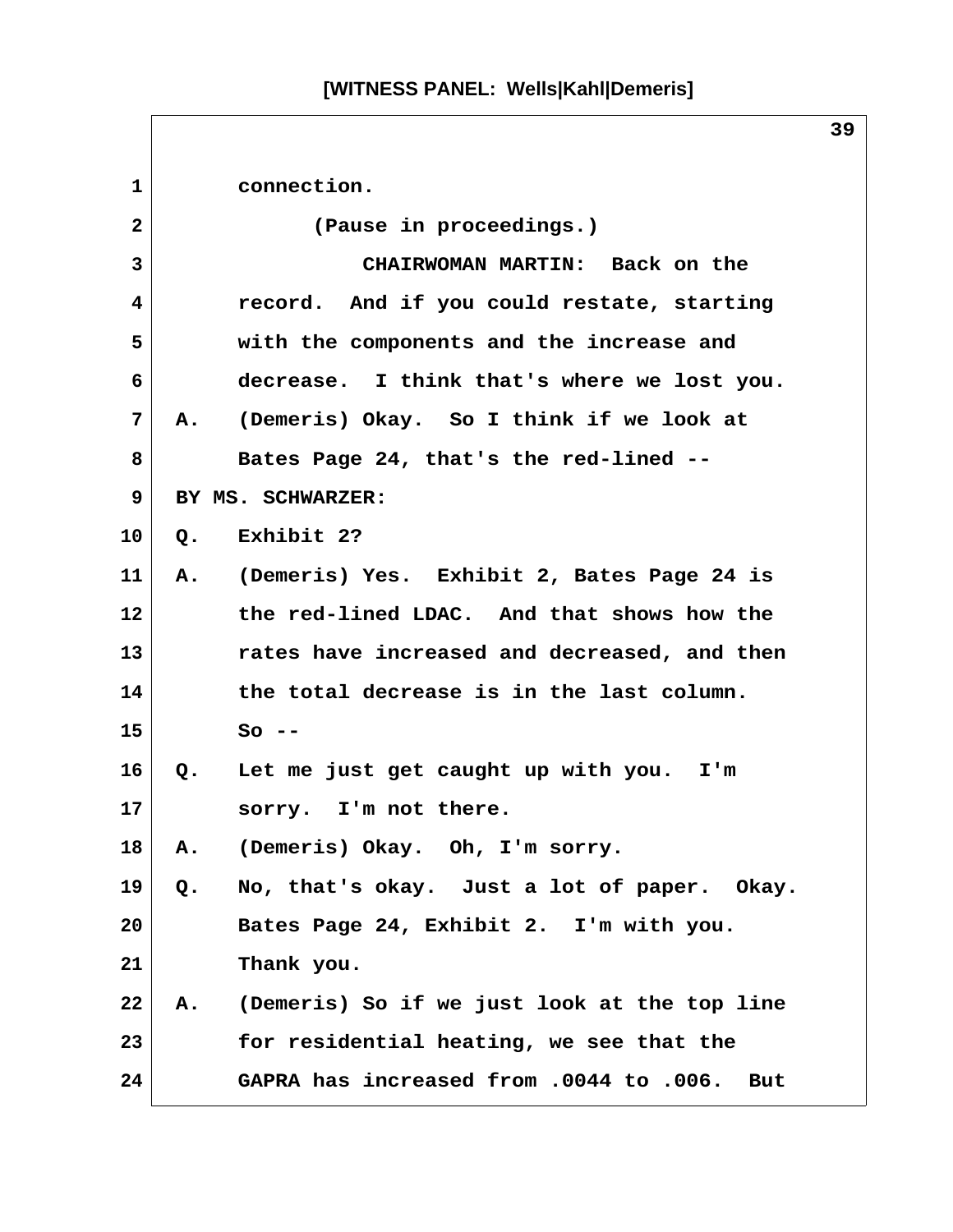connection.

(Pause in proceedings.)

CHAIRWOMAN MARTIN: Back on the record. And if you could restate, starting with the components and the increase and decrease. I think that's where we lost you.

A. (Demeris) Okay. So I think if we look at Bates Page 24, that's the red-lined --

BY MS. SCHWARZER:

Q. Exhibit 2?

A. (Demeris) Yes. Exhibit 2, Bates Page 24 is the red-lined LDAC. And that shows how the rates have increased and decreased, and then the total decrease is in the last column. So --

Q. Let me just get caught up with you. I'm sorry. I'm not there.

A. (Demeris) Okay. Oh, I'm sorry.

Q. No, that's okay. Just a lot of paper. Okay. Bates Page 24, Exhibit 2. I'm with you. Thank you.

A. (Demeris) So if we just look at the top line for residential heating, we see that the GAPRA has increased from .0044 to .006. But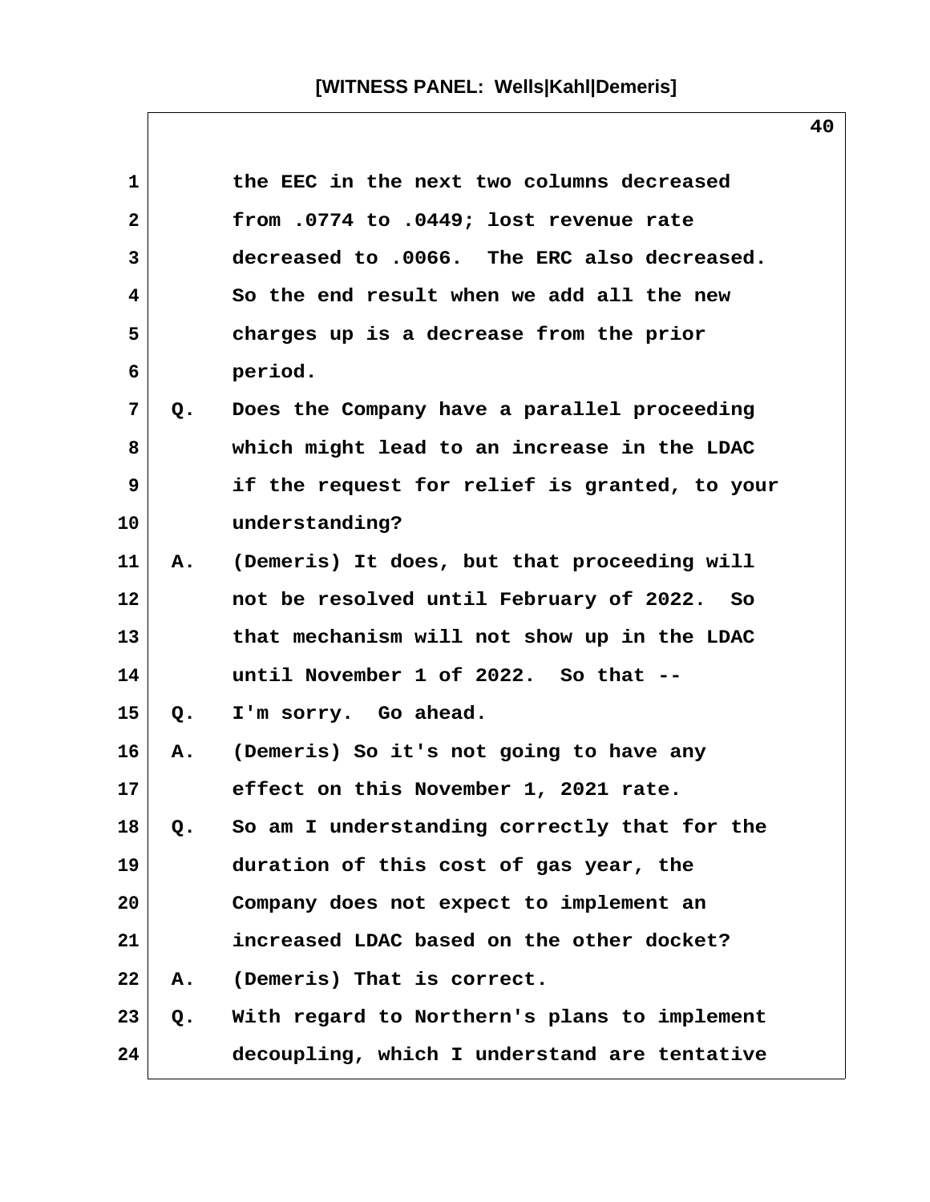the EEC in the next two columns decreased from .0774 to .0449; lost revenue rate decreased to .0066. The ERC also decreased. So the end result when we add all the new charges up is a decrease from the prior period.

Q. Does the Company have a parallel proceeding which might lead to an increase in the LDAC if the request for relief is granted, to your understanding?

A. (Demeris) It does, but that proceeding will not be resolved until February of 2022. So that mechanism will not show up in the LDAC until November 1 of 2022. So that --

Q. I'm sorry. Go ahead.

A. (Demeris) So it's not going to have any effect on this November 1, 2021 rate.

Q. So am I understanding correctly that for the duration of this cost of gas year, the Company does not expect to implement an increased LDAC based on the other docket?

A. (Demeris) That is correct.

Q. With regard to Northern's plans to implement decoupling, which I understand are tentative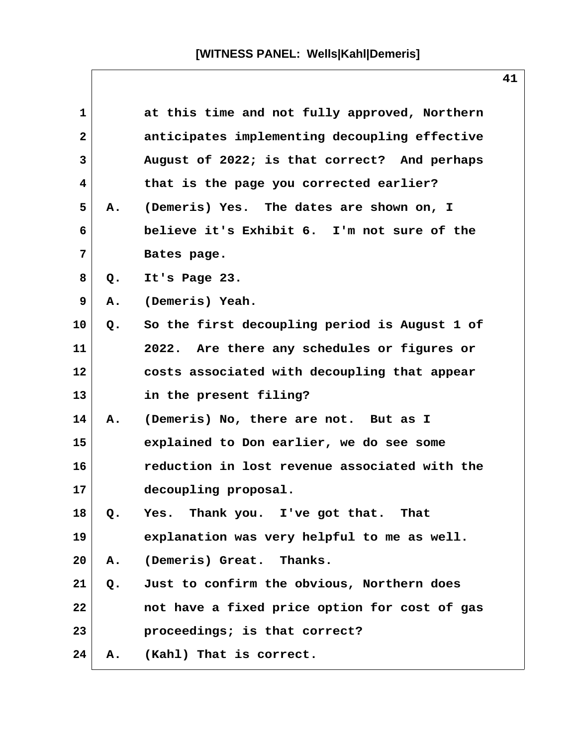at this time and not fully approved, Northern anticipates implementing decoupling effective August of 2022; is that correct? And perhaps that is the page you corrected earlier?

A. (Demeris) Yes. The dates are shown on, I believe it's Exhibit 6. I'm not sure of the Bates page.

Q. It's Page 23.

A. (Demeris) Yeah.

Q. So the first decoupling period is August 1 of 2022. Are there any schedules or figures or costs associated with decoupling that appear in the present filing?

A. (Demeris) No, there are not. But as I explained to Don earlier, we do see some reduction in lost revenue associated with the decoupling proposal.

Q. Yes. Thank you. I've got that. That explanation was very helpful to me as well.

A. (Demeris) Great. Thanks.

Q. Just to confirm the obvious, Northern does not have a fixed price option for cost of gas proceedings; is that correct?

A. (Kahl) That is correct.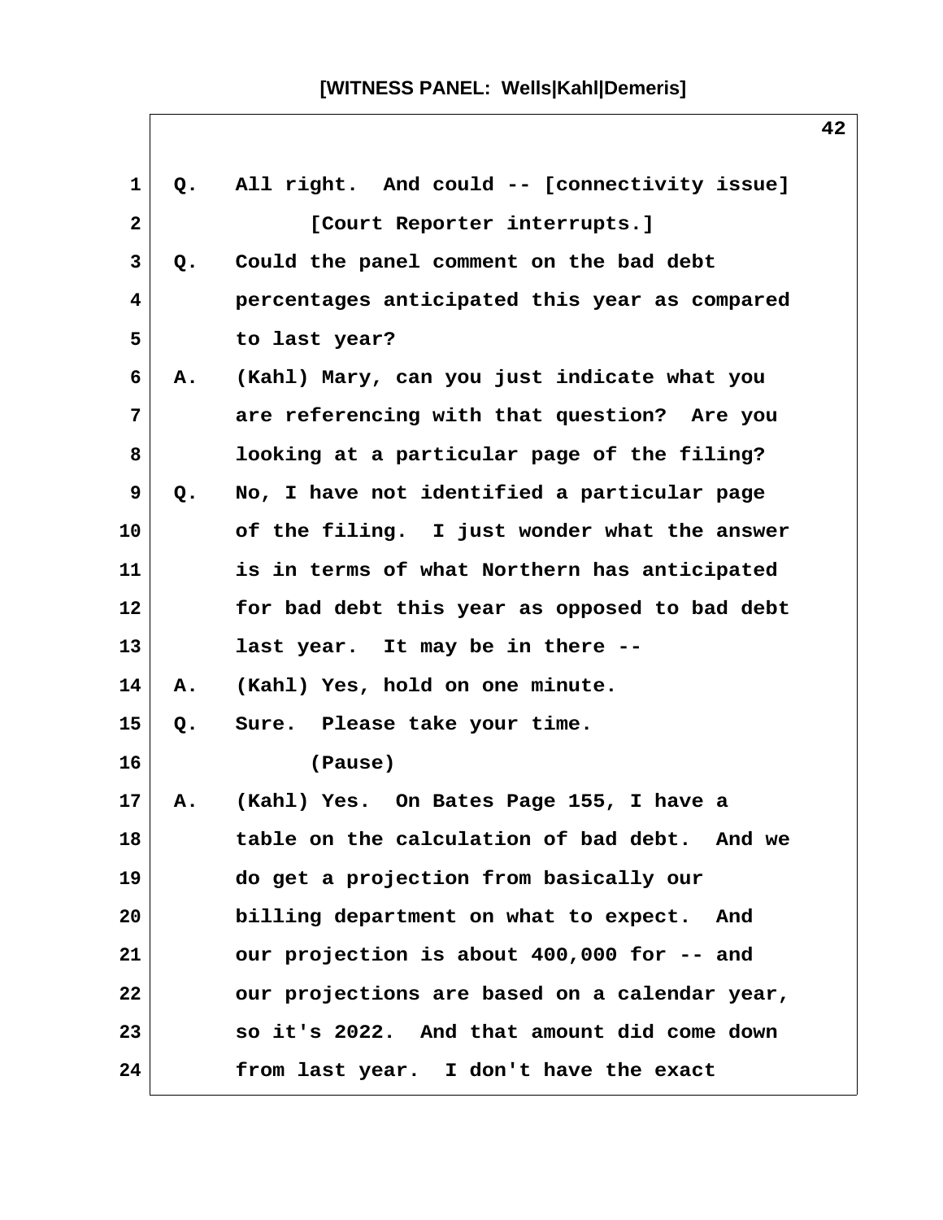[WITNESS PANEL: Wells|Kahl|Demeris]

1 Q. All right. And could -- [connectivity issue]
2 [Court Reporter interrupts.]
3 Q. Could the panel comment on the bad debt
4 percentages anticipated this year as compared
5 to last year?
6 A. (Kahl) Mary, can you just indicate what you
7 are referencing with that question? Are you
8 looking at a particular page of the filing?
9 Q. No, I have not identified a particular page
10 of the filing. I just wonder what the answer
11 is in terms of what Northern has anticipated
12 for bad debt this year as opposed to bad debt
13 last year. It may be in there --
14 A. (Kahl) Yes, hold on one minute.
15 Q. Sure. Please take your time.
16 (Pause)
17 A. (Kahl) Yes. On Bates Page 155, I have a
18 table on the calculation of bad debt. And we
19 do get a projection from basically our
20 billing department on what to expect. And
21 our projection is about 400,000 for -- and
22 our projections are based on a calendar year,
23 so it's 2022. And that amount did come down
24 from last year. I don't have the exact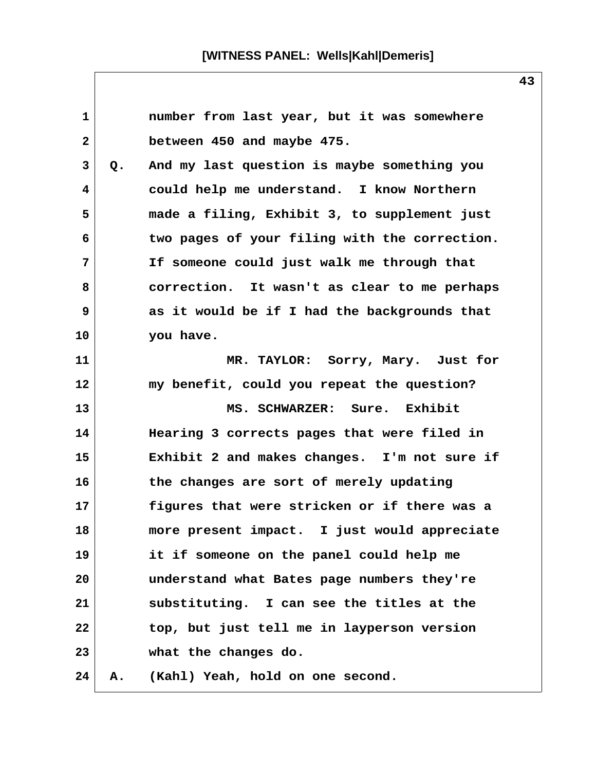number from last year, but it was somewhere between 450 and maybe 475.

Q. And my last question is maybe something you could help me understand. I know Northern made a filing, Exhibit 3, to supplement just two pages of your filing with the correction. If someone could just walk me through that correction. It wasn't as clear to me perhaps as it would be if I had the backgrounds that you have.

MR. TAYLOR: Sorry, Mary. Just for my benefit, could you repeat the question?

MS. SCHWARZER: Sure. Exhibit Hearing 3 corrects pages that were filed in Exhibit 2 and makes changes. I'm not sure if the changes are sort of merely updating figures that were stricken or if there was a more present impact. I just would appreciate it if someone on the panel could help me understand what Bates page numbers they're substituting. I can see the titles at the top, but just tell me in layperson version what the changes do.

A. (Kahl) Yeah, hold on one second.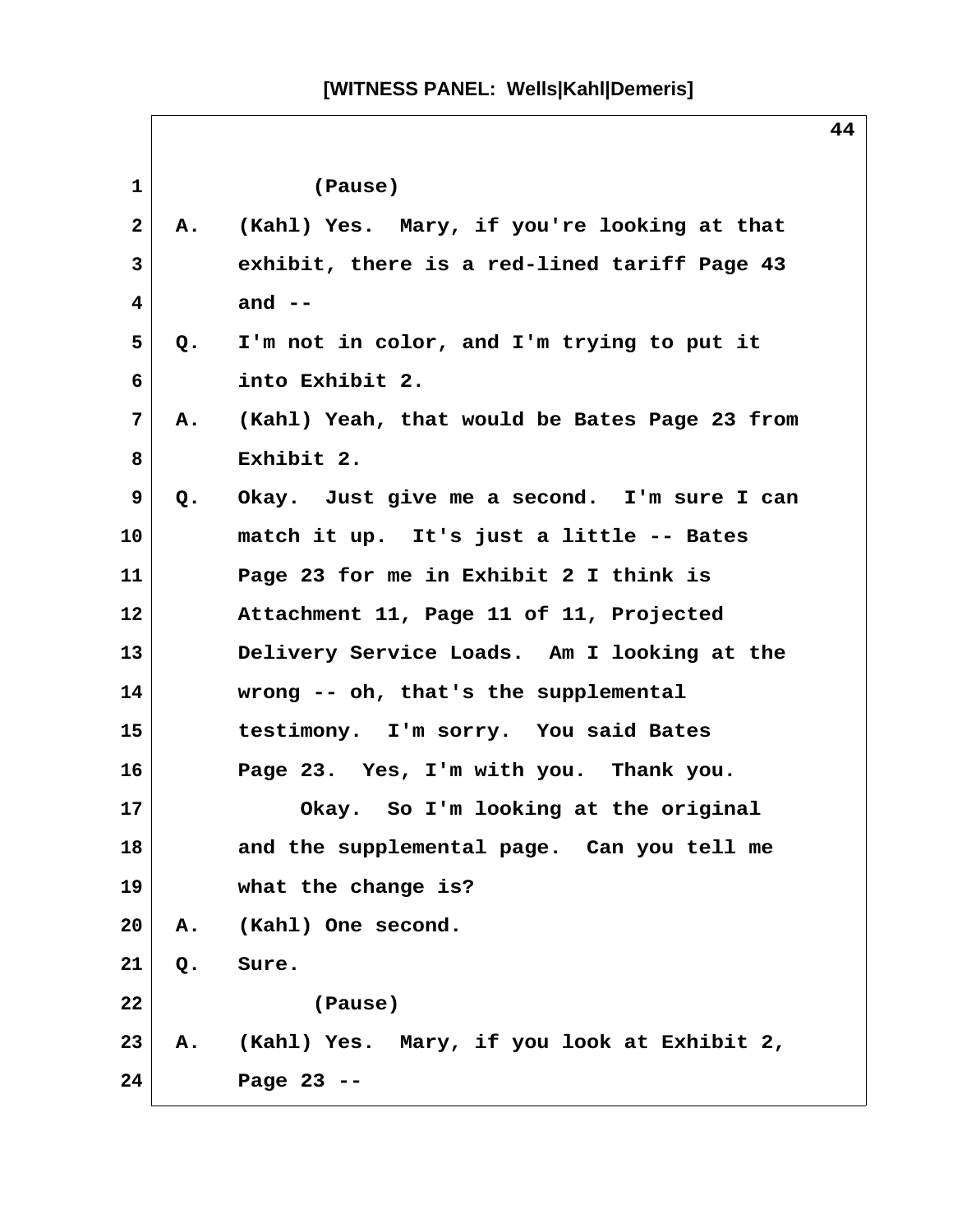[WITNESS PANEL: Wells|Kahl|Demeris]

1 (Pause)

2 A. (Kahl) Yes. Mary, if you're looking at that

3 exhibit, there is a red-lined tariff Page 43

4 and --

5 Q. I'm not in color, and I'm trying to put it

6 into Exhibit 2.

7 A. (Kahl) Yeah, that would be Bates Page 23 from

8 Exhibit 2.

9 Q. Okay. Just give me a second. I'm sure I can

10 match it up. It's just a little -- Bates

11 Page 23 for me in Exhibit 2 I think is

12 Attachment 11, Page 11 of 11, Projected

13 Delivery Service Loads. Am I looking at the

14 wrong -- oh, that's the supplemental

15 testimony. I'm sorry. You said Bates

16 Page 23. Yes, I'm with you. Thank you.

17 Okay. So I'm looking at the original

18 and the supplemental page. Can you tell me

19 what the change is?

20 A. (Kahl) One second.

21 Q. Sure.

22 (Pause)

23 A. (Kahl) Yes. Mary, if you look at Exhibit 2,

24 Page 23 --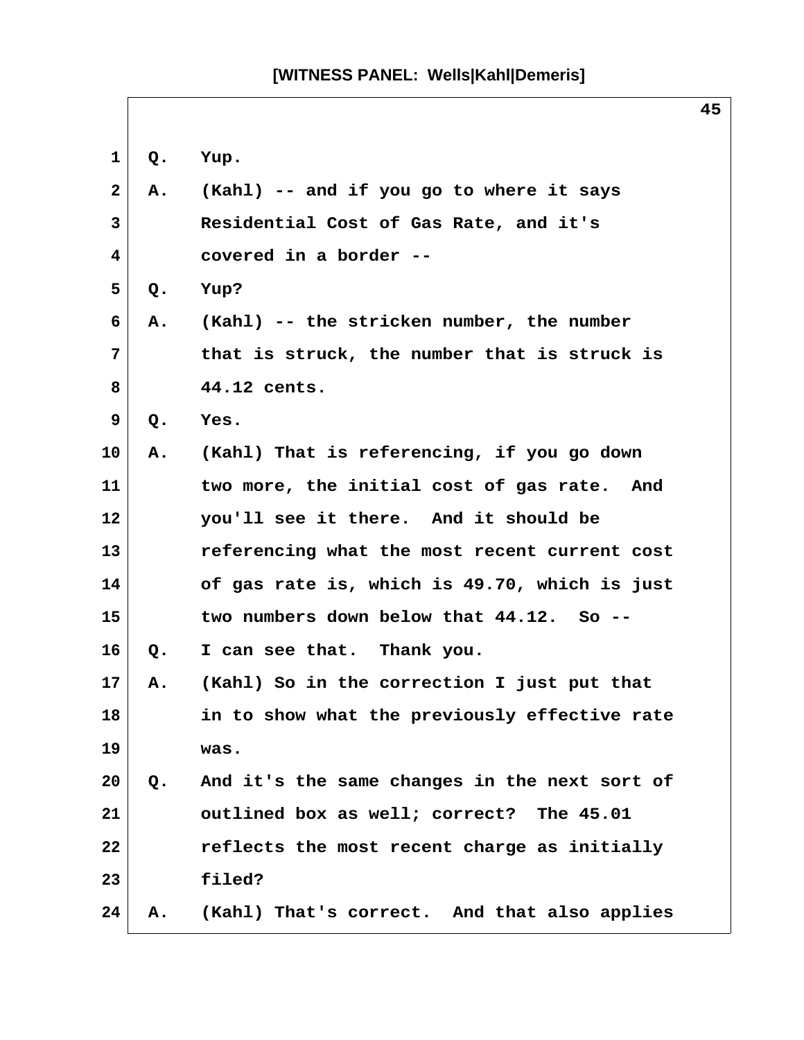**[WITNESS PANEL: Wells|Kahl|Demeris]**

1 Q. Yup.

2 A. (Kahl) -- and if you go to where it says
3 Residential Cost of Gas Rate, and it's
4 covered in a border --

5 Q. Yup?

6 A. (Kahl) -- the stricken number, the number
7 that is struck, the number that is struck is
8 44.12 cents.

9 Q. Yes.

10 A. (Kahl) That is referencing, if you go down
11 two more, the initial cost of gas rate. And
12 you'll see it there. And it should be
13 referencing what the most recent current cost
14 of gas rate is, which is 49.70, which is just
15 two numbers down below that 44.12. So --

16 Q. I can see that. Thank you.

17 A. (Kahl) So in the correction I just put that
18 in to show what the previously effective rate
19 was.

20 Q. And it's the same changes in the next sort of
21 outlined box as well; correct? The 45.01
22 reflects the most recent charge as initially
23 filed?

24 A. (Kahl) That's correct. And that also applies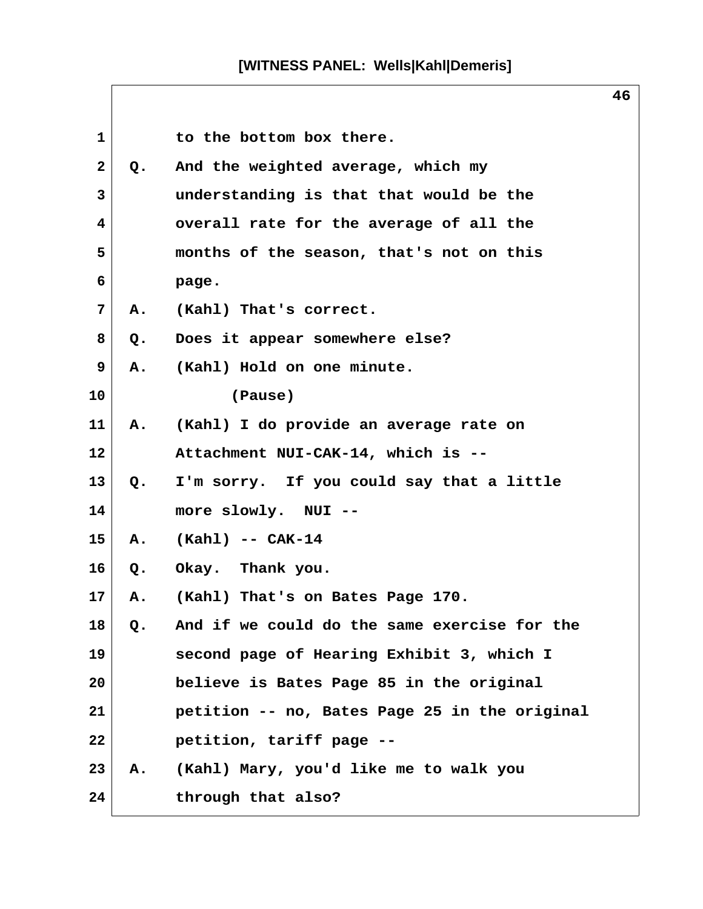1 to the bottom box there.

2 Q. And the weighted average, which my

3 understanding is that that would be the

4 overall rate for the average of all the

5 months of the season, that's not on this

6 page.

7 A. (Kahl) That's correct.

8 Q. Does it appear somewhere else?

9 A. (Kahl) Hold on one minute.

10 (Pause)

11 A. (Kahl) I do provide an average rate on

12 Attachment NUI-CAK-14, which is --

13 Q. I'm sorry. If you could say that a little

14 more slowly. NUI --

15 A. (Kahl) -- CAK-14

16 Q. Okay. Thank you.

17 A. (Kahl) That's on Bates Page 170.

18 Q. And if we could do the same exercise for the

19 second page of Hearing Exhibit 3, which I

20 believe is Bates Page 85 in the original

21 petition -- no, Bates Page 25 in the original

22 petition, tariff page --

23 A. (Kahl) Mary, you'd like me to walk you

24 through that also?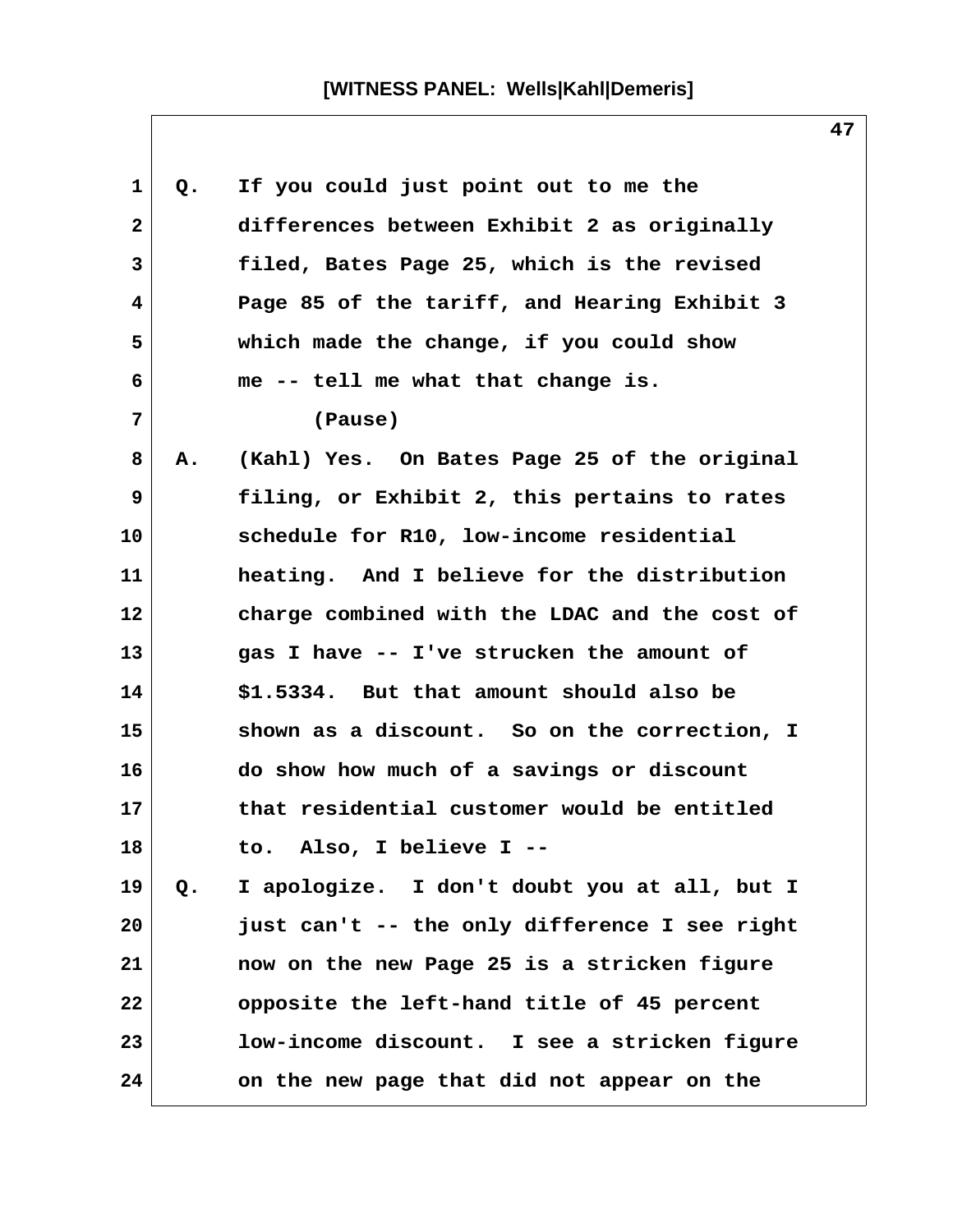[WITNESS PANEL: Wells|Kahl|Demeris]

1 Q. If you could just point out to me the
2 differences between Exhibit 2 as originally
3 filed, Bates Page 25, which is the revised
4 Page 85 of the tariff, and Hearing Exhibit 3
5 which made the change, if you could show
6 me -- tell me what that change is.
7 (Pause)
8 A. (Kahl) Yes. On Bates Page 25 of the original
9 filing, or Exhibit 2, this pertains to rates
10 schedule for R10, low-income residential
11 heating. And I believe for the distribution
12 charge combined with the LDAC and the cost of
13 gas I have -- I've strucken the amount of
14 $1.5334. But that amount should also be
15 shown as a discount. So on the correction, I
16 do show how much of a savings or discount
17 that residential customer would be entitled
18 to. Also, I believe I --
19 Q. I apologize. I don't doubt you at all, but I
20 just can't -- the only difference I see right
21 now on the new Page 25 is a stricken figure
22 opposite the left-hand title of 45 percent
23 low-income discount. I see a stricken figure
24 on the new page that did not appear on the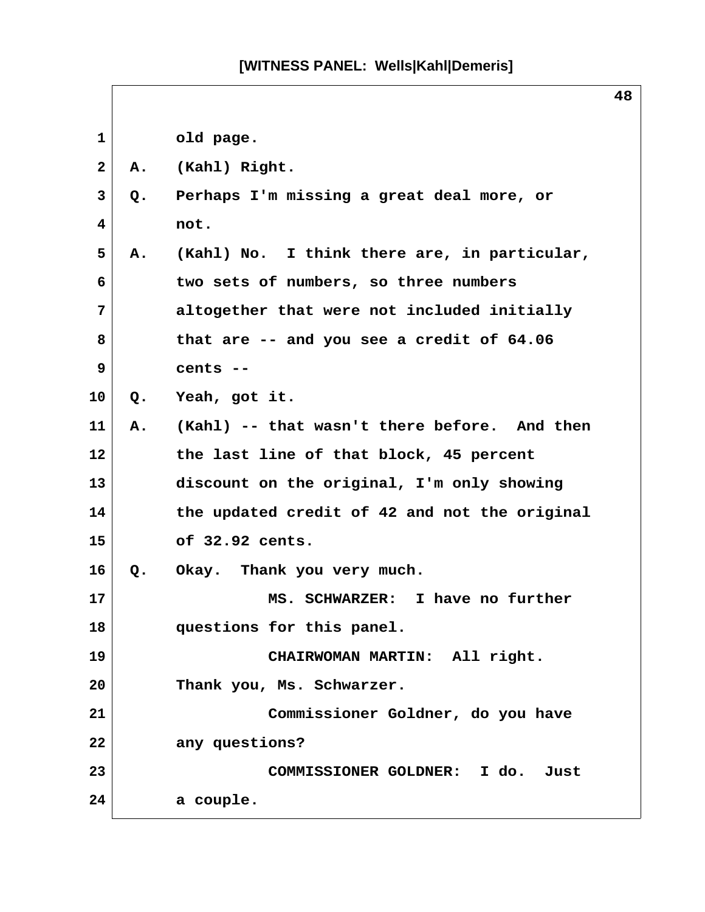old page.

A. (Kahl) Right.

Q. Perhaps I'm missing a great deal more, or not.

A. (Kahl) No. I think there are, in particular, two sets of numbers, so three numbers altogether that were not included initially that are -- and you see a credit of 64.06 cents --

Q. Yeah, got it.

A. (Kahl) -- that wasn't there before. And then the last line of that block, 45 percent discount on the original, I'm only showing the updated credit of 42 and not the original of 32.92 cents.

Q. Okay. Thank you very much.

MS. SCHWARZER: I have no further questions for this panel.

CHAIRWOMAN MARTIN: All right. Thank you, Ms. Schwarzer.

Commissioner Goldner, do you have any questions?

COMMISSIONER GOLDNER: I do. Just a couple.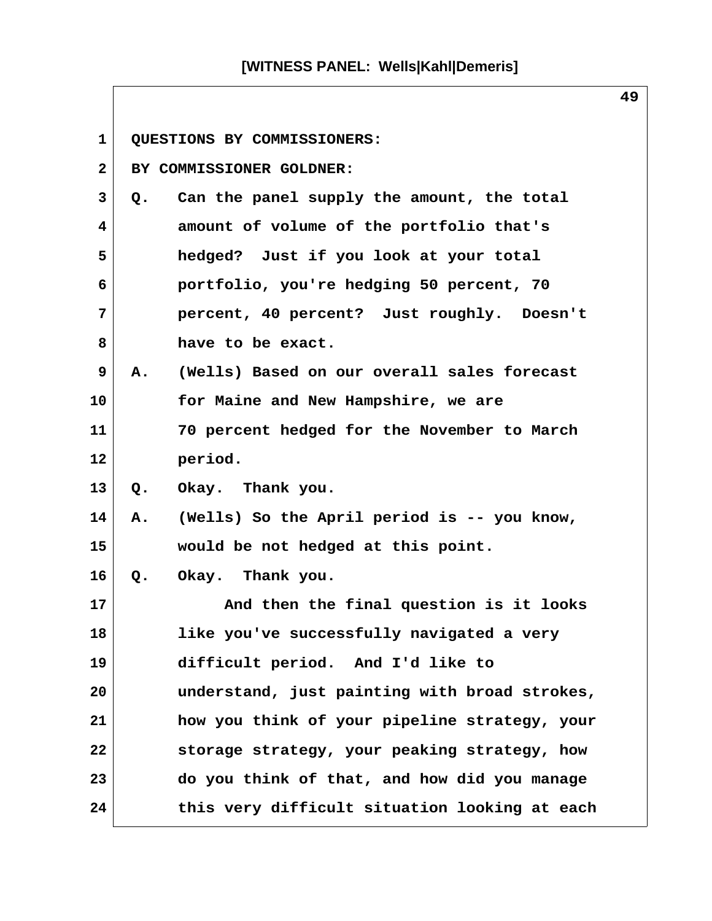QUESTIONS BY COMMISSIONERS:

BY COMMISSIONER GOLDNER:

Q. Can the panel supply the amount, the total amount of volume of the portfolio that's hedged? Just if you look at your total portfolio, you're hedging 50 percent, 70 percent, 40 percent? Just roughly. Doesn't have to be exact.

A. (Wells) Based on our overall sales forecast for Maine and New Hampshire, we are 70 percent hedged for the November to March period.

Q. Okay. Thank you.

A. (Wells) So the April period is -- you know, would be not hedged at this point.

Q. Okay. Thank you.

And then the final question is it looks like you've successfully navigated a very difficult period. And I'd like to understand, just painting with broad strokes, how you think of your pipeline strategy, your storage strategy, your peaking strategy, how do you think of that, and how did you manage this very difficult situation looking at each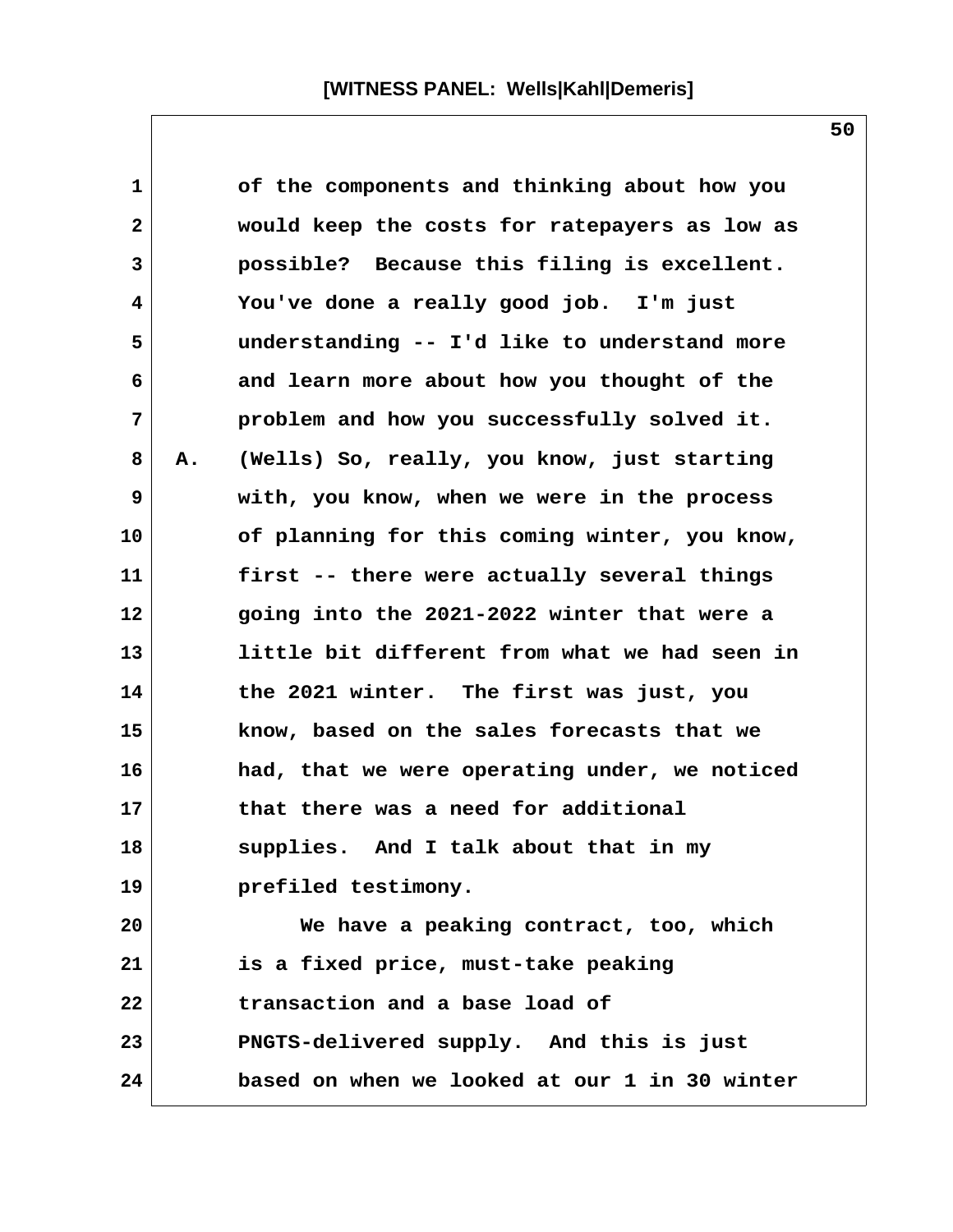of the components and thinking about how you would keep the costs for ratepayers as low as possible? Because this filing is excellent. You've done a really good job. I'm just understanding -- I'd like to understand more and learn more about how you thought of the problem and how you successfully solved it.

A. (Wells) So, really, you know, just starting with, you know, when we were in the process of planning for this coming winter, you know, first -- there were actually several things going into the 2021-2022 winter that were a little bit different from what we had seen in the 2021 winter. The first was just, you know, based on the sales forecasts that we had, that we were operating under, we noticed that there was a need for additional supplies. And I talk about that in my prefiled testimony.

We have a peaking contract, too, which is a fixed price, must-take peaking transaction and a base load of PNGTS-delivered supply. And this is just based on when we looked at our 1 in 30 winter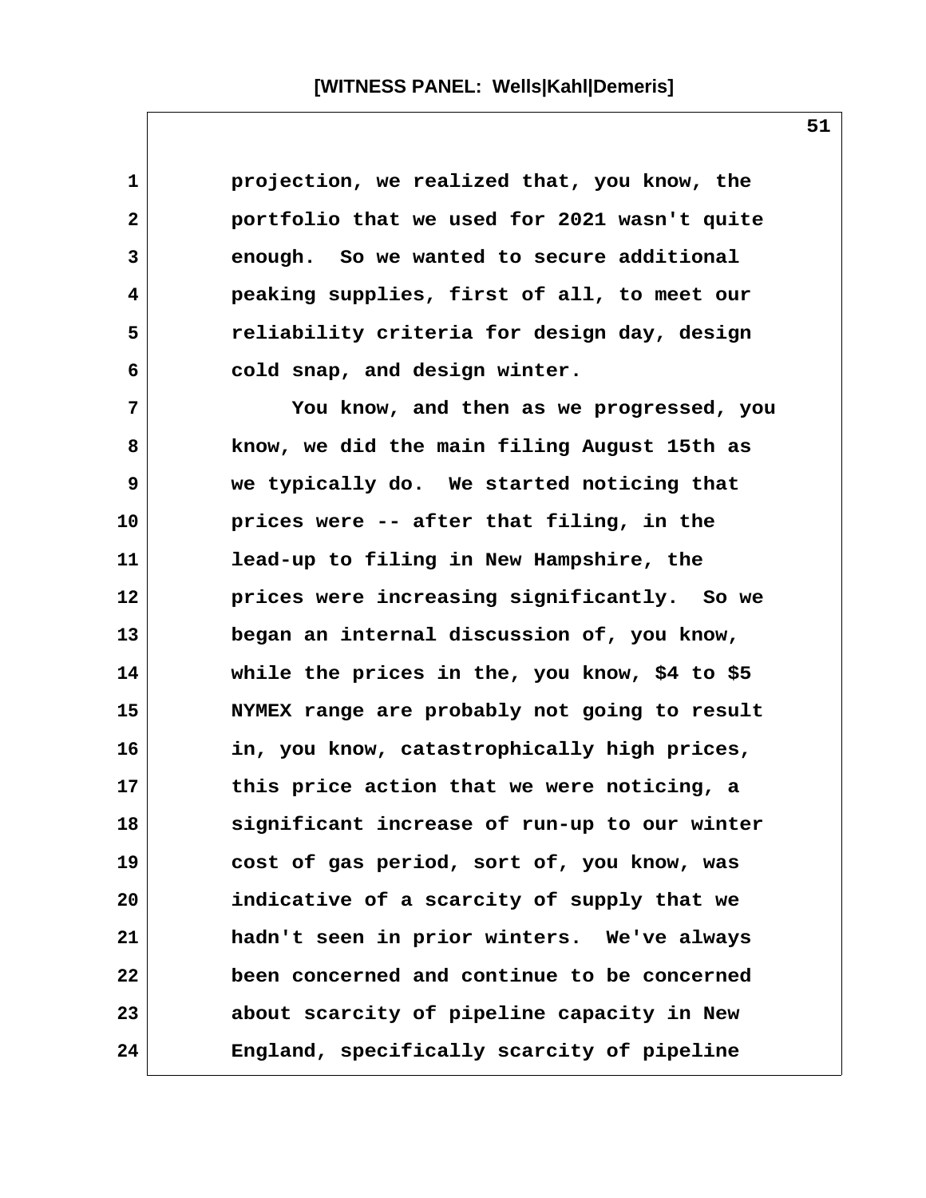projection, we realized that, you know, the portfolio that we used for 2021 wasn't quite enough. So we wanted to secure additional peaking supplies, first of all, to meet our reliability criteria for design day, design cold snap, and design winter.

You know, and then as we progressed, you know, we did the main filing August 15th as we typically do. We started noticing that prices were -- after that filing, in the lead-up to filing in New Hampshire, the prices were increasing significantly. So we began an internal discussion of, you know, while the prices in the, you know, $4 to $5 NYMEX range are probably not going to result in, you know, catastrophically high prices, this price action that we were noticing, a significant increase of run-up to our winter cost of gas period, sort of, you know, was indicative of a scarcity of supply that we hadn't seen in prior winters. We've always been concerned and continue to be concerned about scarcity of pipeline capacity in New England, specifically scarcity of pipeline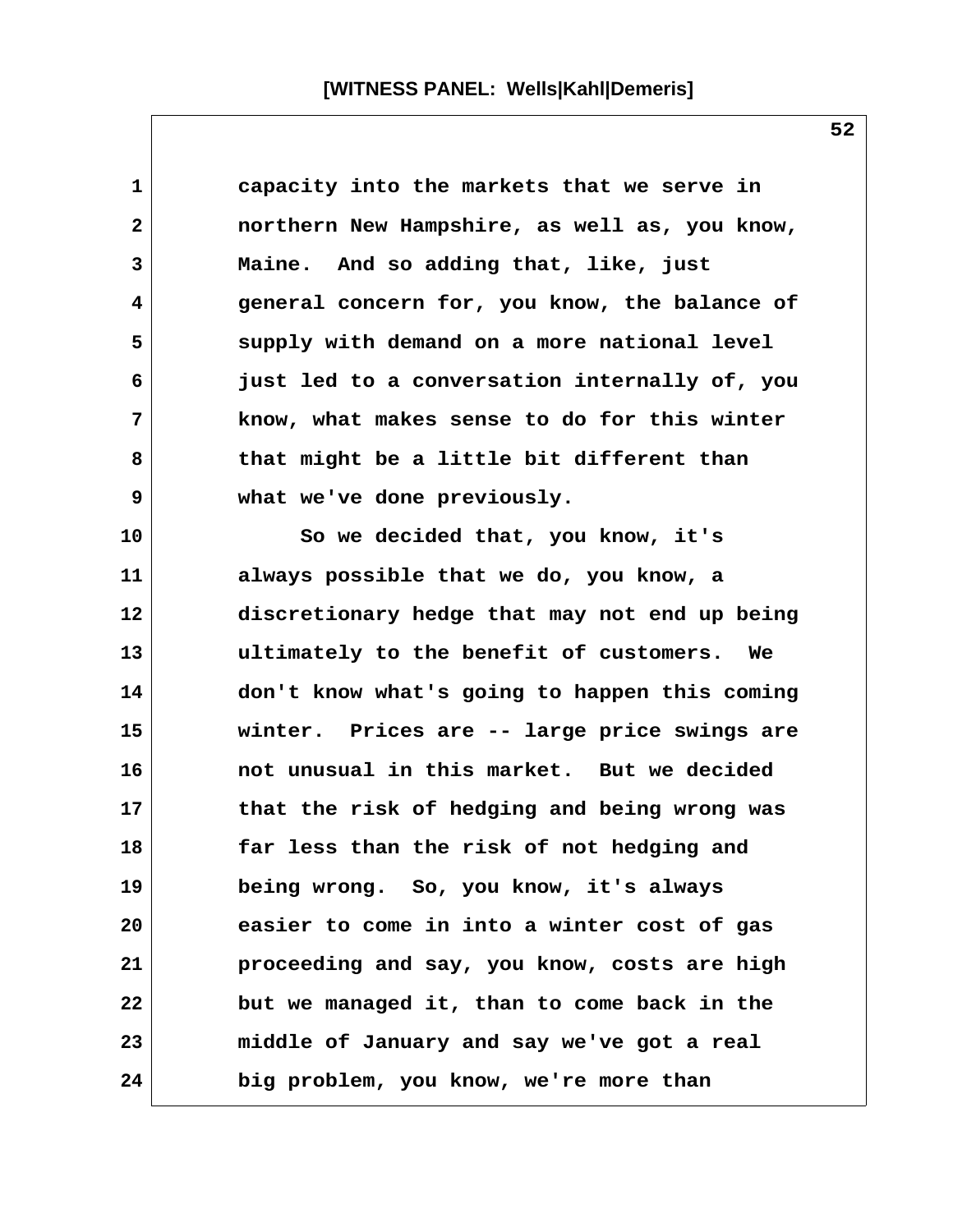capacity into the markets that we serve in northern New Hampshire, as well as, you know, Maine. And so adding that, like, just general concern for, you know, the balance of supply with demand on a more national level just led to a conversation internally of, you know, what makes sense to do for this winter that might be a little bit different than what we've done previously.

So we decided that, you know, it's always possible that we do, you know, a discretionary hedge that may not end up being ultimately to the benefit of customers. We don't know what's going to happen this coming winter. Prices are -- large price swings are not unusual in this market. But we decided that the risk of hedging and being wrong was far less than the risk of not hedging and being wrong. So, you know, it's always easier to come in into a winter cost of gas proceeding and say, you know, costs are high but we managed it, than to come back in the middle of January and say we've got a real big problem, you know, we're more than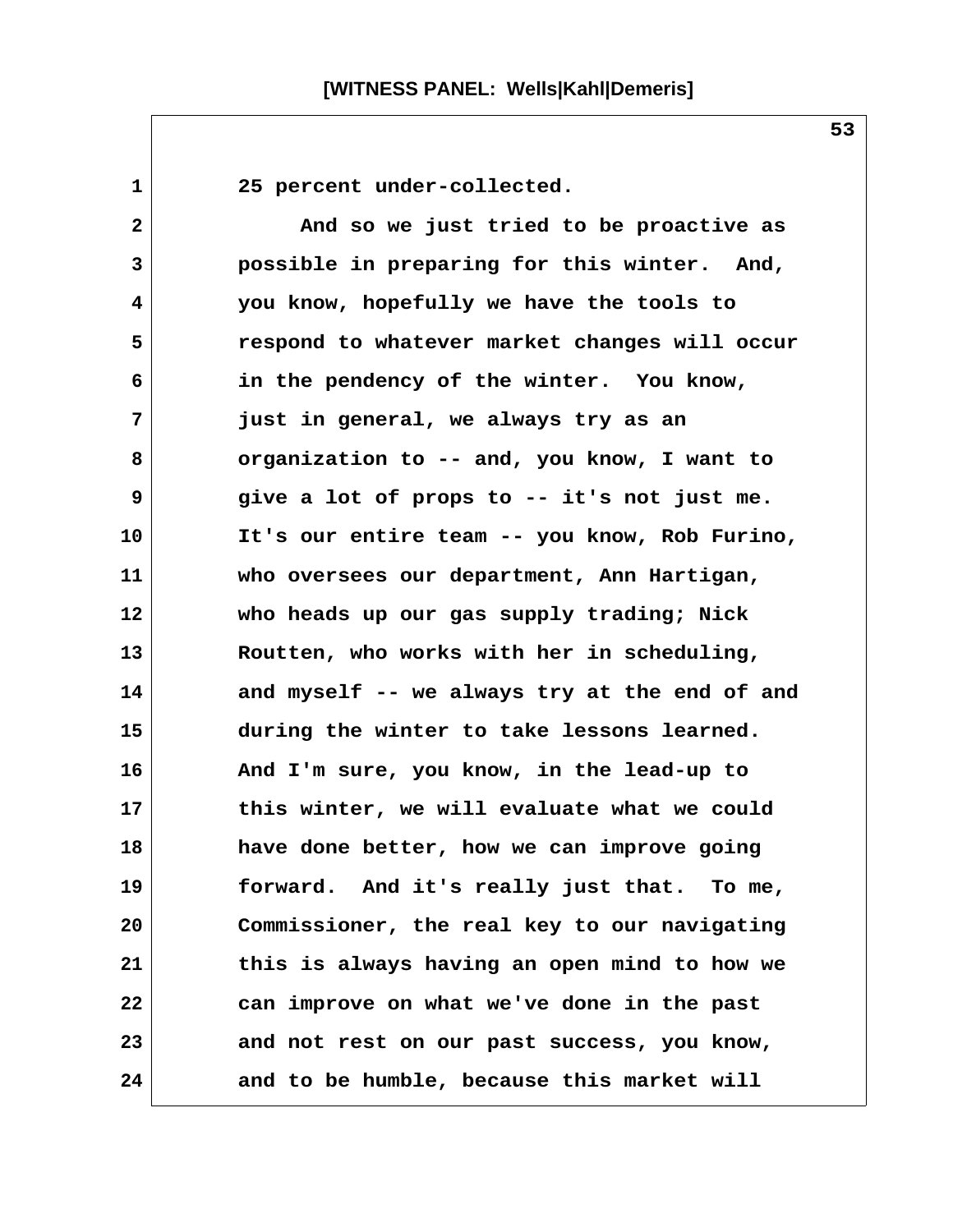25 percent under-collected.

And so we just tried to be proactive as possible in preparing for this winter. And, you know, hopefully we have the tools to respond to whatever market changes will occur in the pendency of the winter. You know, just in general, we always try as an organization to -- and, you know, I want to give a lot of props to -- it's not just me. It's our entire team -- you know, Rob Furino, who oversees our department, Ann Hartigan, who heads up our gas supply trading; Nick Routten, who works with her in scheduling, and myself -- we always try at the end of and during the winter to take lessons learned. And I'm sure, you know, in the lead-up to this winter, we will evaluate what we could have done better, how we can improve going forward. And it's really just that. To me, Commissioner, the real key to our navigating this is always having an open mind to how we can improve on what we've done in the past and not rest on our past success, you know, and to be humble, because this market will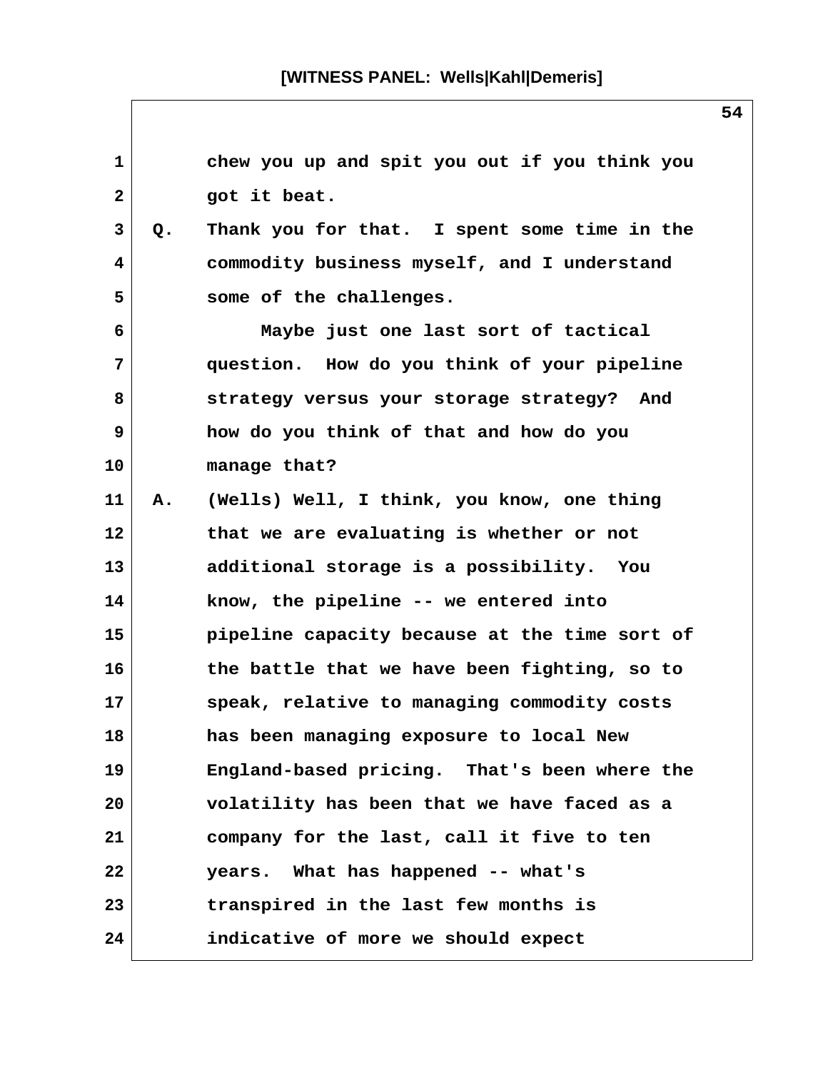chew you up and spit you out if you think you got it beat.

Q. Thank you for that. I spent some time in the commodity business myself, and I understand some of the challenges.

Maybe just one last sort of tactical question. How do you think of your pipeline strategy versus your storage strategy? And how do you think of that and how do you manage that?

A. (Wells) Well, I think, you know, one thing that we are evaluating is whether or not additional storage is a possibility. You know, the pipeline -- we entered into pipeline capacity because at the time sort of the battle that we have been fighting, so to speak, relative to managing commodity costs has been managing exposure to local New England-based pricing. That's been where the volatility has been that we have faced as a company for the last, call it five to ten years. What has happened -- what's transpired in the last few months is indicative of more we should expect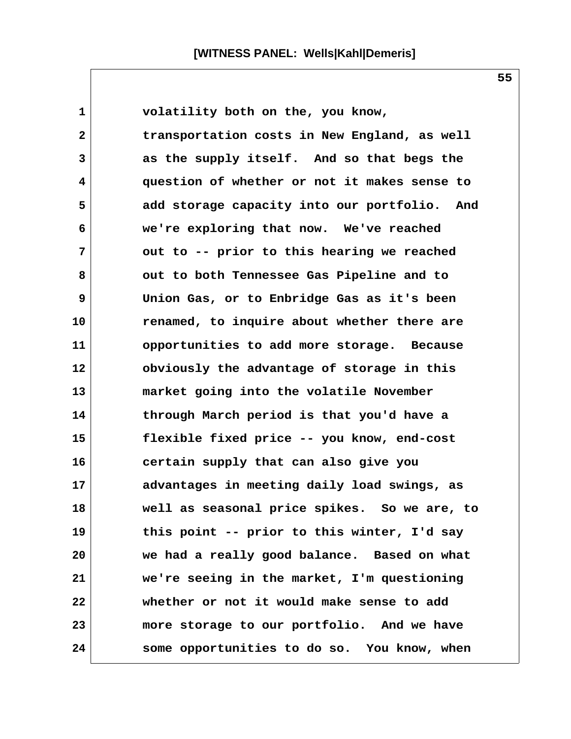volatility both on the, you know, transportation costs in New England, as well as the supply itself. And so that begs the question of whether or not it makes sense to add storage capacity into our portfolio. And we're exploring that now. We've reached out to -- prior to this hearing we reached out to both Tennessee Gas Pipeline and to Union Gas, or to Enbridge Gas as it's been renamed, to inquire about whether there are opportunities to add more storage. Because obviously the advantage of storage in this market going into the volatile November through March period is that you'd have a flexible fixed price -- you know, end-cost certain supply that can also give you advantages in meeting daily load swings, as well as seasonal price spikes. So we are, to this point -- prior to this winter, I'd say we had a really good balance. Based on what we're seeing in the market, I'm questioning whether or not it would make sense to add more storage to our portfolio. And we have some opportunities to do so. You know, when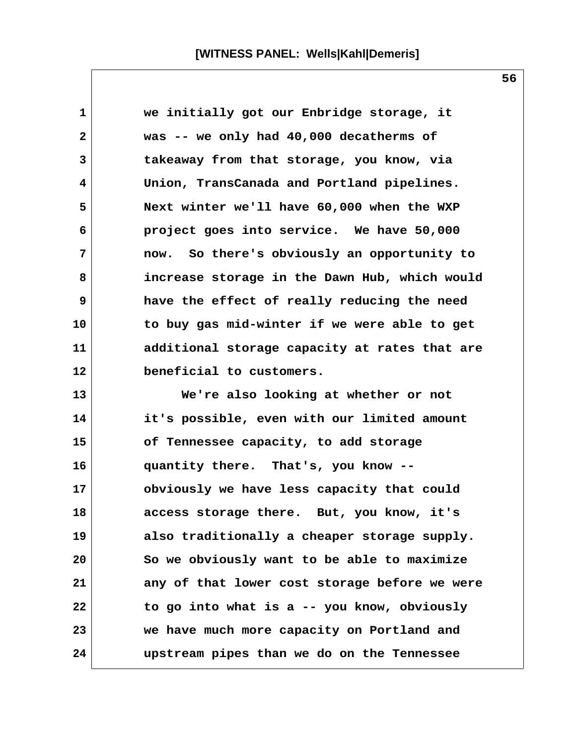we initially got our Enbridge storage, it was -- we only had 40,000 decatherms of takeaway from that storage, you know, via Union, TransCanada and Portland pipelines. Next winter we'll have 60,000 when the WXP project goes into service. We have 50,000 now. So there's obviously an opportunity to increase storage in the Dawn Hub, which would have the effect of really reducing the need to buy gas mid-winter if we were able to get additional storage capacity at rates that are beneficial to customers.

We're also looking at whether or not it's possible, even with our limited amount of Tennessee capacity, to add storage quantity there. That's, you know -- obviously we have less capacity that could access storage there. But, you know, it's also traditionally a cheaper storage supply. So we obviously want to be able to maximize any of that lower cost storage before we were to go into what is a -- you know, obviously we have much more capacity on Portland and upstream pipes than we do on the Tennessee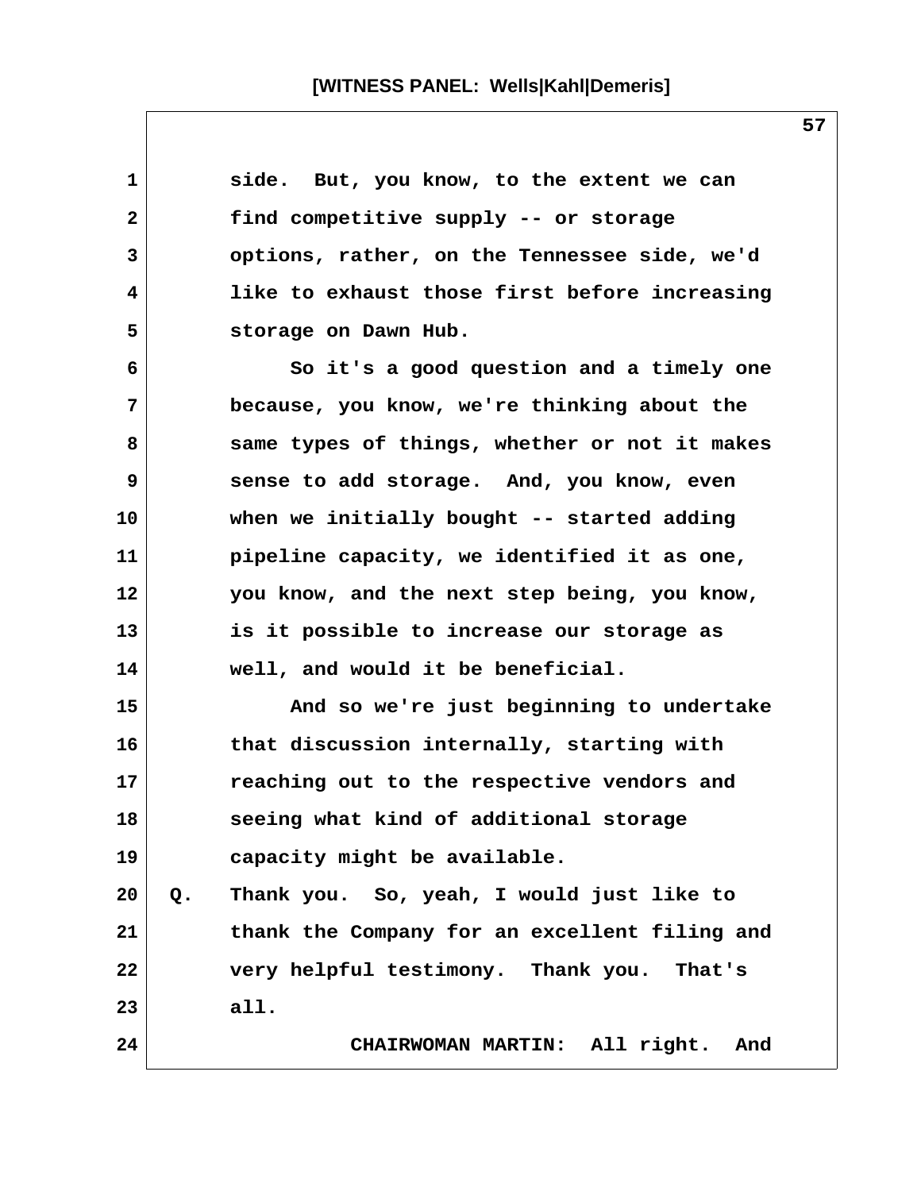side. But, you know, to the extent we can find competitive supply -- or storage options, rather, on the Tennessee side, we'd like to exhaust those first before increasing storage on Dawn Hub.

So it's a good question and a timely one because, you know, we're thinking about the same types of things, whether or not it makes sense to add storage. And, you know, even when we initially bought -- started adding pipeline capacity, we identified it as one, you know, and the next step being, you know, is it possible to increase our storage as well, and would it be beneficial.

And so we're just beginning to undertake that discussion internally, starting with reaching out to the respective vendors and seeing what kind of additional storage capacity might be available.

Q. Thank you. So, yeah, I would just like to thank the Company for an excellent filing and very helpful testimony. Thank you. That's all.

CHAIRWOMAN MARTIN: All right. And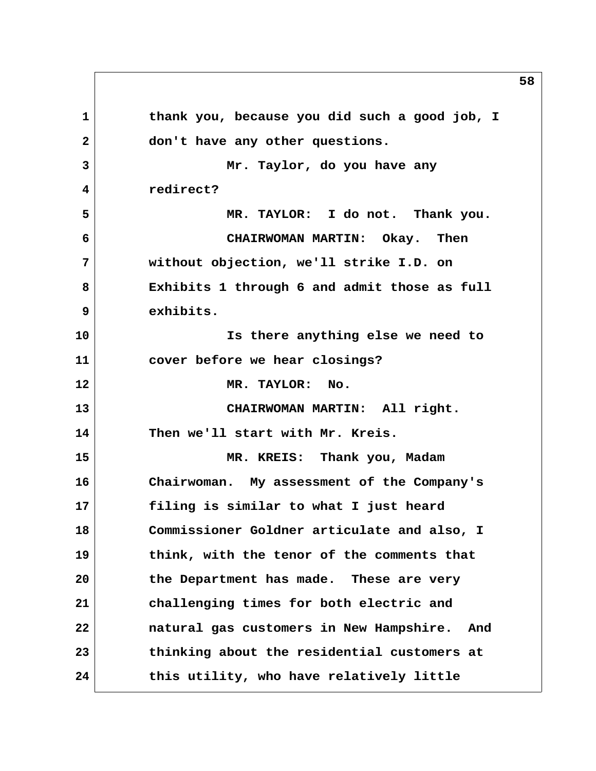thank you, because you did such a good job, I don't have any other questions.

Mr. Taylor, do you have any redirect?

MR. TAYLOR: I do not. Thank you.

CHAIRWOMAN MARTIN: Okay. Then without objection, we'll strike I.D. on Exhibits 1 through 6 and admit those as full exhibits.

Is there anything else we need to cover before we hear closings?

MR. TAYLOR: No.

CHAIRWOMAN MARTIN: All right. Then we'll start with Mr. Kreis.

MR. KREIS: Thank you, Madam Chairwoman. My assessment of the Company's filing is similar to what I just heard Commissioner Goldner articulate and also, I think, with the tenor of the comments that the Department has made. These are very challenging times for both electric and natural gas customers in New Hampshire. And thinking about the residential customers at this utility, who have relatively little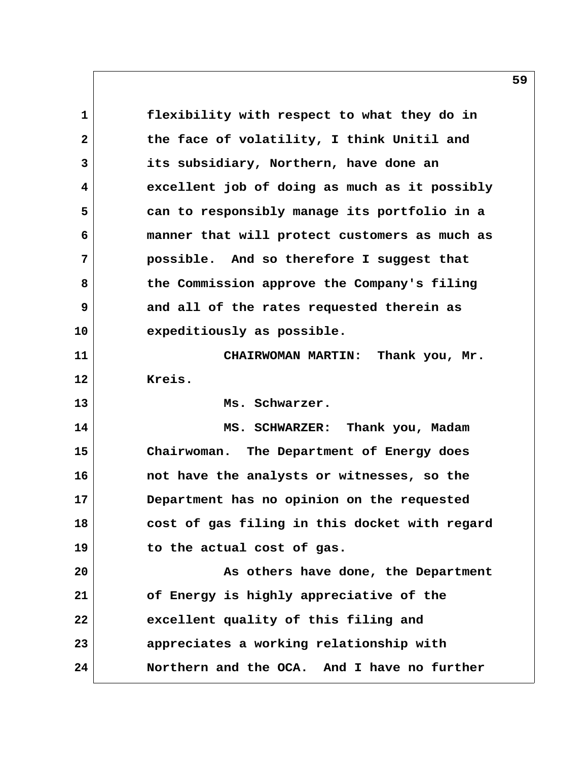1 flexibility with respect to what they do in
2 the face of volatility, I think Unitil and
3 its subsidiary, Northern, have done an
4 excellent job of doing as much as it possibly
5 can to responsibly manage its portfolio in a
6 manner that will protect customers as much as
7 possible. And so therefore I suggest that
8 the Commission approve the Company's filing
9 and all of the rates requested therein as
10 expeditiously as possible.
11 CHAIRWOMAN MARTIN: Thank you, Mr.
12 Kreis.
13 Ms. Schwarzer.
14 MS. SCHWARZER: Thank you, Madam
15 Chairwoman. The Department of Energy does
16 not have the analysts or witnesses, so the
17 Department has no opinion on the requested
18 cost of gas filing in this docket with regard
19 to the actual cost of gas.
20 As others have done, the Department
21 of Energy is highly appreciative of the
22 excellent quality of this filing and
23 appreciates a working relationship with
24 Northern and the OCA. And I have no further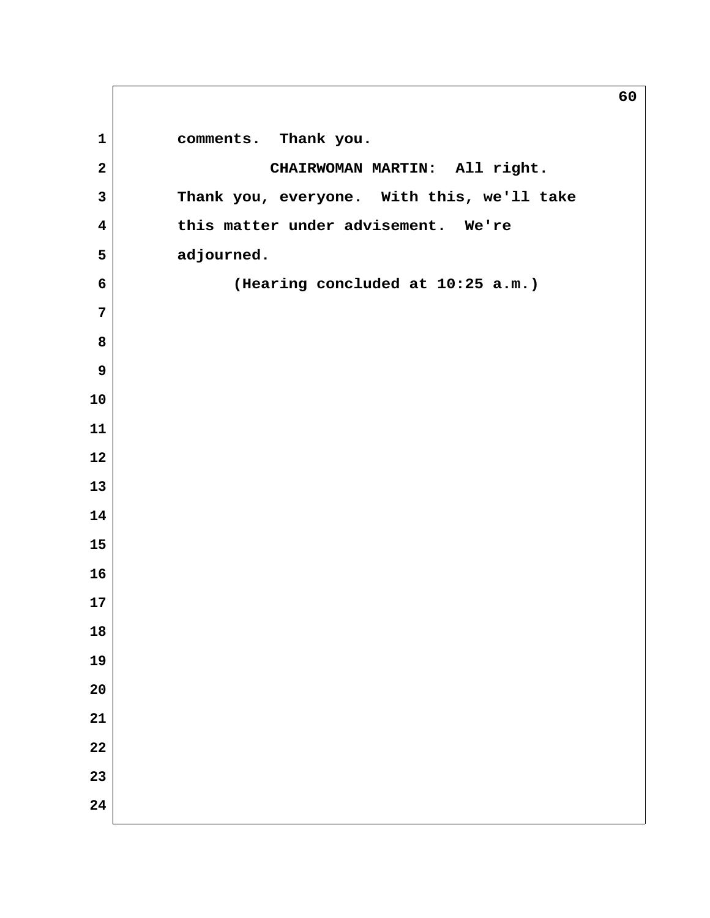comments. Thank you.

CHAIRWOMAN MARTIN: All right. Thank you, everyone. With this, we'll take this matter under advisement. We're adjourned.

(Hearing concluded at 10:25 a.m.)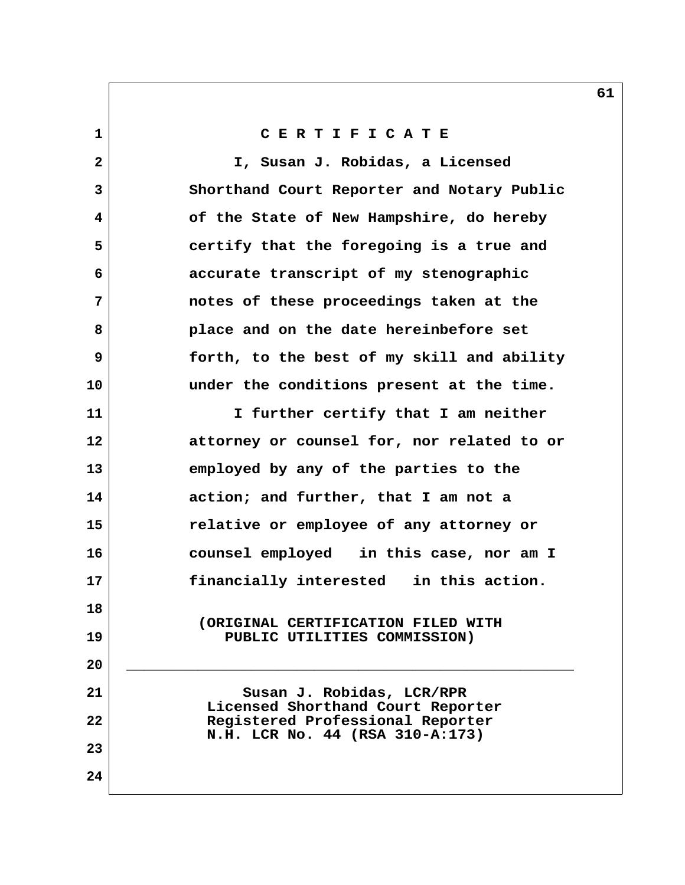# C E R T I F I C A T E

I, Susan J. Robidas, a Licensed Shorthand Court Reporter and Notary Public of the State of New Hampshire, do hereby certify that the foregoing is a true and accurate transcript of my stenographic notes of these proceedings taken at the place and on the date hereinbefore set forth, to the best of my skill and ability under the conditions present at the time.

I further certify that I am neither attorney or counsel for, nor related to or employed by any of the parties to the action; and further, that I am not a relative or employee of any attorney or counsel employed in this case, nor am I financially interested in this action.

(ORIGINAL CERTIFICATION FILED WITH PUBLIC UTILITIES COMMISSION)

\_\_\_\_\_\_\_\_\_\_\_\_\_\_\_\_\_\_\_\_\_\_\_\_\_\_\_\_\_\_\_\_\_\_\_\_\_\_\_\_\_\_\_\_\_\_\_\_

Susan J. Robidas, LCR/RPR
Licensed Shorthand Court Reporter
Registered Professional Reporter
N.H. LCR No. 44 (RSA 310-A:173)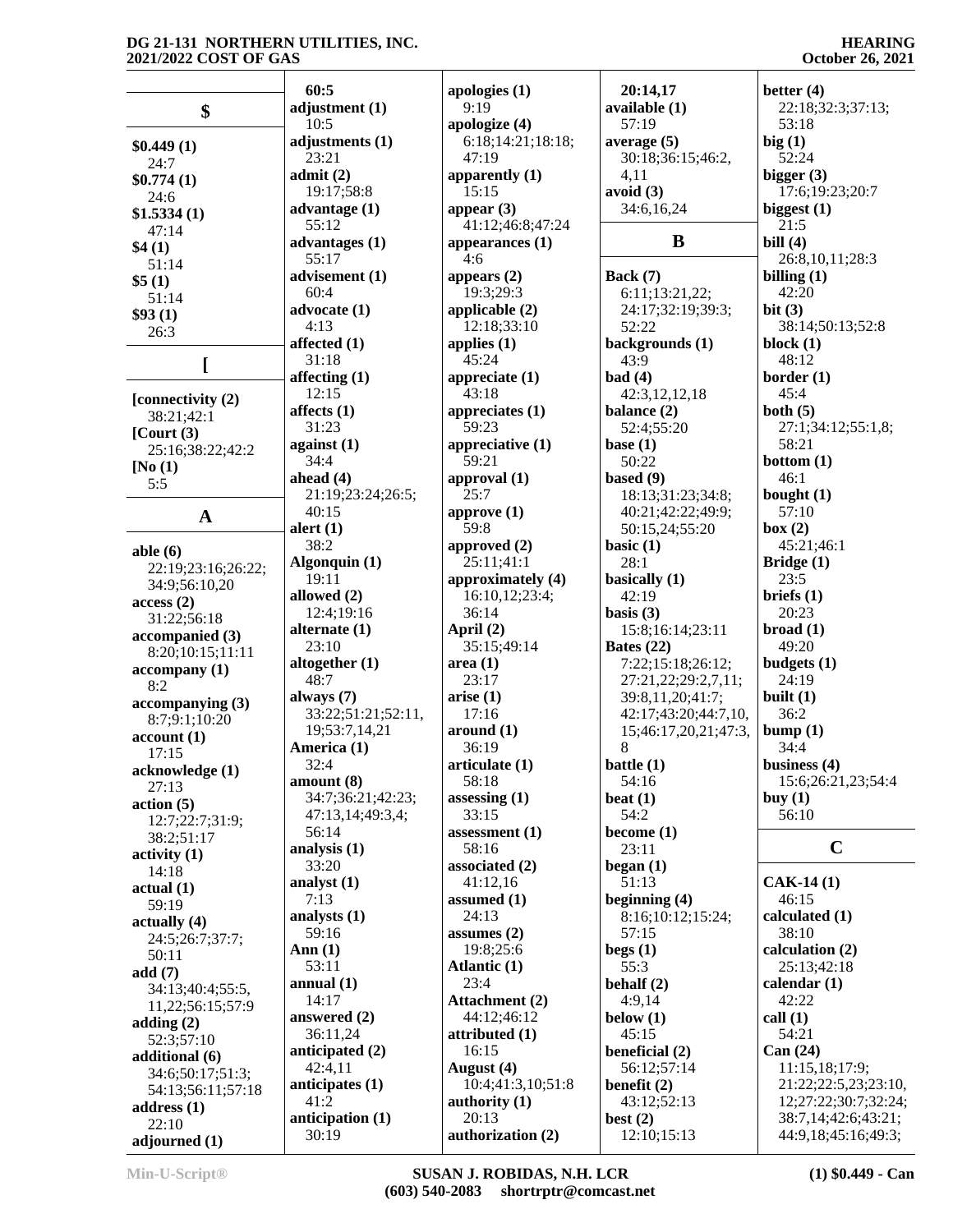## $

**$0.449 (1)**
24:7
**$0.774 (1)**
24:6
**$1.5334 (1)**
47:14
**$4 (1)**
51:14
**$5 (1)**
51:14
**$93 (1)**
26:3

## [

**[connectivity (2)**
38:21;42:1
**[Court (3)**
25:16;38:22;42:2
**[No (1)**
5:5

## A

**able (6)**
22:19;23:16;26:22;
34:9;56:10,20
**access (2)**
31:22;56:18
**accompanied (3)**
8:20;10:15;11:11
**accompany (1)**
8:2
**accompanying (3)**
8:7;9:1;10:20
**account (1)**
17:15
**acknowledge (1)**
27:13
**action (5)**
12:7;22:7;31:9;
38:2;51:17
**activity (1)**
14:18
**actual (1)**
59:19
**actually (4)**
24:5;26:7;37:7;
50:11
**add (7)**
34:13;40:4;55:5,
11,22;56:15;57:9
**adding (2)**
52:3;57:10
**additional (6)**
34:6;50:17;51:3;
54:13;56:11;57:18
**address (1)**
22:10
**adjourned (1)**
60:5
**adjustment (1)**
10:5
**adjustments (1)**
23:21
**admit (2)**
19:17;58:8
**advantage (1)**
55:12
**advantages (1)**
55:17
**advisement (1)**
60:4
**advocate (1)**
4:13
**affected (1)**
31:18
**affecting (1)**
12:15
**affects (1)**
31:23
**against (1)**
34:4
**ahead (4)**
21:19;23:24;26:5;
40:15
**alert (1)**
38:2
**Algonquin (1)**
19:11
**allowed (2)**
12:4;19:16
**alternate (1)**
23:10
**altogether (1)**
48:7
**always (7)**
33:22;51:21;52:11,
19;53:7,14,21
**America (1)**
32:4
**amount (8)**
34:7;36:21;42:23;
47:13,14;49:3,4;
56:14
**analysis (1)**
33:20
**analyst (1)**
7:13
**analysts (1)**
59:16
**Ann (1)**
53:11
**annual (1)**
14:17
**answered (2)**
36:11,24
**anticipated (2)**
42:4,11
**anticipates (1)**
41:2
**anticipation (1)**
30:19
**apologies (1)**
9:19
**apologize (4)**
6:18;14:21;18:18;
47:19
**apparently (1)**
15:15
**appear (3)**
41:12;46:8;47:24
**appearances (1)**
4:6
**appears (2)**
19:3;29:3
**applicable (2)**
12:18;33:10
**applies (1)**
45:24
**appreciate (1)**
43:18
**appreciates (1)**
59:23
**appreciative (1)**
59:21
**approval (1)**
25:7
**approve (1)**
59:8
**approved (2)**
25:11;41:1
**approximately (4)**
16:10,12;23:4;
36:14
**April (2)**
35:15;49:14
**area (1)**
23:17
**arise (1)**
17:16
**around (1)**
36:19
**articulate (1)**
58:18
**assessing (1)**
33:15
**assessment (1)**
58:16
**associated (2)**
41:12,16
**assumed (1)**
24:13
**assumes (2)**
19:8;25:6
**Atlantic (1)**
23:4
**Attachment (2)**
44:12;46:12
**attributed (1)**
16:15
**August (4)**
10:4;41:3,10;51:8
**authority (1)**
20:13
**authorization (2)**
20:14,17
**available (1)**
57:19
**average (5)**
30:18;36:15;46:2,
4,11
**avoid (3)**
34:6,16,24

## B

**Back (7)**
6:11;13:21,22;
24:17;32:19;39:3;
52:22
**backgrounds (1)**
43:9
**bad (4)**
42:3,12,12,18
**balance (2)**
52:4;55:20
**base (1)**
50:22
**based (9)**
18:13;31:23;34:8;
40:21;42:22;49:9;
50:15,24;55:20
**basic (1)**
28:1
**basically (1)**
42:19
**basis (3)**
15:8;16:14;23:11
**Bates (22)**
7:22;15:18;26:12;
27:21,22;29:2,7,11;
39:8,11,20;41:7;
42:17;43:20;44:7,10,
15;46:17,20,21;47:3,
8
**battle (1)**
54:16
**beat (1)**
54:2
**become (1)**
23:11
**began (1)**
51:13
**beginning (4)**
8:16;10:12;15:24;
57:15
**begs (1)**
55:3
**behalf (2)**
4:9,14
**below (1)**
45:15
**beneficial (2)**
56:12;57:14
**benefit (2)**
43:12;52:13
**best (2)**
12:10;15:13
**better (4)**
22:18;32:3;37:13;
53:18
**big (1)**
52:24
**bigger (3)**
17:6;19:23;20:7
**biggest (1)**
21:5
**bill (4)**
26:8,10,11;28:3
**billing (1)**
42:20
**bit (3)**
38:14;50:13;52:8
**block (1)**
48:12
**border (1)**
45:4
**both (5)**
27:1;34:12;55:1,8;
58:21
**bottom (1)**
46:1
**bought (1)**
57:10
**box (2)**
45:21;46:1
**Bridge (1)**
23:5
**briefs (1)**
20:23
**broad (1)**
49:20
**budgets (1)**
24:19
**built (1)**
36:2
**bump (1)**
34:4
**business (4)**
15:6;26:21,23;54:4
**buy (1)**
56:10

## C

**CAK-14 (1)**
46:15
**calculated (1)**
38:10
**calculation (2)**
25:13;42:18
**calendar (1)**
42:22
**call (1)**
54:21
**Can (24)**
11:15,18;17:9;
21:22;22:5,23;23:10,
12;27:22;30:7;32:24;
38:7,14;42:6;43:21;
44:9,18;45:16;49:3;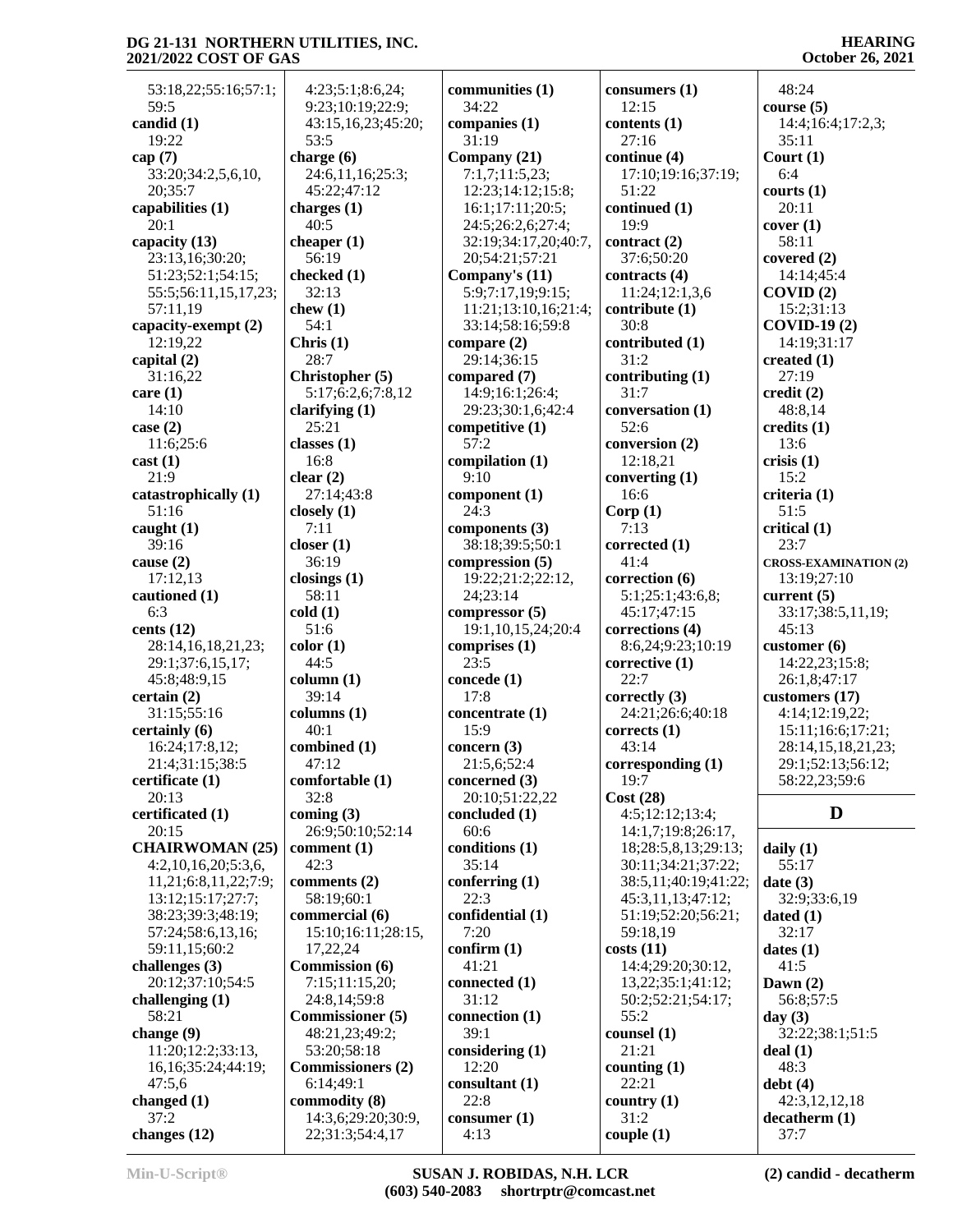53:18,22;55:16;57:1;
59:5

**candid (1)**
19:22

**cap (7)**
33:20;34:2,5,6,10,
20;35:7

**capabilities (1)**
20:1

**capacity (13)**
23:13,16;30:20;
51:23;52:1;54:15;
55:5;56:11,15,17,23;
57:11,19

**capacity-exempt (2)**
12:19,22

**capital (2)**
31:16,22

**care (1)**
14:10

**case (2)**
11:6;25:6

**cast (1)**
21:9

**catastrophically (1)**
51:16

**caught (1)**
39:16

**cause (2)**
17:12,13

**cautioned (1)**
6:3

**cents (12)**
28:14,16,18,21,23;
29:1;37:6,15,17;
45:8;48:9,15

**certain (2)**
31:15;55:16

**certainly (6)**
16:24;17:8,12;
21:4;31:15;38:5

**certificate (1)**
20:13

**certificated (1)**
20:15

**CHAIRWOMAN (25)**
4:2,10,16,20;5:3,6,
11,21;6:8,11,22;7:9;
13:12;15:17;27:7;
38:23;39:3;48:19;
57:24;58:6,13,16;
59:11,15;60:2

**challenges (3)**
20:12;37:10;54:5

**challenging (1)**
58:21

**change (9)**
11:20;12:2;33:13,
16,16;35:24;44:19;
47:5,6

**changed (1)**
37:2

**changes (12)**
4:23;5:1;8:6,24;
9:23;10:19;22:9;
43:15,16,23;45:20;
53:5

**charge (6)**
24:6,11,16;25:3;
45:22;47:12

**charges (1)**
40:5

**cheaper (1)**
56:19

**checked (1)**
32:13

**chew (1)**
54:1

**Chris (1)**
28:7

**Christopher (5)**
5:17;6:2,6;7:8,12

**clarifying (1)**
25:21

**classes (1)**
16:8

**clear (2)**
27:14;43:8

**closely (1)**
7:11

**closer (1)**
36:19

**closings (1)**
58:11

**cold (1)**
51:6

**color (1)**
44:5

**column (1)**
39:14

**columns (1)**
40:1

**combined (1)**
47:12

**comfortable (1)**
32:8

**coming (3)**
26:9;50:10;52:14

**comment (1)**
42:3

**comments (2)**
58:19;60:1

**commercial (6)**
15:10;16:11;28:15,
17,22,24

**Commission (6)**
7:15;11:15,20;
24:8,14;59:8

**Commissioner (5)**
48:21,23;49:2;
53:20;58:18

**Commissioners (2)**
6:14;49:1

**commodity (8)**
14:3,6;29:20;30:9,
22;31:3;54:4,17

**communities (1)**
34:22

**companies (1)**
31:19

**Company (21)**
7:1,7;11:5,23;
12:23;14:12;15:8;
16:1;17:11;20:5;
24:5;26:2,6;27:4;
32:19;34:17,20;40:7,
20;54:21;57:21

**Company's (11)**
5:9;7:17,19;9:15;
11:21;13:10,16;21:4;
33:14;58:16;59:8

**compare (2)**
29:14;36:15

**compared (7)**
14:9;16:1;26:4;
29:23;30:1,6;42:4

**competitive (1)**
57:2

**compilation (1)**
9:10

**component (1)**
24:3

**components (3)**
38:18;39:5;50:1

**compression (5)**
19:22;21:2;22:12,
24;23:14

**compressor (5)**
19:1,10,15,24;20:4

**comprises (1)**
23:5

**concede (1)**
17:8

**concentrate (1)**
15:9

**concern (3)**
21:5,6;52:4

**concerned (3)**
20:10;51:22,22

**concluded (1)**
60:6

**conditions (1)**
35:14

**conferring (1)**
22:3

**confidential (1)**
7:20

**confirm (1)**
41:21

**connected (1)**
31:12

**connection (1)**
39:1

**considering (1)**
12:20

**consultant (1)**
22:8

**consumer (1)**
4:13

**consumers (1)**
12:15

**contents (1)**
27:16

**continue (4)**
17:10;19:16;37:19;
51:22

**continued (1)**
19:9

**contract (2)**
37:6;50:20

**contracts (4)**
11:24;12:1,3,6

**contribute (1)**
30:8

**contributed (1)**
31:2

**contributing (1)**
31:7

**conversation (1)**
52:6

**conversion (2)**
12:18,21

**converting (1)**
16:6

**Corp (1)**
7:13

**corrected (1)**
41:4

**correction (6)**
5:1;25:1;43:6,8;
45:17;47:15

**corrections (4)**
8:6,24;9:23;10:19

**corrective (1)**
22:7

**correctly (3)**
24:21;26:6;40:18

**corrects (1)**
43:14

**corresponding (1)**
19:7

**Cost (28)**
4:5;12:12;13:4;
14:1,7;19:8;26:17,
18;28:5,8,13;29:13;
30:11;34:21;37:22;
38:5,11;40:19;41:22;
45:3,11,13;47:12;
51:19;52:20;56:21;
59:18,19

**costs (11)**
14:4;29:20;30:12,
13,22;35:1;41:12;
50:2;52:21;54:17;
55:2

**counsel (1)**
21:21

**counting (1)**
22:21

**country (1)**
31:2

**couple (1)**
48:24

**course (5)**
14:4;16:4;17:2,3;
35:11

**Court (1)**
6:4

**courts (1)**
20:11

**cover (1)**
58:11

**covered (2)**
14:14;45:4

**COVID (2)**
15:2;31:13

**COVID-19 (2)**
14:19;31:17

**created (1)**
27:19

**credit (2)**
48:8,14

**credits (1)**
13:6

**crisis (1)**
15:2

**criteria (1)**
51:5

**critical (1)**
23:7

**CROSS-EXAMINATION (2)**
13:19;27:10

**current (5)**
33:17;38:5,11,19;
45:13

**customer (6)**
14:22,23;15:8;
26:1,8;47:17

**customers (17)**
4:14;12:19,22;
15:11;16:6;17:21;
28:14,15,18,21,23;
29:1;52:13;56:12;
58:22,23;59:6

## D

**daily (1)**
55:17

**date (3)**
32:9;33:6,19

**dated (1)**
32:17

**dates (1)**
41:5

**Dawn (2)**
56:8;57:5

**day (3)**
32:22;38:1;51:5

**deal (1)**
48:3

**debt (4)**
42:3,12,12,18

**decatherm (1)**
37:7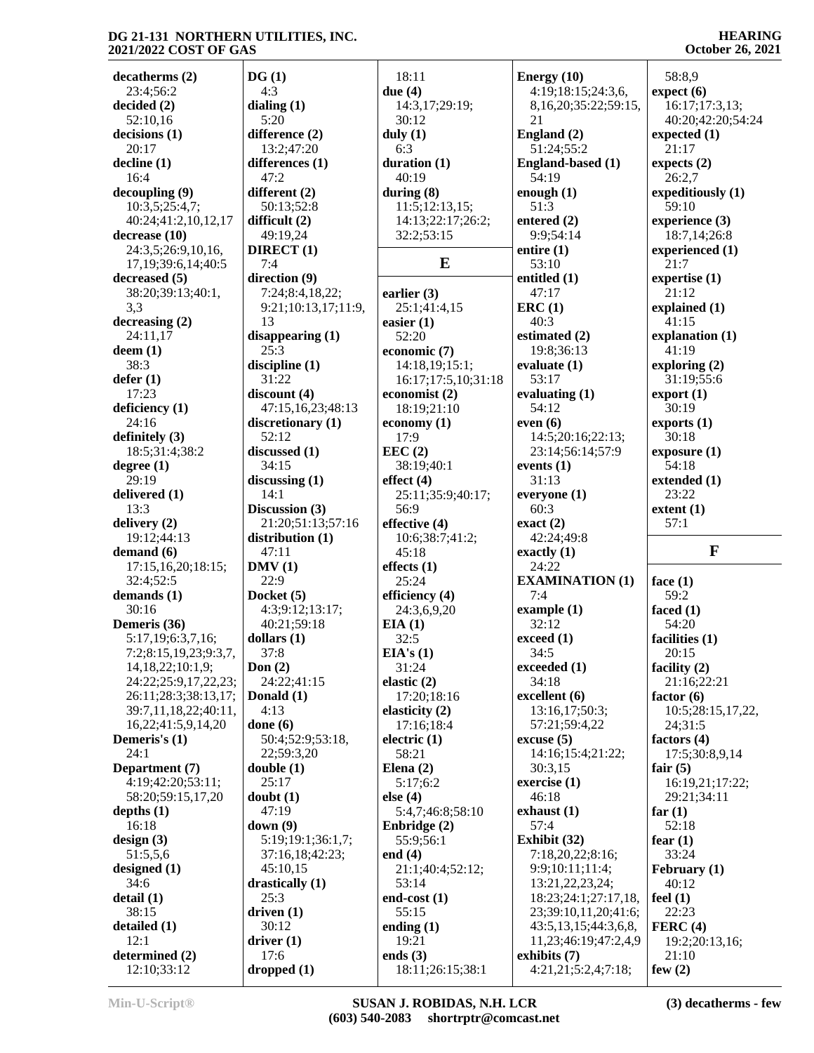**decatherms (2)**
23:4;56:2
**decided (2)**
52:10,16
**decisions (1)**
20:17
**decline (1)**
16:4
**decoupling (9)**
10:3,5;25:4,7;
40:24;41:2,10,12,17
**decrease (10)**
24:3,5;26:9,10,16,
17,19;39:6,14;40:5
**decreased (5)**
38:20;39:13;40:1,
3,3
**decreasing (2)**
24:11,17
**deem (1)**
38:3
**defer (1)**
17:23
**deficiency (1)**
24:16
**definitely (3)**
18:5;31:4;38:2
**degree (1)**
29:19
**delivered (1)**
13:3
**delivery (2)**
19:12;44:13
**demand (6)**
17:15,16,20;18:15;
32:4;52:5
**demands (1)**
30:16
**Demeris (36)**
5:17,19;6:3,7,16;
7:2;8:15,19,23;9:3,7,
14,18,22;10:1,9;
24:22;25:9,17,22,23;
26:11;28:3;38:13,17;
39:7,11,18,22;40:11,
16,22;41:5,9,14,20
**Demeris's (1)**
24:1
**Department (7)**
4:19;42:20;53:11;
58:20;59:15,17,20
**depths (1)**
16:18
**design (3)**
51:5,5,6
**designed (1)**
34:6
**detail (1)**
38:15
**detailed (1)**
12:1
**determined (2)**
12:10;33:12

**DG (1)**
4:3
**dialing (1)**
5:20
**difference (2)**
13:2;47:20
**differences (1)**
47:2
**different (2)**
50:13;52:8
**difficult (2)**
49:19,24
**DIRECT (1)**
7:4
**direction (9)**
7:24;8:4,18,22;
9:21;10:13,17;11:9,
13
**disappearing (1)**
25:3
**discipline (1)**
31:22
**discount (4)**
47:15,16,23;48:13
**discretionary (1)**
52:12
**discussed (1)**
34:15
**discussing (1)**
14:1
**Discussion (3)**
21:20;51:13;57:16
**distribution (1)**
47:11
**DMV (1)**
22:9
**Docket (5)**
4:3;9:12;13:17;
40:21;59:18
**dollars (1)**
37:8
**Don (2)**
24:22;41:15
**Donald (1)**
4:13
**done (6)**
50:4;52:9;53:18,
22;59:3,20
**double (1)**
25:17
**doubt (1)**
47:19
**down (9)**
5:19;19:1;36:1,7;
37:16,18;42:23;
45:10,15
**drastically (1)**
25:3
**driven (1)**
30:12
**driver (1)**
17:6
**dropped (1)**
18:11
**due (4)**
14:3,17;29:19;
30:12
**duly (1)**
6:3
**duration (1)**
40:19
**during (8)**
11:5;12:13,15;
14:13;22:17;26:2;
32:2;53:15

## E

**earlier (3)**
25:1;41:4,15
**easier (1)**
52:20
**economic (7)**
14:18,19;15:1;
16:17;17:5,10;31:18
**economist (2)**
18:19;21:10
**economy (1)**
17:9
**EEC (2)**
38:19;40:1
**effect (4)**
25:11;35:9;40:17;
56:9
**effective (4)**
10:6;38:7;41:2;
45:18
**effects (1)**
25:24
**efficiency (4)**
24:3,6,9,20
**EIA (1)**
32:5
**EIA's (1)**
31:24
**elastic (2)**
17:20;18:16
**elasticity (2)**
17:16;18:4
**electric (1)**
58:21
**Elena (2)**
5:17;6:2
**else (4)**
5:4,7;46:8;58:10
**Enbridge (2)**
55:9;56:1
**end (4)**
21:1;40:4;52:12;
53:14
**end-cost (1)**
55:15
**ending (1)**
19:21
**ends (3)**
18:11;26:15;38:1

**Energy (10)**
4:19;18:15;24:3,6,
8,16,20;35:22;59:15,
21
**England (2)**
51:24;55:2
**England-based (1)**
54:19
**enough (1)**
51:3
**entered (2)**
9:9;54:14
**entire (1)**
53:10
**entitled (1)**
47:17
**ERC (1)**
40:3
**estimated (2)**
19:8;36:13
**evaluate (1)**
53:17
**evaluating (1)**
54:12
**even (6)**
14:5;20:16;22:13;
23:14;56:14;57:9
**events (1)**
31:13
**everyone (1)**
60:3
**exact (2)**
42:24;49:8
**exactly (1)**
24:22
**EXAMINATION (1)**
7:4
**example (1)**
32:12
**exceed (1)**
34:5
**exceeded (1)**
34:18
**excellent (6)**
13:16,17;50:3;
57:21;59:4,22
**excuse (5)**
14:16;15:4;21:22;
30:3,15
**exercise (1)**
46:18
**exhaust (1)**
57:4
**Exhibit (32)**
7:18,20,22;8:16;
9:9;10:11;11:4;
13:21,22,23,24;
18:23;24:1;27:17,18,
23;39:10,11,20;41:6;
43:5,13,15;44:3,6,8,
11,23;46:19;47:2,4,9
**exhibits (7)**
4:21,21;5:2,4;7:18;
58:8,9
**expect (6)**
16:17;17:3,13;
40:20;42:20;54:24
**expected (1)**
21:17
**expects (2)**
26:2,7
**expeditiously (1)**
59:10
**experience (3)**
18:7,14;26:8
**experienced (1)**
21:7
**expertise (1)**
21:12
**explained (1)**
41:15
**explanation (1)**
41:19
**exploring (2)**
31:19;55:6
**export (1)**
30:19
**exports (1)**
30:18
**exposure (1)**
54:18
**extended (1)**
23:22
**extent (1)**
57:1

## F

**face (1)**
59:2
**faced (1)**
54:20
**facilities (1)**
20:15
**facility (2)**
21:16;22:21
**factor (6)**
10:5;28:15,17,22,
24;31:5
**factors (4)**
17:5;30:8,9,14
**fair (5)**
16:19,21;17:22;
29:21;34:11
**far (1)**
52:18
**fear (1)**
33:24
**February (1)**
40:12
**feel (1)**
22:23
**FERC (4)**
19:2;20:13,16;
21:10
**few (2)**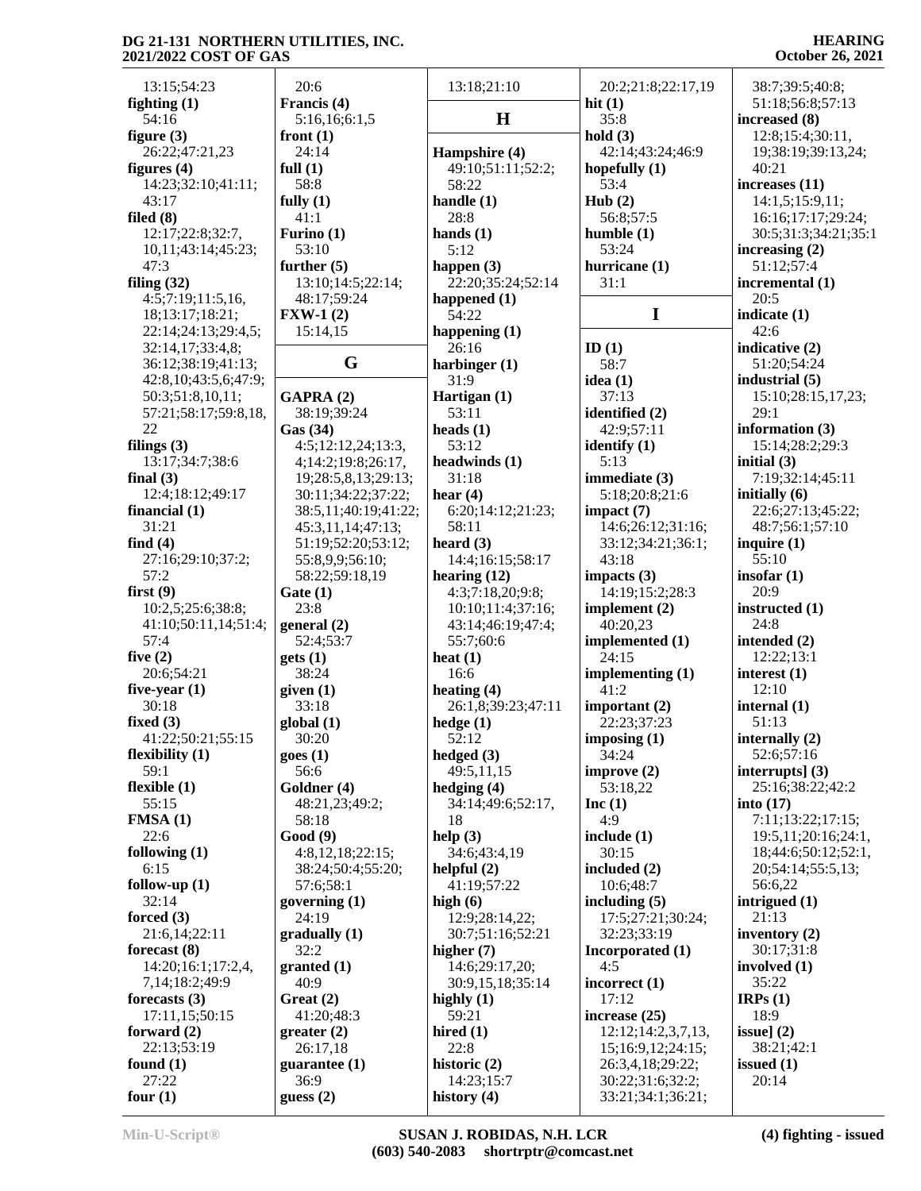13:15;54:23
**fighting (1)**
54:16
**figure (3)**
26:22;47:21,23
**figures (4)**
14:23;32:10;41:11;
43:17
**filed (8)**
12:17;22:8;32:7,
10,11;43:14;45:23;
47:3
**filing (32)**
4:5;7:19;11:5,16,
18;13:17;18:21;
22:14;24:13;29:4,5;
32:14,17;33:4,8;
36:12;38:19;41:13;
42:8,10;43:5,6;47:9;
50:3;51:8,10,11;
57:21;58:17;59:8,18,
22
**filings (3)**
13:17;34:7;38:6
**final (3)**
12:4;18:12;49:17
**financial (1)**
31:21
**find (4)**
27:16;29:10;37:2;
57:2
**first (9)**
10:2,5;25:6;38:8;
41:10;50:11,14;51:4;
57:4
**five (2)**
20:6;54:21
**five-year (1)**
30:18
**fixed (3)**
41:22;50:21;55:15
**flexibility (1)**
59:1
**flexible (1)**
55:15
**FMSA (1)**
22:6
**following (1)**
6:15
**follow-up (1)**
32:14
**forced (3)**
21:6,14;22:11
**forecast (8)**
14:20;16:1;17:2,4,
7,14;18:2;49:9
**forecasts (3)**
17:11,15;50:15
**forward (2)**
22:13;53:19
**found (1)**
27:22
**four (1)**
20:6
**Francis (4)**
5:16,16;6:1,5
**front (1)**
24:14
**full (1)**
58:8
**fully (1)**
41:1
**Furino (1)**
53:10
**further (5)**
13:10;14:5;22:14;
48:17;59:24
**FXW-1 (2)**
15:14,15

**G**

**GAPRA (2)**
38:19;39:24
**Gas (34)**
4:5;12:12,24;13:3,
4;14:2;19:8;26:17,
19;28:5,8,13;29:13;
30:11;34:22;37:22;
38:5,11;40:19;41:22;
45:3,11,14;47:13;
51:19;52:20;53:12;
55:8,9,9;56:10;
58:22;59:18,19
**Gate (1)**
23:8
**general (2)**
52:4;53:7
**gets (1)**
38:24
**given (1)**
33:18
**global (1)**
30:20
**goes (1)**
56:6
**Goldner (4)**
48:21,23;49:2;
58:18
**Good (9)**
4:8,12,18;22:15;
38:24;50:4;55:20;
57:6;58:1
**governing (1)**
24:19
**gradually (1)**
32:2
**granted (1)**
40:9
**Great (2)**
41:20;48:3
**greater (2)**
26:17,18
**guarantee (1)**
36:9
**guess (2)**
13:18;21:10

**H**

**Hampshire (4)**
49:10;51:11;52:2;
58:22
**handle (1)**
28:8
**hands (1)**
5:12
**happen (3)**
22:20;35:24;52:14
**happened (1)**
54:22
**happening (1)**
26:16
**harbinger (1)**
31:9
**Hartigan (1)**
53:11
**heads (1)**
53:12
**headwinds (1)**
31:18
**hear (4)**
6:20;14:12;21:23;
58:11
**heard (3)**
14:4;16:15;58:17
**hearing (12)**
4:3;7:18,20;9:8;
10:10;11:4;37:16;
43:14;46:19;47:4;
55:7;60:6
**heat (1)**
16:6
**heating (4)**
26:1,8;39:23;47:11
**hedge (1)**
52:12
**hedged (3)**
49:5,11,15
**hedging (4)**
34:14;49:6;52:17,
18
**help (3)**
34:6;43:4,19
**helpful (2)**
41:19;57:22
**high (6)**
12:9;28:14,22;
30:7;51:16;52:21
**higher (7)**
14:6;29:17,20;
30:9,15,18;35:14
**highly (1)**
59:21
**hired (1)**
22:8
**historic (2)**
14:23;15:7
**history (4)**
20:2;21:8;22:17,19
**hit (1)**
35:8
**hold (3)**
42:14;43:24;46:9
**hopefully (1)**
53:4
**Hub (2)**
56:8;57:5
**humble (1)**
53:24
**hurricane (1)**
31:1

**I**

**ID (1)**
58:7
**idea (1)**
37:13
**identified (2)**
42:9;57:11
**identify (1)**
5:13
**immediate (3)**
5:18;20:8;21:6
**impact (7)**
14:6;26:12;31:16;
33:12;34:21;36:1;
43:18
**impacts (3)**
14:19;15:2;28:3
**implement (2)**
40:20,23
**implemented (1)**
24:15
**implementing (1)**
41:2
**important (2)**
22:23;37:23
**imposing (1)**
34:24
**improve (2)**
53:18,22
**Inc (1)**
4:9
**include (1)**
30:15
**included (2)**
10:6;48:7
**including (5)**
17:5;27:21;30:24;
32:23;33:19
**Incorporated (1)**
4:5
**incorrect (1)**
17:12
**increase (25)**
12:12;14:2,3,7,13,
15;16:9,12;24:15;
26:3,4,18;29:22;
30:22;31:6;32:2;
33:21;34:1;36:21;
38:7;39:5;40:8;
51:18;56:8;57:13
**increased (8)**
12:8;15:4;30:11,
19;38:19;39:13,24;
40:21
**increases (11)**
14:1,5;15:9,11;
16:16;17:17;29:24;
30:5;31:3;34:21;35:1
**increasing (2)**
51:12;57:4
**incremental (1)**
20:5
**indicate (1)**
42:6
**indicative (2)**
51:20;54:24
**industrial (5)**
15:10;28:15,17,23;
29:1
**information (3)**
15:14;28:2;29:3
**initial (3)**
7:19;32:14;45:11
**initially (6)**
22:6;27:13;45:22;
48:7;56:1;57:10
**inquire (1)**
55:10
**insofar (1)**
20:9
**instructed (1)**
24:8
**intended (2)**
12:22;13:1
**interest (1)**
12:10
**internal (1)**
51:13
**internally (2)**
52:6;57:16
**interrupts] (3)**
25:16;38:22;42:2
**into (17)**
7:11;13:22;17:15;
19:5,11;20:16;24:1,
18;44:6;50:12;52:1,
20;54:14;55:5,13;
56:6,22
**intrigued (1)**
21:13
**inventory (2)**
30:17;31:8
**involved (1)**
35:22
**IRPs (1)**
18:9
**issue] (2)**
38:21;42:1
**issued (1)**
20:14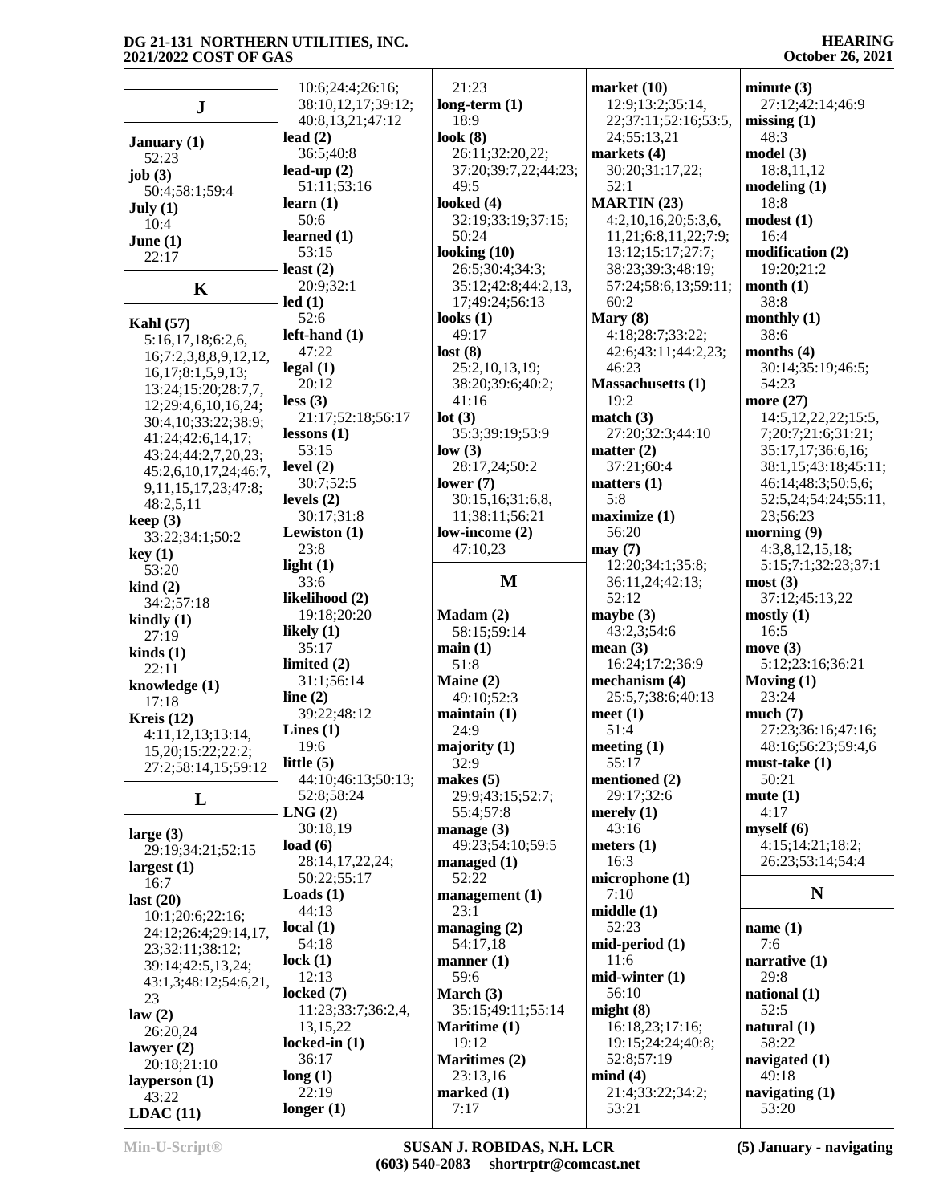## J

**January (1)**
52:23
**job (3)**
50:4;58:1;59:4
**July (1)**
10:4
**June (1)**
22:17

## K

**Kahl (57)**
5:16,17,18;6:2,6, 16;7:2,3,8,8,9,12,12, 16,17;8:1,5,9,13; 13:24;15:20;28:7,7, 12;29:4,6,10,16,24; 30:4,10;33:22;38:9; 41:24;42:6,14,17; 43:24;44:2,7,20,23; 45:2,6,10,17,24;46:7, 9,11,15,17,23;47:8; 48:2,5,11
**keep (3)**
33:22;34:1;50:2
**key (1)**
53:20
**kind (2)**
34:2;57:18
**kindly (1)**
27:19
**kinds (1)**
22:11
**knowledge (1)**
17:18
**Kreis (12)**
4:11,12,13;13:14, 15,20;15:22;22:2; 27:2;58:14,15;59:12

## L

**large (3)**
29:19;34:21;52:15
**largest (1)**
16:7
**last (20)**
10:1;20:6;22:16; 24:12;26:4;29:14,17, 23;32:11;38:12; 39:14;42:5,13,24; 43:1,3;48:12;54:6,21, 23
**law (2)**
26:20,24
**lawyer (2)**
20:18;21:10
**layperson (1)**
43:22
**LDAC (11)**
10:6;24:4;26:16; 38:10,12,17;39:12; 40:8,13,21;47:12
**lead (2)**
36:5;40:8
**lead-up (2)**
51:11;53:16
**learn (1)**
50:6
**learned (1)**
53:15
**least (2)**
20:9;32:1
**led (1)**
52:6
**left-hand (1)**
47:22
**legal (1)**
20:12
**less (3)**
21:17;52:18;56:17
**lessons (1)**
53:15
**level (2)**
30:7;52:5
**levels (2)**
30:17;31:8
**Lewiston (1)**
23:8
**light (1)**
33:6
**likelihood (2)**
19:18;20:20
**likely (1)**
35:17
**limited (2)**
31:1;56:14
**line (2)**
39:22;48:12
**Lines (1)**
19:6
**little (5)**
44:10;46:13;50:13; 52:8;58:24
**LNG (2)**
30:18,19
**load (6)**
28:14,17,22,24; 50:22;55:17
**Loads (1)**
44:13
**local (1)**
54:18
**lock (1)**
12:13
**locked (7)**
11:23;33:7;36:2,4, 13,15,22
**locked-in (1)**
36:17
**long (1)**
22:19
**longer (1)**
21:23
**long-term (1)**
18:9
**look (8)**
26:11;32:20,22; 37:20;39:7,22;44:23; 49:5
**looked (4)**
32:19;33:19;37:15; 50:24
**looking (10)**
26:5;30:4;34:3; 35:12;42:8;44:2,13, 17;49:24;56:13
**looks (1)**
49:17
**lost (8)**
25:2,10,13,19; 38:20;39:6;40:2; 41:16
**lot (3)**
35:3;39:19;53:9
**low (3)**
28:17,24;50:2
**lower (7)**
30:15,16;31:6,8, 11;38:11;56:21
**low-income (2)**
47:10,23

## M

**Madam (2)**
58:15;59:14
**main (1)**
51:8
**Maine (2)**
49:10;52:3
**maintain (1)**
24:9
**majority (1)**
32:9
**makes (5)**
29:9;43:15;52:7; 55:4;57:8
**manage (3)**
49:23;54:10;59:5
**managed (1)**
52:22
**management (1)**
23:1
**managing (2)**
54:17,18
**manner (1)**
59:6
**March (3)**
35:15;49:11;55:14
**Maritime (1)**
19:12
**Maritimes (2)**
23:13,16
**marked (1)**
7:17
**market (10)**
12:9;13:2;35:14, 22;37:11;52:16;53:5, 24;55:13,21
**markets (4)**
30:20;31:17,22; 52:1
**MARTIN (23)**
4:2,10,16,20;5:3,6, 11,21;6:8,11,22;7:9; 13:12;15:17;27:7; 38:23;39:3;48:19; 57:24;58:6,13;59:11; 60:2
**Mary (8)**
4:18;28:7;33:22; 42:6;43:11;44:2,23; 46:23
**Massachusetts (1)**
19:2
**match (3)**
27:20;32:3;44:10
**matter (2)**
37:21;60:4
**matters (1)**
5:8
**maximize (1)**
56:20
**may (7)**
12:20;34:1;35:8; 36:11,24;42:13; 52:12
**maybe (3)**
43:2,3;54:6
**mean (3)**
16:24;17:2;36:9
**mechanism (4)**
25:5,7;38:6;40:13
**meet (1)**
51:4
**meeting (1)**
55:17
**mentioned (2)**
29:17;32:6
**merely (1)**
43:16
**meters (1)**
16:3
**microphone (1)**
7:10
**middle (1)**
52:23
**mid-period (1)**
11:6
**mid-winter (1)**
56:10
**might (8)**
16:18,23;17:16; 19:15;24:24;40:8; 52:8;57:19
**mind (4)**
21:4;33:22;34:2; 53:21
**minute (3)**
27:12;42:14;46:9
**missing (1)**
48:3
**model (3)**
18:8,11,12
**modeling (1)**
18:8
**modest (1)**
16:4
**modification (2)**
19:20;21:2
**month (1)**
38:8
**monthly (1)**
38:6
**months (4)**
30:14;35:19;46:5; 54:23
**more (27)**
14:5,12,22,22;15:5, 7;20:7;21:6;31:21; 35:17,17;36:6,16; 38:1,15;43:18;45:11; 46:14;48:3;50:5,6; 52:5,24;54:24;55:11, 23;56:23
**morning (9)**
4:3,8,12,15,18; 5:15;7:1;32:23;37:1
**most (3)**
37:12;45:13,22
**mostly (1)**
16:5
**move (3)**
5:12;23:16;36:21
**Moving (1)**
23:24
**much (7)**
27:23;36:16;47:16; 48:16;56:23;59:4,6
**must-take (1)**
50:21
**mute (1)**
4:17
**myself (6)**
4:15;14:21;18:2; 26:23;53:14;54:4

## N

**name (1)**
7:6
**narrative (1)**
29:8
**national (1)**
52:5
**natural (1)**
58:22
**navigated (1)**
49:18
**navigating (1)**
53:20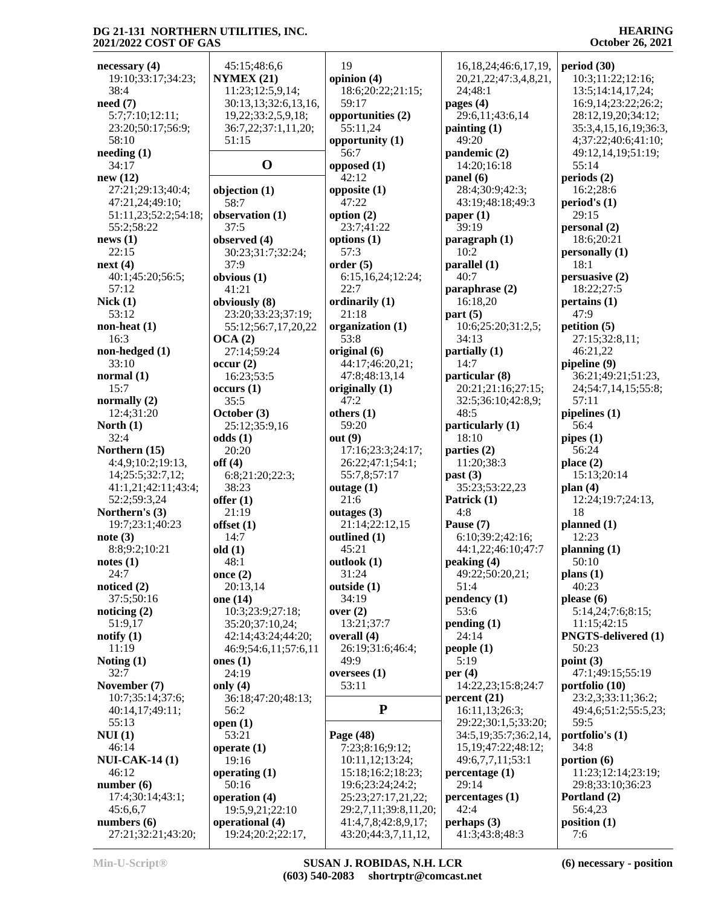**necessary (4)**
19:10;33:17;34:23;
38:4
**need (7)**
5:7;7:10;12:11;
23:20;50:17;56:9;
58:10
**needing (1)**
34:17
**new (12)**
27:21;29:13;40:4;
47:21,24;49:10;
51:11,23;52:2;54:18;
55:2;58:22
**news (1)**
22:15
**next (4)**
40:1;45:20;56:5;
57:12
**Nick (1)**
53:12
**non-heat (1)**
16:3
**non-hedged (1)**
33:10
**normal (1)**
15:7
**normally (2)**
12:4;31:20
**North (1)**
32:4
**Northern (15)**
4:4,9;10:2;19:13,
14;25:5;32:7,12;
41:1,21;42:11;43:4;
52:2;59:3,24
**Northern's (3)**
19:7;23:1;40:23
**note (3)**
8:8;9:2;10:21
**notes (1)**
24:7
**noticed (2)**
37:5;50:16
**noticing (2)**
51:9,17
**notify (1)**
11:19
**Noting (1)**
32:7
**November (7)**
10:7;35:14;37:6;
40:14,17;49:11;
55:13
**NUI (1)**
46:14
**NUI-CAK-14 (1)**
46:12
**number (6)**
17:4;30:14;43:1;
45:6,6,7
**numbers (6)**
27:21;32:21;43:20;
45:15;48:6,6
**NYMEX (21)**
11:23;12:5,9,14;
30:13,13;32:6,13,16,
19,22;33:2,5,9,18;
36:7,22;37:1,11,20;
51:15

## O

**objection (1)**
58:7
**observation (1)**
37:5
**observed (4)**
30:23;31:7;32:24;
37:9
**obvious (1)**
41:21
**obviously (8)**
23:20;33:23;37:19;
55:12;56:7,17,20,22
**OCA (2)**
27:14;59:24
**occur (2)**
16:23;53:5
**occurs (1)**
35:5
**October (3)**
25:12;35:9,16
**odds (1)**
20:20
**off (4)**
6:8;21:20;22:3;
38:23
**offer (1)**
21:19
**offset (1)**
14:7
**old (1)**
48:1
**once (2)**
20:13,14
**one (14)**
10:3;23:9;27:18;
35:20;37:10,24;
42:14;43:24;44:20;
46:9;54:6,11;57:6,11
**ones (1)**
24:19
**only (4)**
36:18;47:20;48:13;
56:2
**open (1)**
53:21
**operate (1)**
19:16
**operating (1)**
50:16
**operation (4)**
19:5,9,21;22:10
**operational (4)**
19:24;20:2;22:17,
19
**opinion (4)**
18:6;20:22;21:15;
59:17
**opportunities (2)**
55:11,24
**opportunity (1)**
56:7
**opposed (1)**
42:12
**opposite (1)**
47:22
**option (2)**
23:7;41:22
**options (1)**
57:3
**order (5)**
6:15,16,24;12:24;
22:7
**ordinarily (1)**
21:18
**organization (1)**
53:8
**original (6)**
44:17;46:20,21;
47:8;48:13,14
**originally (1)**
47:2
**others (1)**
59:20
**out (9)**
17:16;23:3;24:17;
26:22;47:1;54:1;
55:7,8;57:17
**outage (1)**
21:6
**outages (3)**
21:14;22:12,15
**outlined (1)**
45:21
**outlook (1)**
31:24
**outside (1)**
34:19
**over (2)**
13:21;37:7
**overall (4)**
26:19;31:6;46:4;
49:9
**oversees (1)**
53:11

## P

**Page (48)**
7:23;8:16;9:12;
10:11,12;13:24;
15:18;16:2;18:23;
19:6;23:24;24:2;
25:23;27:17,21,22;
29:2,7,11;39:8,11,20;
41:4,7,8;42:8,9,17;
43:20;44:3,7,11,12,
16,18,24;46:6,17,19,
20,21,22;47:3,4,8,21,
24;48:1
**pages (4)**
29:6,11;43:6,14
**painting (1)**
49:20
**pandemic (2)**
14:20;16:18
**panel (6)**
28:4;30:9;42:3;
43:19;48:18;49:3
**paper (1)**
39:19
**paragraph (1)**
10:2
**parallel (1)**
40:7
**paraphrase (2)**
16:18,20
**part (5)**
10:6;25:20;31:2,5;
34:13
**partially (1)**
14:7
**particular (8)**
20:21;21:16;27:15;
32:5;36:10;42:8,9;
48:5
**particularly (1)**
18:10
**parties (2)**
11:20;38:3
**past (3)**
35:23;53:22,23
**Patrick (1)**
4:8
**Pause (7)**
6:10;39:2;42:16;
44:1,22;46:10;47:7
**peaking (4)**
49:22;50:20,21;
51:4
**pendency (1)**
53:6
**pending (1)**
24:14
**people (1)**
5:19
**per (4)**
14:22,23;15:8;24:7
**percent (21)**
16:11,13;26:3;
29:22;30:1,5;33:20;
34:5,19;35:7;36:2,14,
15,19;47:22;48:12;
49:6,7,7,11;53:1
**percentage (1)**
29:14
**percentages (1)**
42:4
**perhaps (3)**
41:3;43:8;48:3
**period (30)**
10:3;11:22;12:16;
13:5;14:14,17,24;
16:9,14;23:22;26:2;
28:12,19,20;34:12;
35:3,4,15,16,19;36:3,
4;37:22;40:6;41:10;
49:12,14,19;51:19;
55:14
**periods (2)**
16:2;28:6
**period's (1)**
29:15
**personal (2)**
18:6;20:21
**personally (1)**
18:1
**persuasive (2)**
18:22;27:5
**pertains (1)**
47:9
**petition (5)**
27:15;32:8,11;
46:21,22
**pipeline (9)**
36:21;49:21;51:23,
24;54:7,14,15;55:8;
57:11
**pipelines (1)**
56:4
**pipes (1)**
56:24
**place (2)**
15:13;20:14
**plan (4)**
12:24;19:7;24:13,
18
**planned (1)**
12:23
**planning (1)**
50:10
**plans (1)**
40:23
**please (6)**
5:14,24;7:6;8:15;
11:15;42:15
**PNGTS-delivered (1)**
50:23
**point (3)**
47:1;49:15;55:19
**portfolio (10)**
23:2,3;33:11;36:2;
49:4,6;51:2;55:5,23;
59:5
**portfolio's (1)**
34:8
**portion (6)**
11:23;12:14;23:19;
29:8;33:10;36:23
**Portland (2)**
56:4,23
**position (1)**
7:6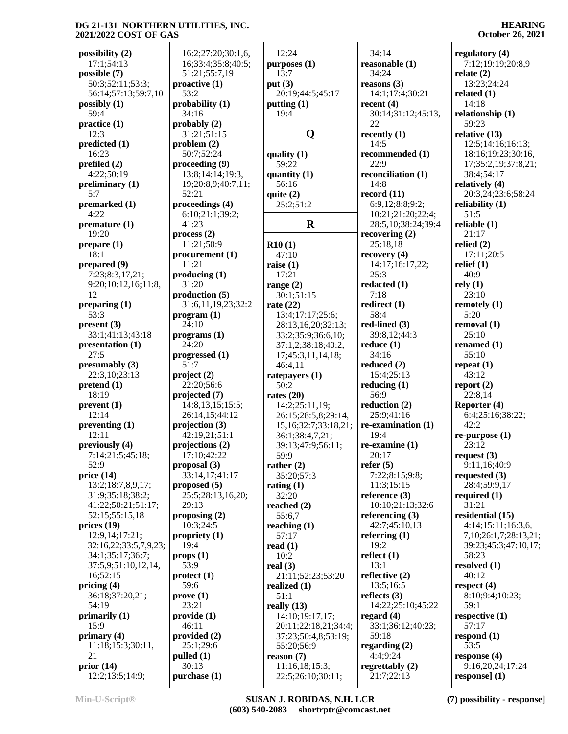**possibility (2)**
17:1;54:13
**possible (7)**
50:3;52:11;53:3;56:14;57:13;59:7,10
**possibly (1)**
59:4
**practice (1)**
12:3
**predicted (1)**
16:23
**prefiled (2)**
4:22;50:19
**preliminary (1)**
5:7
**premarked (1)**
4:22
**premature (1)**
19:20
**prepare (1)**
18:1
**prepared (9)**
7:23;8:3,17,21;9:20;10:12,16;11:8,12
**preparing (1)**
53:3
**present (3)**
33:1;41:13;43:18
**presentation (1)**
27:5
**presumably (3)**
22:3,10;23:13
**pretend (1)**
18:19
**prevent (1)**
12:14
**preventing (1)**
12:11
**previously (4)**
7:14;21:5;45:18;52:9
**price (14)**
13:2;18:7,8,9,17;31:9;35:18;38:2;41:22;50:21;51:17;52:15;55:15,18
**prices (19)**
12:9,14;17:21;32:16,22;33:5,7,9,23;34:1;35:17;36:7;37:5,9;51:10,12,14,16;52:15
**pricing (4)**
36:18;37:20,21;54:19
**primarily (1)**
15:9
**primary (4)**
11:18;15:3;30:11,21
**prior (14)**
12:2;13:5;14:9;16:2;27:20;30:1,6,16;33:4;35:8;40:5;51:21;55:7,19
**proactive (1)**
53:2
**probability (1)**
34:16
**probably (2)**
31:21;51:15
**problem (2)**
50:7;52:24
**proceeding (9)**
13:8;14:14;19:3,19;20:8,9;40:7,11;52:21
**proceedings (4)**
6:10;21:1;39:2;41:23
**process (2)**
11:21;50:9
**procurement (1)**
11:21
**producing (1)**
31:20
**production (5)**
31:6,11,19,23;32:2
**program (1)**
24:10
**programs (1)**
24:20
**progressed (1)**
51:7
**project (2)**
22:20;56:6
**projected (7)**
14:8,13,15;15:5;26:14,15;44:12
**projection (3)**
42:19,21;51:1
**projections (2)**
17:10;42:22
**proposal (3)**
33:14,17;41:17
**proposed (5)**
25:5;28:13,16,20;29:13
**proposing (2)**
10:3;24:5
**propriety (1)**
19:4
**props (1)**
53:9
**protect (1)**
59:6
**prove (1)**
23:21
**provide (1)**
46:11
**provided (2)**
25:1;29:6
**pulled (1)**
30:13
**purchase (1)**
12:24
**purposes (1)**
13:7
**put (3)**
20:19;44:5;45:17
**putting (1)**
19:4

## Q

**quality (1)**
59:22
**quantity (1)**
56:16
**quite (2)**
25:2;51:2

## R

**R10 (1)**
47:10
**raise (1)**
17:21
**range (2)**
30:1;51:15
**rate (22)**
13:4;17:17;25:6;28:13,16,20;32:13;33:2;35:9;36:6,10;37:1,2;38:18;40:2,17;45:3,11,14,18;46:4,11
**ratepayers (1)**
50:2
**rates (20)**
14:2;25:11,19;26:15;28:5,8;29:14,15,16;32:7;33:18,21;36:1;38:4,7,21;39:13;47:9;56:11;59:9
**rather (2)**
35:20;57:3
**rating (1)**
32:20
**reached (2)**
55:6,7
**reaching (1)**
57:17
**read (1)**
10:2
**real (3)**
21:11;52:23;53:20
**realized (1)**
51:1
**really (13)**
14:10;19:17,17;20:11;22:18,21;34:4;37:23;50:4,8;53:19;55:20;56:9
**reason (7)**
11:16,18;15:3;22:5;26:10;30:11;34:14
**reasonable (1)**
34:24
**reasons (3)**
14:1;17:4;30:21
**recent (4)**
30:14;31:12;45:13,22
**recently (1)**
14:5
**recommended (1)**
22:9
**reconciliation (1)**
14:8
**record (11)**
6:9,12;8:8;9:2;10:21;21:20;22:4;28:5,10;38:24;39:4
**recovering (2)**
25:18,18
**recovery (4)**
14:17;16:17,22;25:3
**redacted (1)**
7:18
**redirect (1)**
58:4
**red-lined (3)**
39:8,12;44:3
**reduce (1)**
34:16
**reduced (2)**
15:4;25:13
**reducing (1)**
56:9
**reduction (2)**
25:9;41:16
**re-examination (1)**
19:4
**re-examine (1)**
20:17
**refer (5)**
7:22;8:15;9:8;11:3;15:15
**reference (3)**
10:10;21:13;32:6
**referencing (3)**
42:7;45:10,13
**referring (1)**
19:2
**reflect (1)**
13:1
**reflective (2)**
13:5;16:5
**reflects (3)**
14:22;25:10;45:22
**regard (4)**
33:1;36:12;40:23;59:18
**regarding (2)**
4:4;9:24
**regrettably (2)**
21:7;22:13
**regulatory (4)**
7:12;19:19;20:8,9
**relate (2)**
13:23;24:24
**related (1)**
14:18
**relationship (1)**
59:23
**relative (13)**
12:5;14:16;16:13;18:16;19:23;30:16,17;35:2,19;37:8,21;38:4;54:17
**relatively (4)**
20:3,24;23:6;58:24
**reliability (1)**
51:5
**reliable (1)**
21:17
**relied (2)**
17:11;20:5
**relief (1)**
40:9
**rely (1)**
23:10
**remotely (1)**
5:20
**removal (1)**
25:10
**renamed (1)**
55:10
**repeat (1)**
43:12
**report (2)**
22:8,14
**Reporter (4)**
6:4;25:16;38:22;42:2
**re-purpose (1)**
23:12
**request (3)**
9:11,16;40:9
**requested (3)**
28:4;59:9,17
**required (1)**
31:21
**residential (15)**
4:14;15:11;16:3,6,7,10;26:1,7;28:13,21;39:23;45:3;47:10,17;58:23
**resolved (1)**
40:12
**respect (4)**
8:10;9:4;10:23;59:1
**respective (1)**
57:17
**respond (1)**
53:5
**response (4)**
9:16,20,24;17:24
**response] (1)**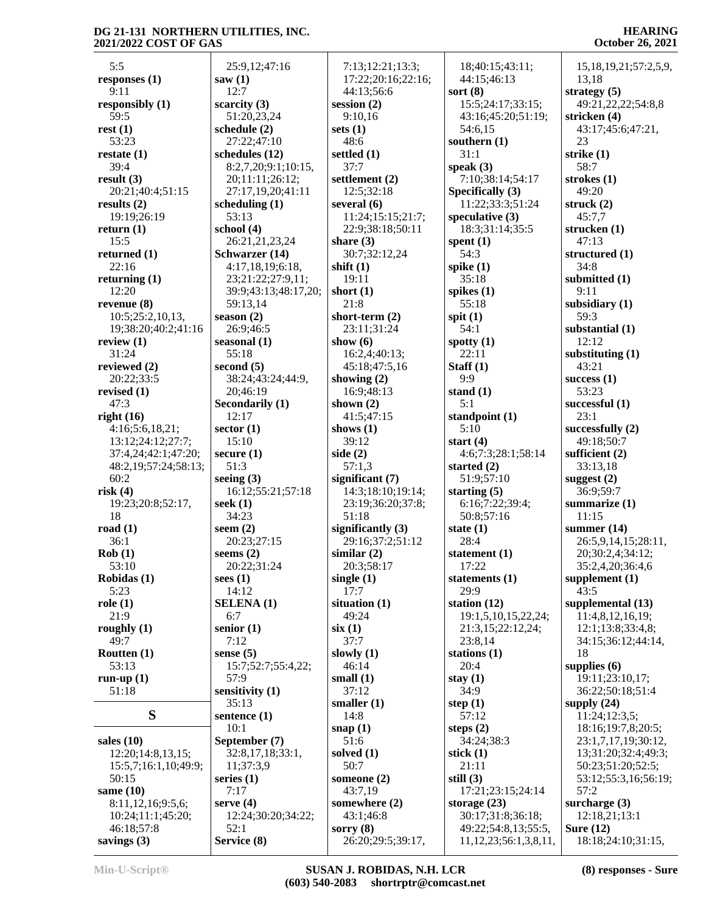5:5
**responses (1)**
9:11
**responsibly (1)**
59:5
**rest (1)**
53:23
**restate (1)**
39:4
**result (3)**
20:21;40:4;51:15
**results (2)**
19:19;26:19
**return (1)**
15:5
**returned (1)**
22:16
**returning (1)**
12:20
**revenue (8)**
10:5;25:2,10,13,19;38:20;40:2;41:16
**review (1)**
31:24
**reviewed (2)**
20:22;33:5
**revised (1)**
47:3
**right (16)**
4:16;5:6,18,21;13:12;24:12;27:7;37:4,24;42:1;47:20;48:2,19;57:24;58:13;60:2
**risk (4)**
19:23;20:8;52:17,18
**road (1)**
36:1
**Rob (1)**
53:10
**Robidas (1)**
5:23
**role (1)**
21:9
**roughly (1)**
49:7
**Routten (1)**
53:13
**run-up (1)**
51:18

## S

**sales (10)**
12:20;14:8,13,15;15:5,7;16:1,10;49:9;50:15
**same (10)**
8:11,12,16;9:5,6;10:24;11:1;45:20;46:18;57:8
**savings (3)**
25:9,12;47:16
**saw (1)**
12:7
**scarcity (3)**
51:20,23,24
**schedule (2)**
27:22;47:10
**schedules (12)**
8:2,7,20;9:1;10:15,20;11:11;26:12;27:17,19,20;41:11
**scheduling (1)**
53:13
**school (4)**
26:21,21,23,24
**Schwarzer (14)**
4:17,18,19;6:18,23;21:22;27:9,11;39:9;43:13;48:17,20;59:13,14
**season (2)**
26:9;46:5
**seasonal (1)**
55:18
**second (5)**
38:24;43:24;44:9,20;46:19
**Secondarily (1)**
12:17
**sector (1)**
15:10
**secure (1)**
51:3
**seeing (3)**
16:12;55:21;57:18
**seek (1)**
34:23
**seem (2)**
20:23;27:15
**seems (2)**
20:22;31:24
**sees (1)**
14:12
**SELENA (1)**
6:7
**senior (1)**
7:12
**sense (5)**
15:7;52:7;55:4,22;57:9
**sensitivity (1)**
35:13
**sentence (1)**
10:1
**September (7)**
32:8,17,18;33:1,11;37:3,9
**series (1)**
7:17
**serve (4)**
12:24;30:20;34:22;52:1
**Service (8)**
7:13;12:21;13:3;17:22;20:16;22:16;44:13;56:6
**session (2)**
9:10,16
**sets (1)**
48:6
**settled (1)**
37:7
**settlement (2)**
12:5;32:18
**several (6)**
11:24;15:15;21:7;22:9;38:18;50:11
**share (3)**
30:7;32:12,24
**shift (1)**
19:11
**short (1)**
21:8
**short-term (2)**
23:11;31:24
**show (6)**
16:2,4;40:13;45:18;47:5,16
**showing (2)**
16:9;48:13
**shown (2)**
41:5;47:15
**shows (1)**
39:12
**side (2)**
57:1,3
**significant (7)**
14:3;18:10;19:14;23:19;36:20;37:8;51:18
**significantly (3)**
29:16;37:2;51:12
**similar (2)**
20:3;58:17
**single (1)**
17:7
**situation (1)**
49:24
**six (1)**
37:7
**slowly (1)**
46:14
**small (1)**
37:12
**smaller (1)**
14:8
**snap (1)**
51:6
**solved (1)**
50:7
**someone (2)**
43:7,19
**somewhere (2)**
43:1;46:8
**sorry (8)**
26:20;29:5;39:17,18;40:15;43:11;44:15;46:13
**sort (8)**
15:5;24:17;33:15;43:16;45:20;51:19;54:6,15
**southern (1)**
31:1
**speak (3)**
7:10;38:14;54:17
**Specifically (3)**
11:22;33:3;51:24
**speculative (3)**
18:3;31:14;35:5
**spent (1)**
54:3
**spike (1)**
35:18
**spikes (1)**
55:18
**spit (1)**
54:1
**spotty (1)**
22:11
**Staff (1)**
9:9
**stand (1)**
5:1
**standpoint (1)**
5:10
**start (4)**
4:6;7:3;28:1;58:14
**started (2)**
51:9;57:10
**starting (5)**
6:16;7:22;39:4;50:8;57:16
**state (1)**
28:4
**statement (1)**
17:22
**statements (1)**
29:9
**station (12)**
19:1,5,10,15,22,24;21:3,15;22:12,24;23:8,14
**stations (1)**
20:4
**stay (1)**
34:9
**step (1)**
57:12
**steps (2)**
34:24;38:3
**stick (1)**
21:11
**still (3)**
17:21;23:15;24:14
**storage (23)**
30:17;31:8;36:18;49:22;54:8,13;55:5,11,12,23;56:1,3,8,11,15,18,19,21;57:2,5,9,13,18
**strategy (5)**
49:21,22,22;54:8,8
**stricken (4)**
43:17;45:6;47:21,23
**strike (1)**
58:7
**strokes (1)**
49:20
**struck (2)**
45:7,7
**strucken (1)**
47:13
**structured (1)**
34:8
**submitted (1)**
9:11
**subsidiary (1)**
59:3
**substantial (1)**
12:12
**substituting (1)**
43:21
**success (1)**
53:23
**successful (1)**
23:1
**successfully (2)**
49:18;50:7
**sufficient (2)**
33:13,18
**suggest (2)**
36:9;59:7
**summarize (1)**
11:15
**summer (14)**
26:5,9,14,15;28:11,20;30:2,4;34:12;35:2,4,20;36:4,6
**supplement (1)**
43:5
**supplemental (13)**
11:4,8,12,16,19;12:1;13:8;33:4,8;34:15;36:12;44:14,18
**supplies (6)**
19:11;23:10,17;36:22;50:18;51:4
**supply (24)**
11:24;12:3,5;18:16;19:7,8;20:5;23:1,7,17,19;30:12,13;31:20;32:4;49:3;50:23;51:20;52:5;53:12;55:3,16;56:19;57:2
**surcharge (3)**
12:18,21;13:1
**Sure (12)**
18:18;24:10;31:15,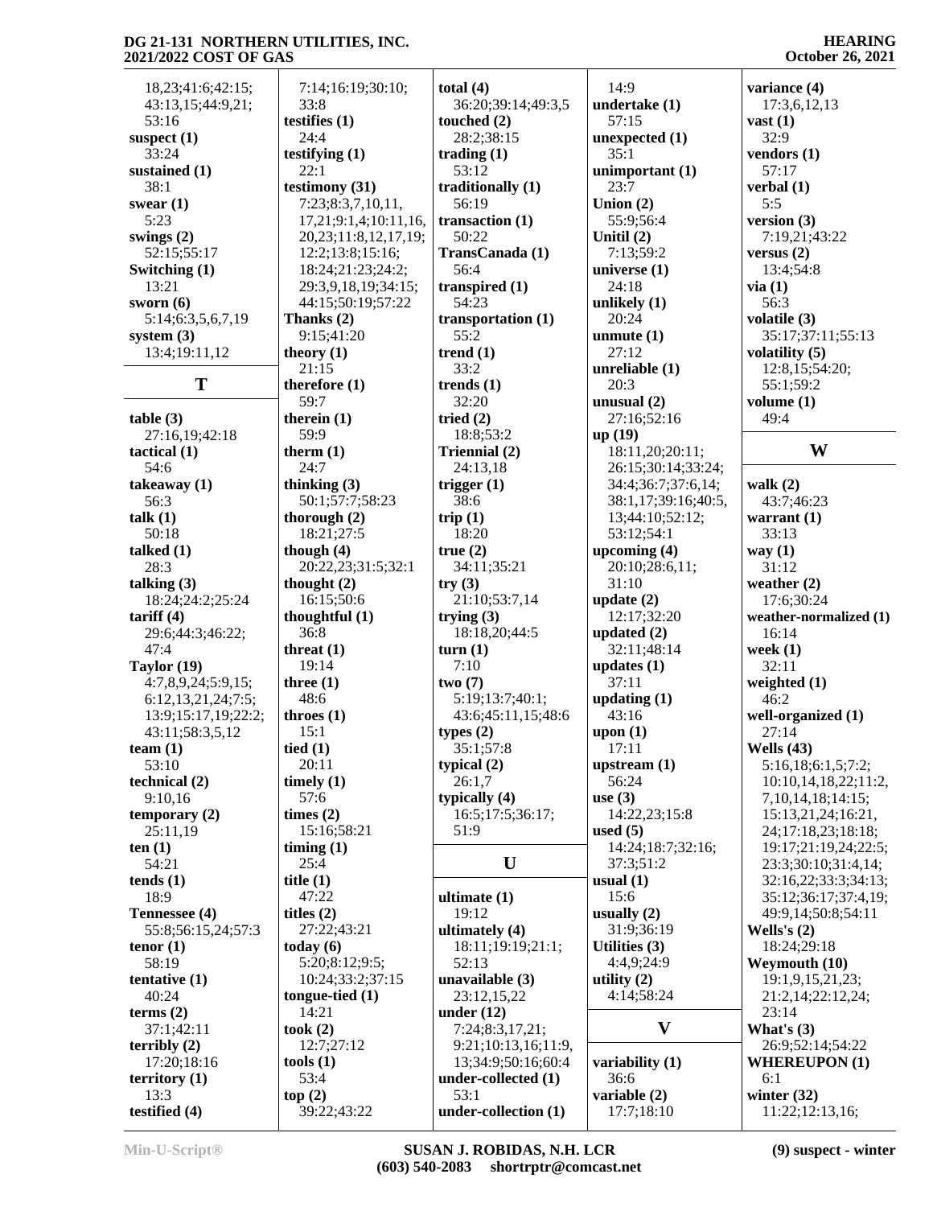18,23;41:6;42:15;
43:13,15;44:9,21;
53:16

**suspect (1)**
33:24

**sustained (1)**
38:1

**swear (1)**
5:23

**swings (2)**
52:15;55:17

**Switching (1)**
13:21

**sworn (6)**
5:14;6:3,5,6,7,19

**system (3)**
13:4;19:11,12

## T

**table (3)**
27:16,19;42:18

**tactical (1)**
54:6

**takeaway (1)**
56:3

**talk (1)**
50:18

**talked (1)**
28:3

**talking (3)**
18:24;24:2;25:24

**tariff (4)**
29:6;44:3;46:22;
47:4

**Taylor (19)**
4:7,8,9,24;5:9,15;
6:12,13,21,24;7:5;
13:9;15:17,19;22:2;
43:11;58:3,5,12

**team (1)**
53:10

**technical (2)**
9:10,16

**temporary (2)**
25:11,19

**ten (1)**
54:21

**tends (1)**
18:9

**Tennessee (4)**
55:8;56:15,24;57:3

**tenor (1)**
58:19

**tentative (1)**
40:24

**terms (2)**
37:1;42:11

**terribly (2)**
17:20;18:16

**territory (1)**
13:3

**testified (4)**
7:14;16:19;30:10;
33:8

**testifies (1)**
24:4

**testifying (1)**
22:1

**testimony (31)**
7:23;8:3,7,10,11,
17,21;9:1,4;10:11,16,
20,23;11:8,12,17,19;
12:2;13:8;15:16;
18:24;21:23;24:2;
29:3,9,18,19;34:15;
44:15;50:19;57:22

**Thanks (2)**
9:15;41:20

**theory (1)**
21:15

**therefore (1)**
59:7

**therein (1)**
59:9

**therm (1)**
24:7

**thinking (3)**
50:1;57:7;58:23

**thorough (2)**
18:21;27:5

**though (4)**
20:22,23;31:5;32:1

**thought (2)**
16:15;50:6

**thoughtful (1)**
36:8

**threat (1)**
19:14

**three (1)**
48:6

**throes (1)**
15:1

**tied (1)**
20:11

**timely (1)**
57:6

**times (2)**
15:16;58:21

**timing (1)**
25:4

**title (1)**
47:22

**titles (2)**
27:22;43:21

**today (6)**
5:20;8:12;9:5;
10:24;33:2;37:15

**tongue-tied (1)**
14:21

**took (2)**
12:7;27:12

**tools (1)**
53:4

**top (2)**
39:22;43:22

**total (4)**
36:20;39:14;49:3,5

**touched (2)**
28:2;38:15

**trading (1)**
53:12

**traditionally (1)**
56:19

**transaction (1)**
50:22

**TransCanada (1)**
56:4

**transpired (1)**
54:23

**transportation (1)**
55:2

**trend (1)**
33:2

**trends (1)**
32:20

**tried (2)**
18:8;53:2

**Triennial (2)**
24:13,18

**trigger (1)**
38:6

**trip (1)**
18:20

**true (2)**
34:11;35:21

**try (3)**
21:10;53:7,14

**trying (3)**
18:18,20;44:5

**turn (1)**
7:10

**two (7)**
5:19;13:7;40:1;
43:6;45:11,15;48:6

**types (2)**
35:1;57:8

**typical (2)**
26:1,7

**typically (4)**
16:5;17:5;36:17;
51:9

## U

**ultimate (1)**
19:12

**ultimately (4)**
18:11;19:19;21:1;
52:13

**unavailable (3)**
23:12,15,22

**under (12)**
7:24;8:3,17,21;
9:21;10:13,16;11:9,
13;34:9;50:16;60:4

**under-collected (1)**
53:1

**under-collection (1)**
14:9

**undertake (1)**
57:15

**unexpected (1)**
35:1

**unimportant (1)**
23:7

**Union (2)**
55:9;56:4

**Unitil (2)**
7:13;59:2

**universe (1)**
24:18

**unlikely (1)**
20:24

**unmute (1)**
27:12

**unreliable (1)**
20:3

**unusual (2)**
27:16;52:16

**up (19)**
18:11,20;20:11;
26:15;30:14;33:24;
34:4;36:7;37:6,14;
38:1,17;39:16;40:5,
13;44:10;52:12;
53:12;54:1

**upcoming (4)**
20:10;28:6,11;
31:10

**update (2)**
12:17;32:20

**updated (2)**
32:11;48:14

**updates (1)**
37:11

**updating (1)**
43:16

**upon (1)**
17:11

**upstream (1)**
56:24

**use (3)**
14:22,23;15:8

**used (5)**
14:24;18:7;32:16;
37:3;51:2

**usual (1)**
15:6

**usually (2)**
31:9;36:19

**Utilities (3)**
4:4,9;24:9

**utility (2)**
4:14;58:24

## V

**variability (1)**
36:6

**variable (2)**
17:7;18:10

**variance (4)**
17:3,6,12,13

**vast (1)**
32:9

**vendors (1)**
57:17

**verbal (1)**
5:5

**version (3)**
7:19,21;43:22

**versus (2)**
13:4;54:8

**via (1)**
56:3

**volatile (3)**
35:17;37:11;55:13

**volatility (5)**
12:8,15;54:20;
55:1;59:2

**volume (1)**
49:4

## W

**walk (2)**
43:7;46:23

**warrant (1)**
33:13

**way (1)**
31:12

**weather (2)**
17:6;30:24

**weather-normalized (1)**
16:14

**week (1)**
32:11

**weighted (1)**
46:2

**well-organized (1)**
27:14

**Wells (43)**
5:16,18;6:1,5;7:2;
10:10,14,18,22;11:2,
7,10,14,18;14:15;
15:13,21,24;16:21,
24;17:18,23;18:18;
19:17;21:19,24;22:5;
23:3;30:10;31:4,14;
32:16,22;33:3;34:13;
35:12;36:17;37:4,19;
49:9,14;50:8;54:11

**Wells's (2)**
18:24;29:18

**Weymouth (10)**
19:1,9,15,21,23;
21:2,14;22:12,24;
23:14

**What's (3)**
26:9;52:14;54:22

**WHEREUPON (1)**
6:1

**winter (32)**
11:22;12:13,16;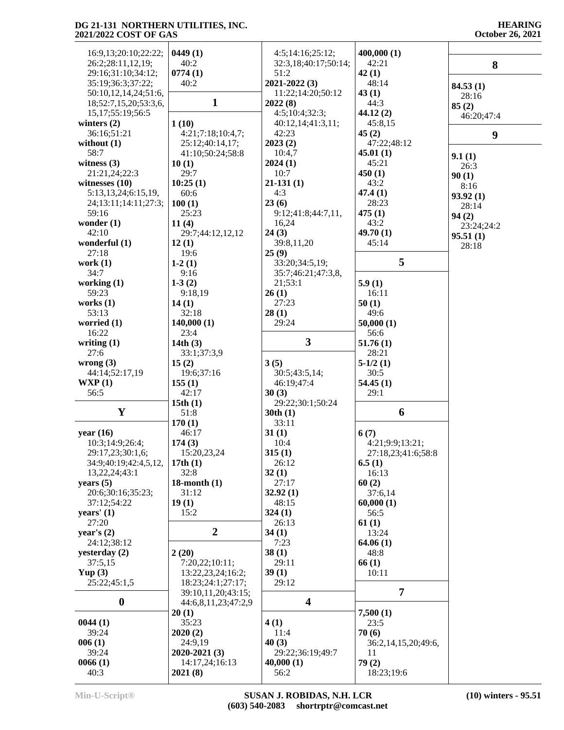16:9,13;20:10;22:22;
26:2;28:11,12,19;
29:16;31:10;34:12;
35:19;36:3;37:22;
50:10,12,14,24;51:6,
18;52:7,15,20;53:3,6,
15,17;55:19;56:5

**winters (2)**
36:16;51:21

**without (1)**
58:7

**witness (3)**
21:21,24;22:3

**witnesses (10)**
5:13,13,24;6:15,19,
24;13:11;14:11;27:3;
59:16

**wonder (1)**
42:10

**wonderful (1)**
27:18

**work (1)**
34:7

**working (1)**
59:23

**works (1)**
53:13

**worried (1)**
16:22

**writing (1)**
27:6

**wrong (3)**
44:14;52:17,19

**WXP (1)**
56:5

## Y

**year (16)**
10:3;14:9;26:4;
29:17,23;30:1,6;
34:9;40:19;42:4,5,12,
13,22,24;43:1

**years (5)**
20:6;30:16;35:23;
37:12;54:22

**years' (1)**
27:20

**year's (2)**
24:12;38:12

**yesterday (2)**
37:5,15

**Yup (3)**
25:22;45:1,5

## 0

**0044 (1)**
39:24

**006 (1)**
39:24

**0066 (1)**
40:3

**0449 (1)**
40:2

**0774 (1)**
40:2

## 1

**1 (10)**
4:21;7:18;10:4,7;
25:12;40:14,17;
41:10;50:24;58:8

**10 (1)**
29:7

**10:25 (1)**
60:6

**100 (1)**
25:23

**11 (4)**
29:7;44:12,12,12

**12 (1)**
19:6

**1-2 (1)**
9:16

**1-3 (2)**
9:18,19

**14 (1)**
32:18

**140,000 (1)**
23:4

**14th (3)**
33:1;37:3,9

**15 (2)**
19:6;37:16

**155 (1)**
42:17

**15th (1)**
51:8

**170 (1)**
46:17

**174 (3)**
15:20,23,24

**17th (1)**
32:8

**18-month (1)**
31:12

**19 (1)**
15:2

## 2

**2 (20)**
7:20,22;10:11;
13:22,23,24;16:2;
18:23;24:1;27:17;
39:10,11,20;43:15;
44:6,8,11,23;47:2,9

**20 (1)**
35:23

**2020 (2)**
24:9,19

**2020-2021 (3)**
14:17,24;16:13

**2021 (8)**
4:5;14:16;25:12;
32:3,18;40:17;50:14;
51:2

**2021-2022 (3)**
11:22;14:20;50:12

**2022 (8)**
4:5;10:4;32:3;
40:12,14;41:3,11;
42:23

**2023 (2)**
10:4,7

**2024 (1)**
10:7

**21-131 (1)**
4:3

**23 (6)**
9:12;41:8;44:7,11,
16,24

**24 (3)**
39:8,11,20

**25 (9)**
33:20;34:5,19;
35:7;46:21;47:3,8,
21;53:1

**26 (1)**
27:23

**28 (1)**
29:24

## 3

**3 (5)**
30:5;43:5,14;
46:19;47:4

**30 (3)**
29:22;30:1;50:24

**30th (1)**
33:11

**31 (1)**
10:4

**315 (1)**
26:12

**32 (1)**
27:17

**32.92 (1)**
48:15

**324 (1)**
26:13

**34 (1)**
7:23

**38 (1)**
29:11

**39 (1)**
29:12

## 4

**4 (1)**
11:4

**40 (3)**
29:22;36:19;49:7

**40,000 (1)**
56:2

**400,000 (1)**
42:21

**42 (1)**
48:14

**43 (1)**
44:3

**44.12 (2)**
45:8,15

**45 (2)**
47:22;48:12

**45.01 (1)**
45:21

**450 (1)**
43:2

**47.4 (1)**
28:23

**475 (1)**
43:2

**49.70 (1)**
45:14

## 5

**5.9 (1)**
16:11

**50 (1)**
49:6

**50,000 (1)**
56:6

**51.76 (1)**
28:21

**5-1/2 (1)**
30:5

**54.45 (1)**
29:1

## 6

**6 (7)**
4:21;9:9;13:21;
27:18,23;41:6;58:8

**6.5 (1)**
16:13

**60 (2)**
37:6,14

**60,000 (1)**
56:5

**61 (1)**
13:24

**64.06 (1)**
48:8

**66 (1)**
10:11

## 7

**7,500 (1)**
23:5

**70 (6)**
36:2,14,15,20;49:6,
11

**79 (2)**
18:23;19:6

## 8

**84.53 (1)**
28:16

**85 (2)**
46:20;47:4

## 9

**9.1 (1)**
26:3

**90 (1)**
8:16

**93.92 (1)**
28:14

**94 (2)**
23:24;24:2

**95.51 (1)**
28:18